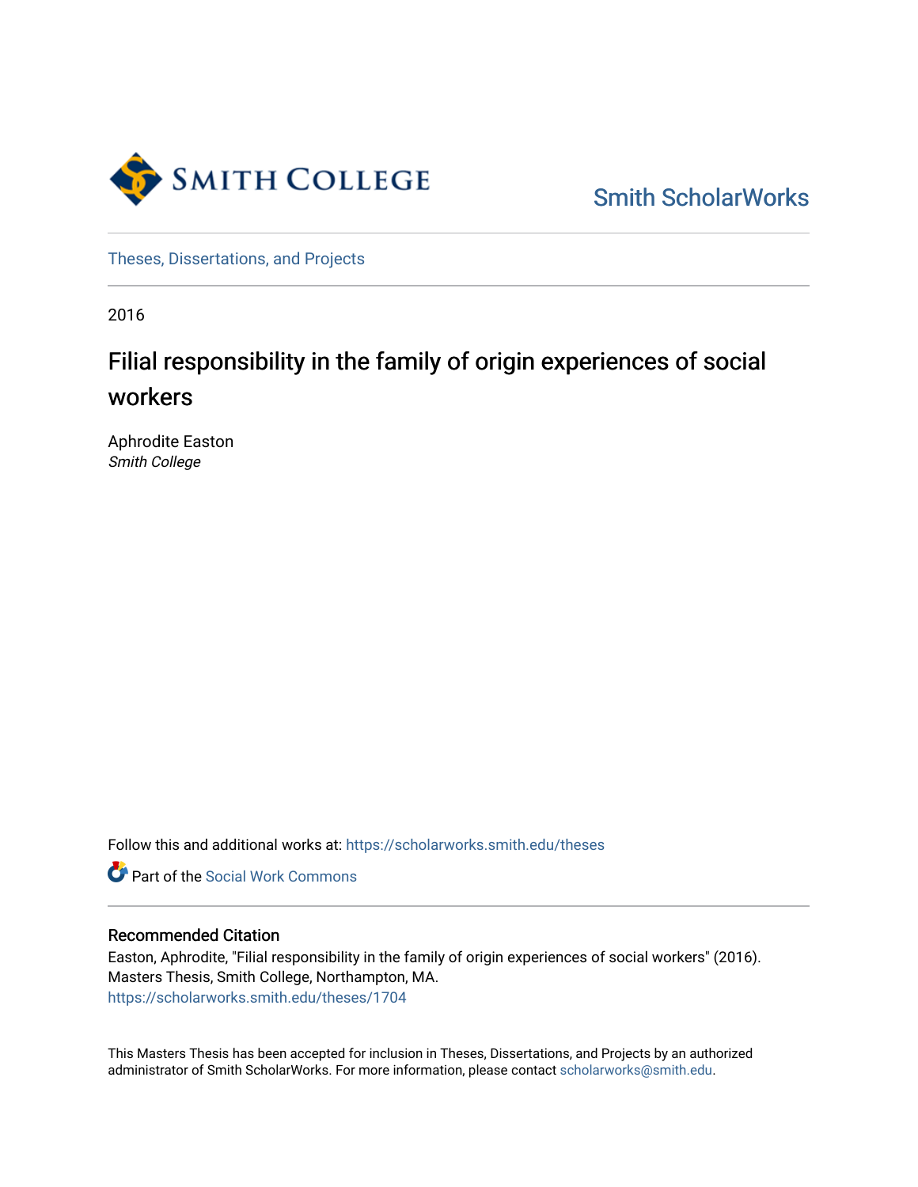Smith College

Smith ScholarWorks

Theses, Dissertations, and Projects

2016

# Filial responsibility in the family of origin experiences of social workers

Aphrodite Easton
*Smith College*

Follow this and additional works at: https://scholarworks.smith.edu/theses

Part of the Social Work Commons

## Recommended Citation

Easton, Aphrodite, "Filial responsibility in the family of origin experiences of social workers" (2016). Masters Thesis, Smith College, Northampton, MA.
https://scholarworks.smith.edu/theses/1704

This Masters Thesis has been accepted for inclusion in Theses, Dissertations, and Projects by an authorized administrator of Smith ScholarWorks. For more information, please contact scholarworks@smith.edu.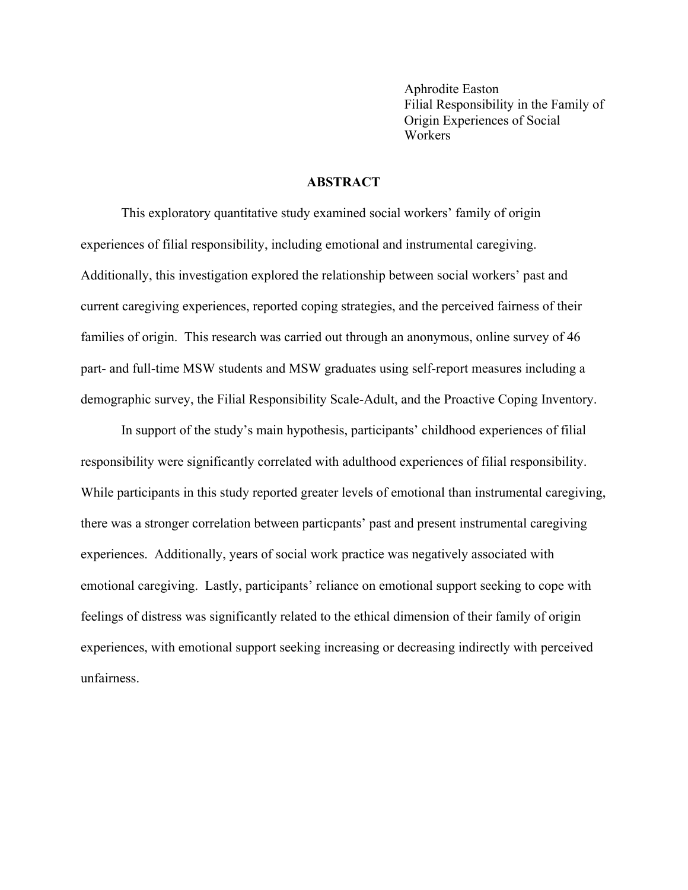Aphrodite Easton
Filial Responsibility in the Family of Origin Experiences of Social Workers

## ABSTRACT

This exploratory quantitative study examined social workers' family of origin experiences of filial responsibility, including emotional and instrumental caregiving. Additionally, this investigation explored the relationship between social workers' past and current caregiving experiences, reported coping strategies, and the perceived fairness of their families of origin. This research was carried out through an anonymous, online survey of 46 part- and full-time MSW students and MSW graduates using self-report measures including a demographic survey, the Filial Responsibility Scale-Adult, and the Proactive Coping Inventory.

In support of the study's main hypothesis, participants' childhood experiences of filial responsibility were significantly correlated with adulthood experiences of filial responsibility. While participants in this study reported greater levels of emotional than instrumental caregiving, there was a stronger correlation between particpants' past and present instrumental caregiving experiences. Additionally, years of social work practice was negatively associated with emotional caregiving. Lastly, participants' reliance on emotional support seeking to cope with feelings of distress was significantly related to the ethical dimension of their family of origin experiences, with emotional support seeking increasing or decreasing indirectly with perceived unfairness.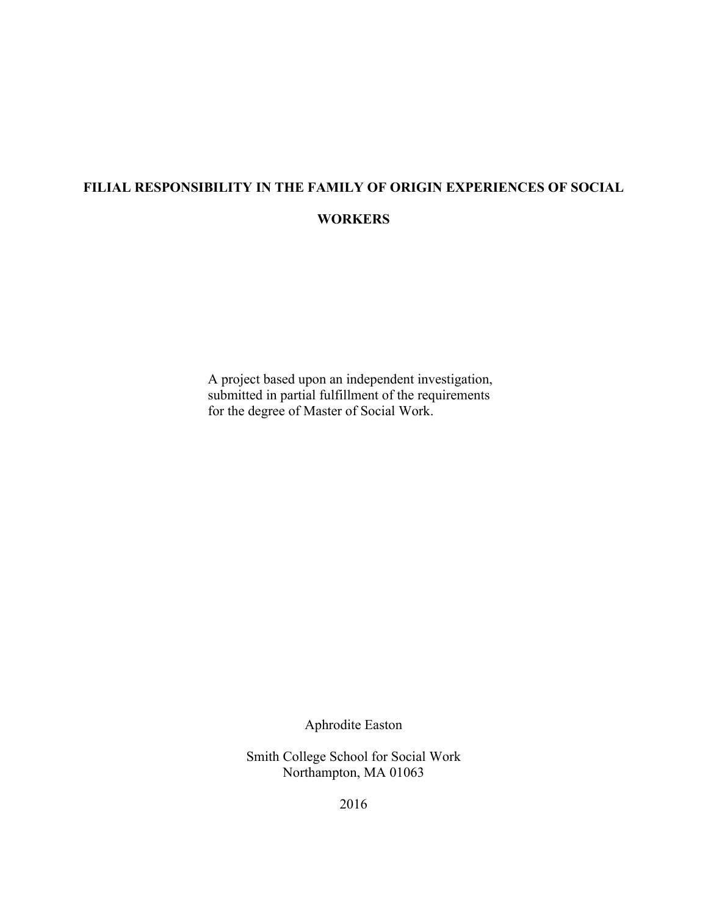**FILIAL RESPONSIBILITY IN THE FAMILY OF ORIGIN EXPERIENCES OF SOCIAL WORKERS**

A project based upon an independent investigation, submitted in partial fulfillment of the requirements for the degree of Master of Social Work.

Aphrodite Easton

Smith College School for Social Work
Northampton, MA 01063

2016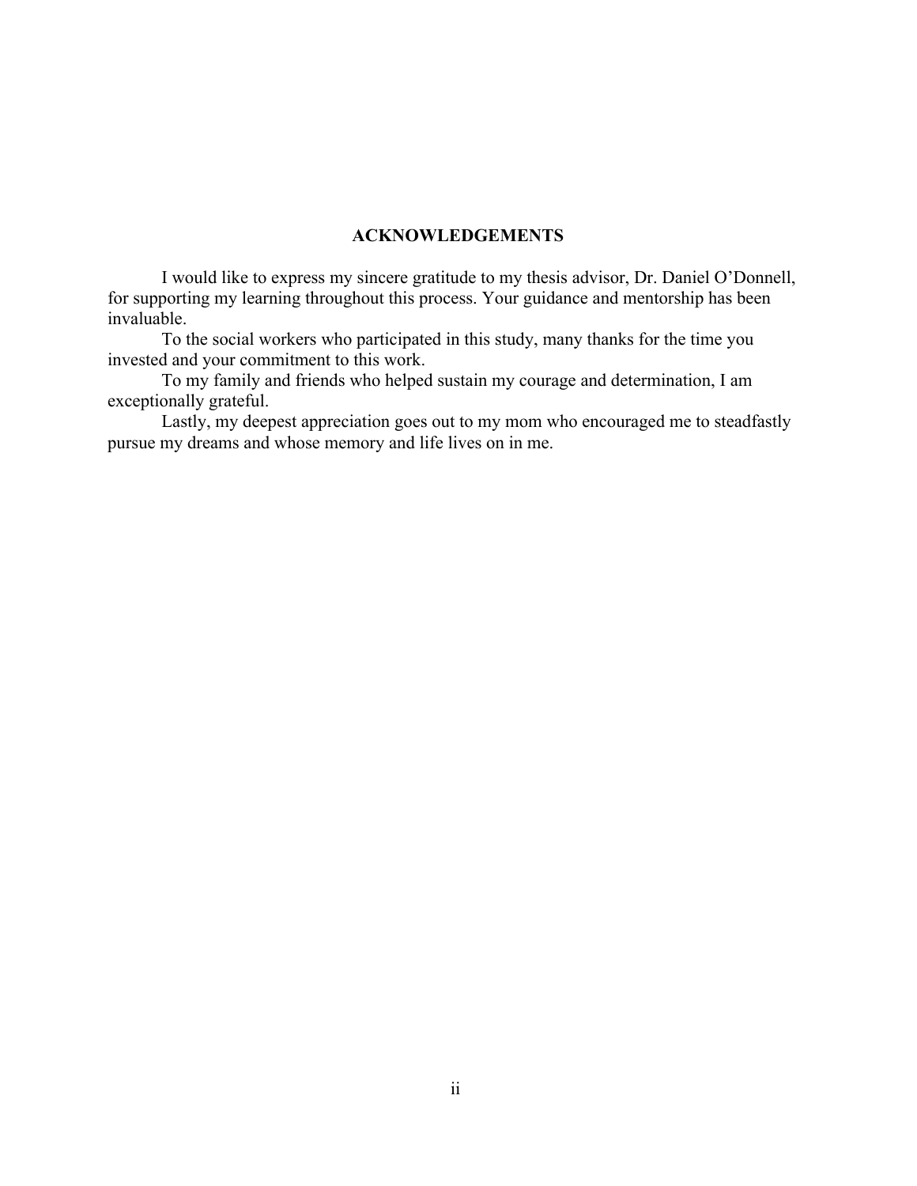## ACKNOWLEDGEMENTS

I would like to express my sincere gratitude to my thesis advisor, Dr. Daniel O'Donnell, for supporting my learning throughout this process. Your guidance and mentorship has been invaluable.

To the social workers who participated in this study, many thanks for the time you invested and your commitment to this work.

To my family and friends who helped sustain my courage and determination, I am exceptionally grateful.

Lastly, my deepest appreciation goes out to my mom who encouraged me to steadfastly pursue my dreams and whose memory and life lives on in me.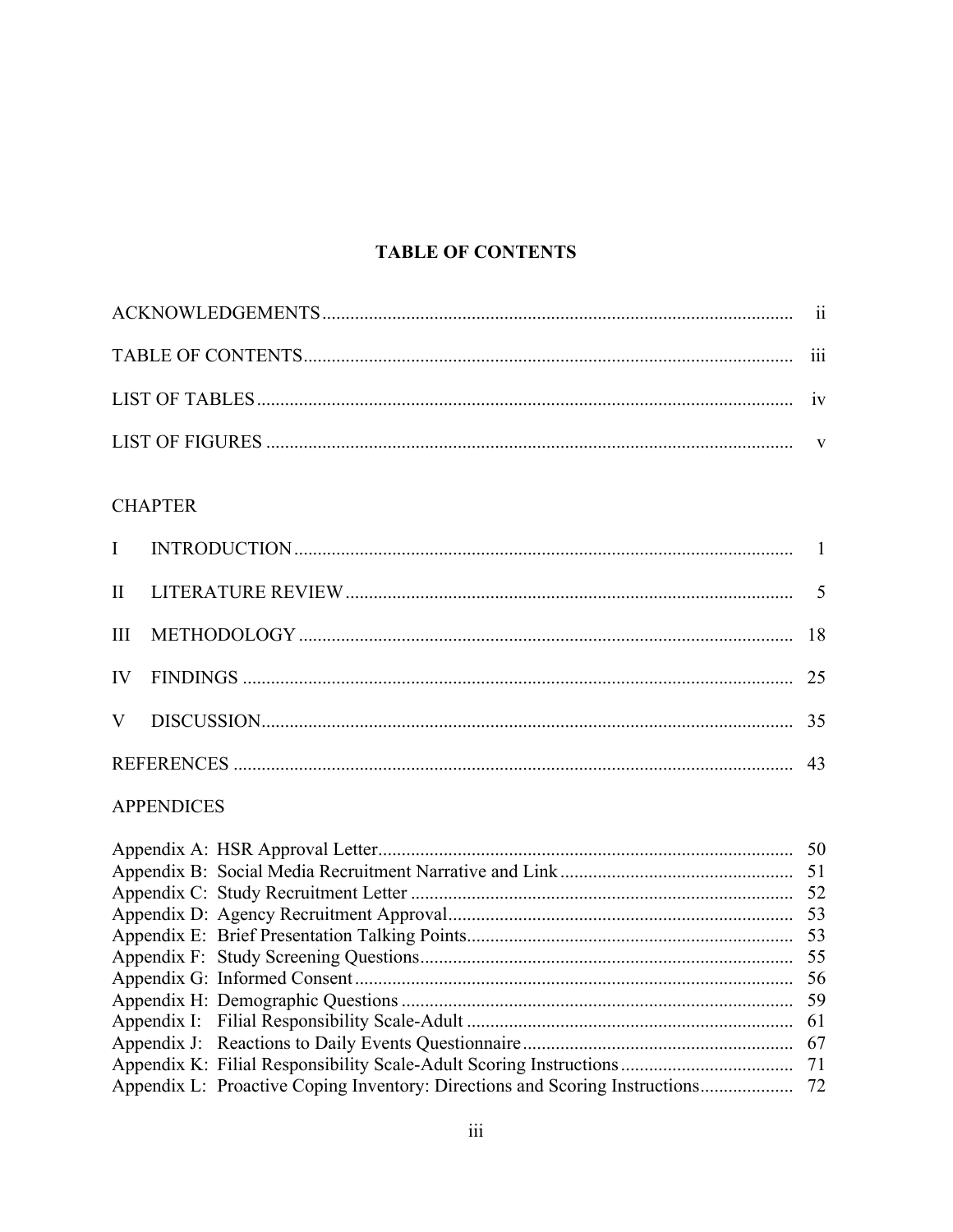# TABLE OF CONTENTS

ACKNOWLEDGEMENTS .................................................................................................... ii

TABLE OF CONTENTS ........................................................................................................ iii

LIST OF TABLES .................................................................................................................. iv

LIST OF FIGURES ................................................................................................................ v

CHAPTER

I INTRODUCTION ........................................................................................................... 1

II LITERATURE REVIEW ................................................................................................ 5

III METHODOLOGY .......................................................................................................... 18

IV FINDINGS ...................................................................................................................... 25

V DISCUSSION .................................................................................................................. 35

REFERENCES ........................................................................................................................ 43

APPENDICES

Appendix A: HSR Approval Letter ......................................................................................... 50
Appendix B: Social Media Recruitment Narrative and Link .................................................. 51
Appendix C: Study Recruitment Letter .................................................................................. 52
Appendix D: Agency Recruitment Approval .......................................................................... 53
Appendix E: Brief Presentation Talking Points ...................................................................... 53
Appendix F: Study Screening Questions ................................................................................ 55
Appendix G: Informed Consent .............................................................................................. 56
Appendix H: Demographic Questions .................................................................................... 59
Appendix I: Filial Responsibility Scale-Adult ....................................................................... 61
Appendix J: Reactions to Daily Events Questionnaire ........................................................... 67
Appendix K: Filial Responsibility Scale-Adult Scoring Instructions ..................................... 71
Appendix L: Proactive Coping Inventory: Directions and Scoring Instructions .................... 72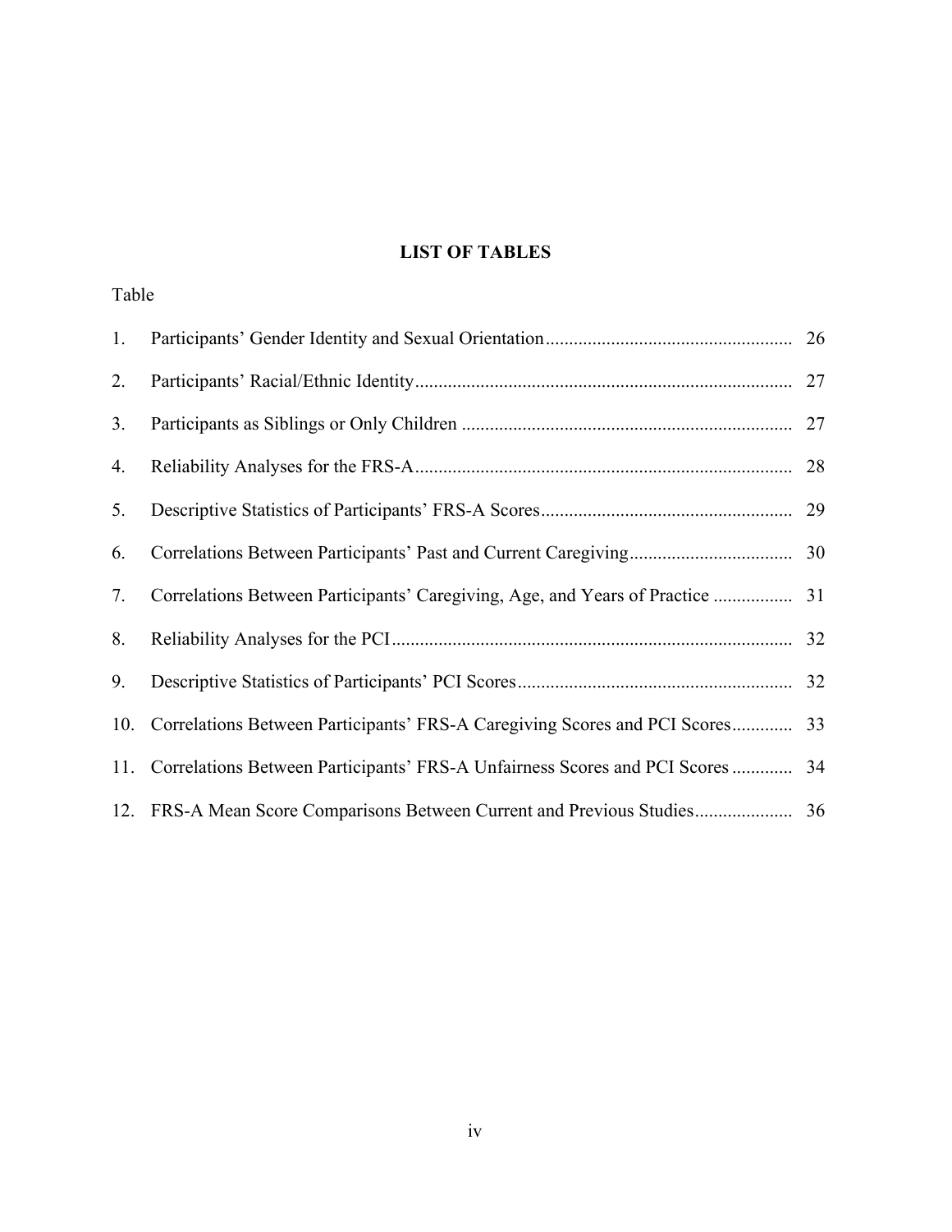# LIST OF TABLES

Table

1. Participants' Gender Identity and Sexual Orientation .................................................... 26
2. Participants' Racial/Ethnic Identity ................................................................................ 27
3. Participants as Siblings or Only Children ...................................................................... 27
4. Reliability Analyses for the FRS-A ................................................................................ 28
5. Descriptive Statistics of Participants' FRS-A Scores ..................................................... 29
6. Correlations Between Participants' Past and Current Caregiving .................................. 30
7. Correlations Between Participants' Caregiving, Age, and Years of Practice ................. 31
8. Reliability Analyses for the PCI ..................................................................................... 32
9. Descriptive Statistics of Participants' PCI Scores ........................................................... 32
10. Correlations Between Participants' FRS-A Caregiving Scores and PCI Scores ............. 33
11. Correlations Between Participants' FRS-A Unfairness Scores and PCI Scores ............. 34
12. FRS-A Mean Score Comparisons Between Current and Previous Studies ..................... 36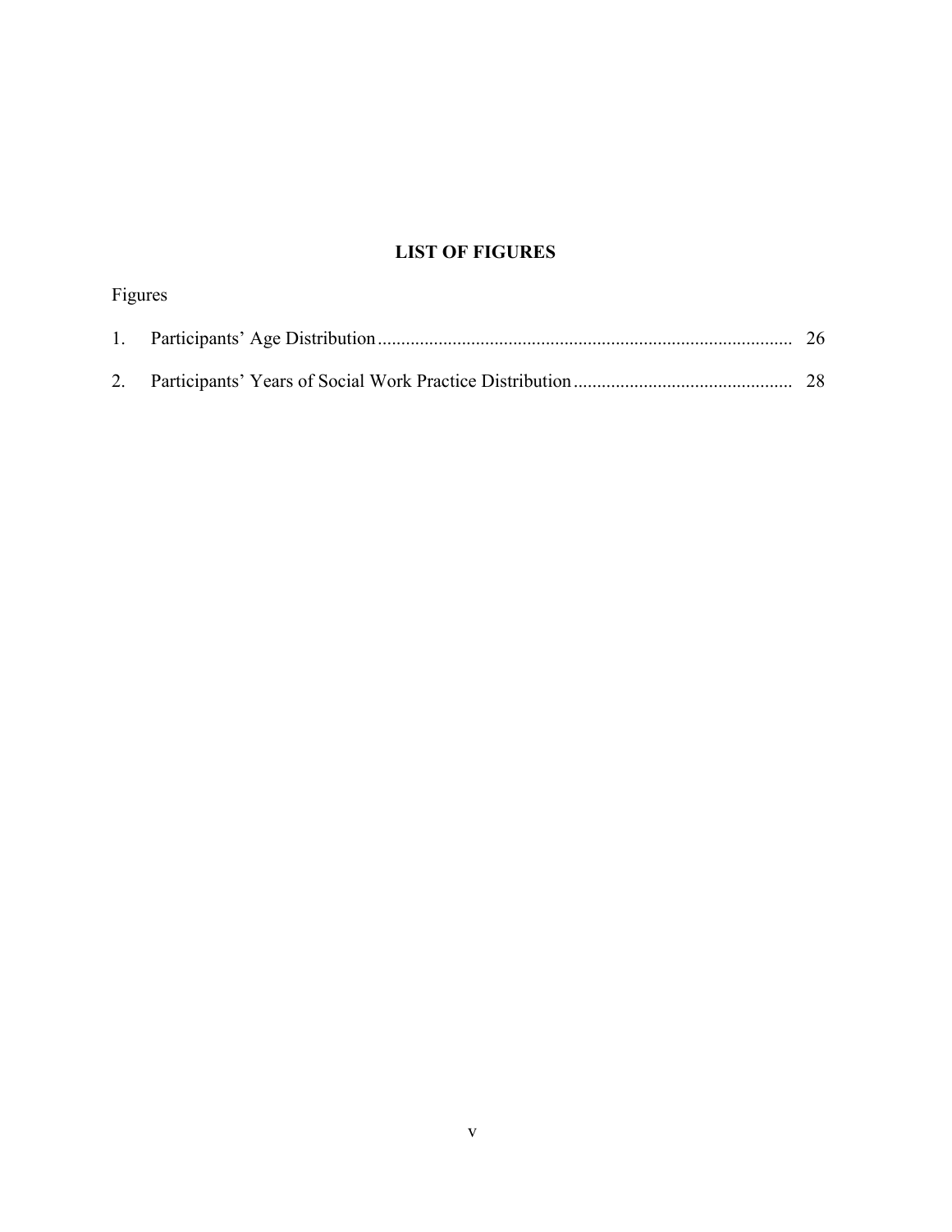# LIST OF FIGURES

Figures

1. Participants' Age Distribution ........................................................................................ 26

2. Participants' Years of Social Work Practice Distribution .............................................. 28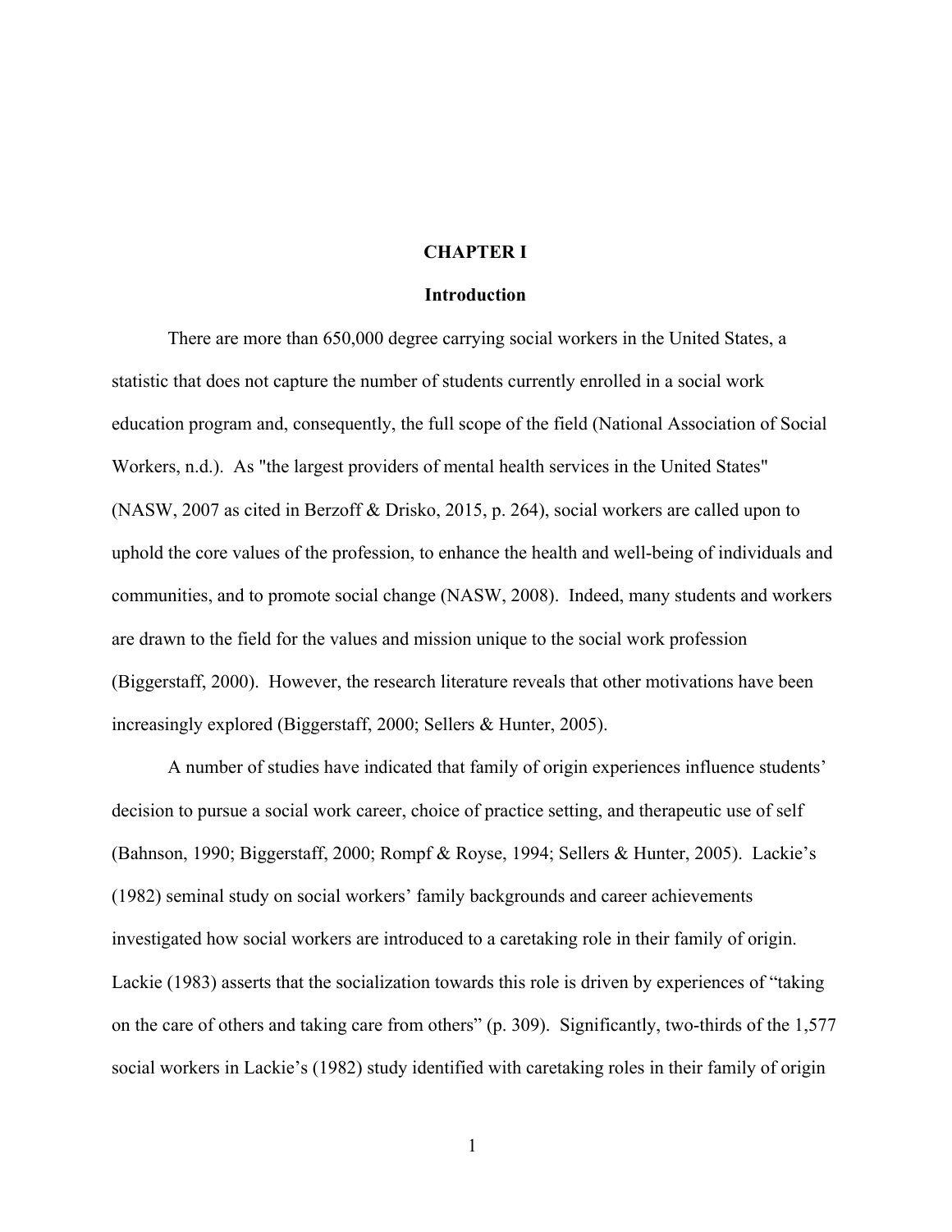# CHAPTER I

## Introduction

There are more than 650,000 degree carrying social workers in the United States, a statistic that does not capture the number of students currently enrolled in a social work education program and, consequently, the full scope of the field (National Association of Social Workers, n.d.). As "the largest providers of mental health services in the United States" (NASW, 2007 as cited in Berzoff & Drisko, 2015, p. 264), social workers are called upon to uphold the core values of the profession, to enhance the health and well-being of individuals and communities, and to promote social change (NASW, 2008). Indeed, many students and workers are drawn to the field for the values and mission unique to the social work profession (Biggerstaff, 2000). However, the research literature reveals that other motivations have been increasingly explored (Biggerstaff, 2000; Sellers & Hunter, 2005).

A number of studies have indicated that family of origin experiences influence students' decision to pursue a social work career, choice of practice setting, and therapeutic use of self (Bahnson, 1990; Biggerstaff, 2000; Rompf & Royse, 1994; Sellers & Hunter, 2005). Lackie's (1982) seminal study on social workers' family backgrounds and career achievements investigated how social workers are introduced to a caretaking role in their family of origin. Lackie (1983) asserts that the socialization towards this role is driven by experiences of "taking on the care of others and taking care from others" (p. 309). Significantly, two-thirds of the 1,577 social workers in Lackie's (1982) study identified with caretaking roles in their family of origin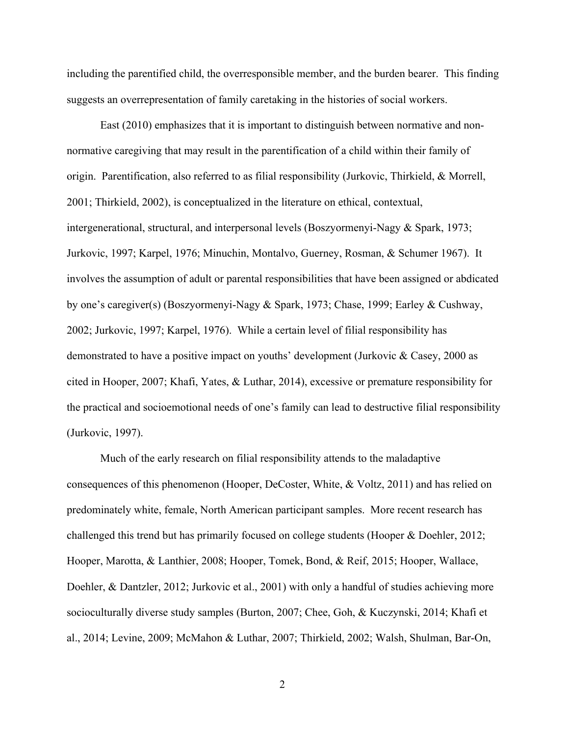including the parentified child, the overresponsible member, and the burden bearer. This finding suggests an overrepresentation of family caretaking in the histories of social workers.

East (2010) emphasizes that it is important to distinguish between normative and non-normative caregiving that may result in the parentification of a child within their family of origin. Parentification, also referred to as filial responsibility (Jurkovic, Thirkield, & Morrell, 2001; Thirkield, 2002), is conceptualized in the literature on ethical, contextual, intergenerational, structural, and interpersonal levels (Boszyormenyi-Nagy & Spark, 1973; Jurkovic, 1997; Karpel, 1976; Minuchin, Montalvo, Guerney, Rosman, & Schumer 1967). It involves the assumption of adult or parental responsibilities that have been assigned or abdicated by one's caregiver(s) (Boszyormenyi-Nagy & Spark, 1973; Chase, 1999; Earley & Cushway, 2002; Jurkovic, 1997; Karpel, 1976). While a certain level of filial responsibility has demonstrated to have a positive impact on youths' development (Jurkovic & Casey, 2000 as cited in Hooper, 2007; Khafi, Yates, & Luthar, 2014), excessive or premature responsibility for the practical and socioemotional needs of one's family can lead to destructive filial responsibility (Jurkovic, 1997).

Much of the early research on filial responsibility attends to the maladaptive consequences of this phenomenon (Hooper, DeCoster, White, & Voltz, 2011) and has relied on predominately white, female, North American participant samples. More recent research has challenged this trend but has primarily focused on college students (Hooper & Doehler, 2012; Hooper, Marotta, & Lanthier, 2008; Hooper, Tomek, Bond, & Reif, 2015; Hooper, Wallace, Doehler, & Dantzler, 2012; Jurkovic et al., 2001) with only a handful of studies achieving more socioculturally diverse study samples (Burton, 2007; Chee, Goh, & Kuczynski, 2014; Khafi et al., 2014; Levine, 2009; McMahon & Luthar, 2007; Thirkield, 2002; Walsh, Shulman, Bar-On,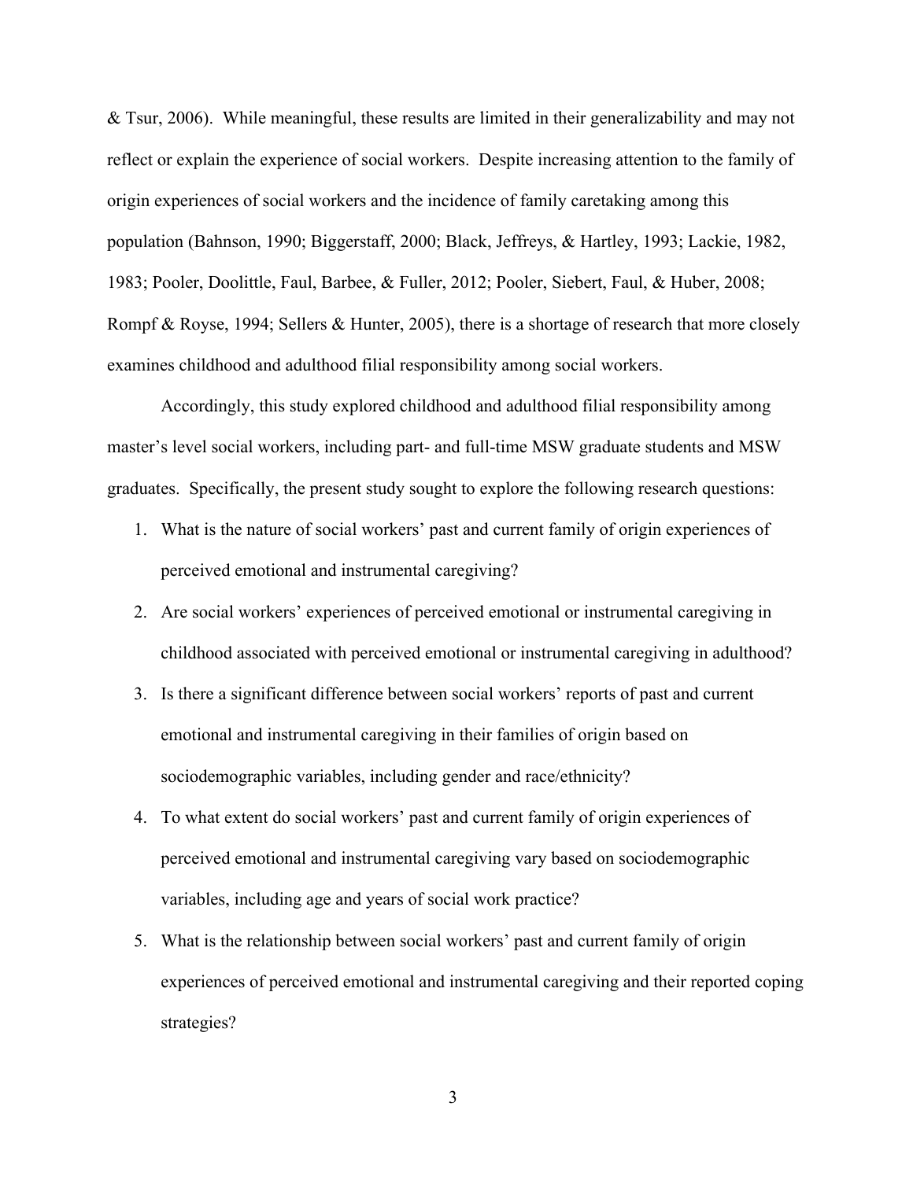& Tsur, 2006). While meaningful, these results are limited in their generalizability and may not reflect or explain the experience of social workers. Despite increasing attention to the family of origin experiences of social workers and the incidence of family caretaking among this population (Bahnson, 1990; Biggerstaff, 2000; Black, Jeffreys, & Hartley, 1993; Lackie, 1982, 1983; Pooler, Doolittle, Faul, Barbee, & Fuller, 2012; Pooler, Siebert, Faul, & Huber, 2008; Rompf & Royse, 1994; Sellers & Hunter, 2005), there is a shortage of research that more closely examines childhood and adulthood filial responsibility among social workers.

Accordingly, this study explored childhood and adulthood filial responsibility among master's level social workers, including part- and full-time MSW graduate students and MSW graduates. Specifically, the present study sought to explore the following research questions:

1. What is the nature of social workers' past and current family of origin experiences of perceived emotional and instrumental caregiving?
2. Are social workers' experiences of perceived emotional or instrumental caregiving in childhood associated with perceived emotional or instrumental caregiving in adulthood?
3. Is there a significant difference between social workers' reports of past and current emotional and instrumental caregiving in their families of origin based on sociodemographic variables, including gender and race/ethnicity?
4. To what extent do social workers' past and current family of origin experiences of perceived emotional and instrumental caregiving vary based on sociodemographic variables, including age and years of social work practice?
5. What is the relationship between social workers' past and current family of origin experiences of perceived emotional and instrumental caregiving and their reported coping strategies?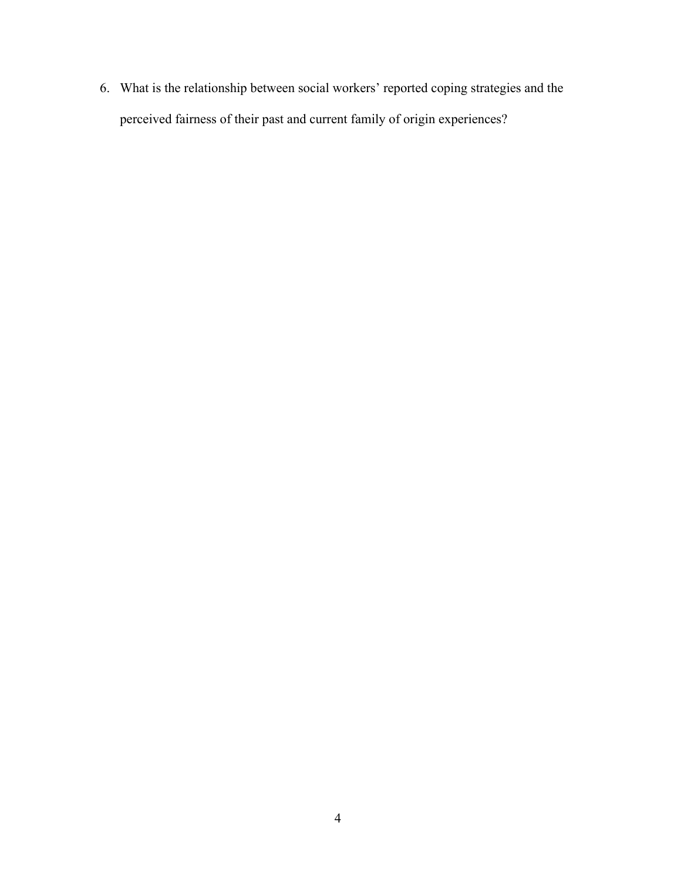6. What is the relationship between social workers' reported coping strategies and the perceived fairness of their past and current family of origin experiences?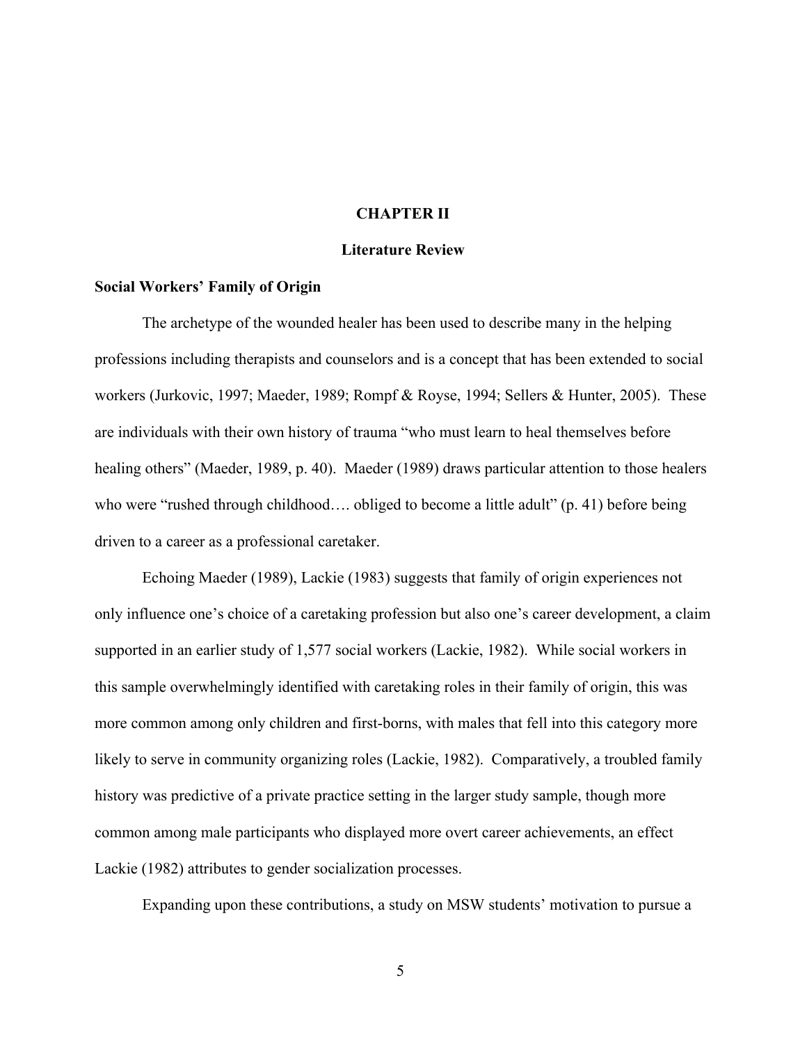# CHAPTER II

## Literature Review

### Social Workers' Family of Origin

The archetype of the wounded healer has been used to describe many in the helping professions including therapists and counselors and is a concept that has been extended to social workers (Jurkovic, 1997; Maeder, 1989; Rompf & Royse, 1994; Sellers & Hunter, 2005). These are individuals with their own history of trauma "who must learn to heal themselves before healing others" (Maeder, 1989, p. 40). Maeder (1989) draws particular attention to those healers who were "rushed through childhood…. obliged to become a little adult" (p. 41) before being driven to a career as a professional caretaker.

Echoing Maeder (1989), Lackie (1983) suggests that family of origin experiences not only influence one's choice of a caretaking profession but also one's career development, a claim supported in an earlier study of 1,577 social workers (Lackie, 1982). While social workers in this sample overwhelmingly identified with caretaking roles in their family of origin, this was more common among only children and first-borns, with males that fell into this category more likely to serve in community organizing roles (Lackie, 1982). Comparatively, a troubled family history was predictive of a private practice setting in the larger study sample, though more common among male participants who displayed more overt career achievements, an effect Lackie (1982) attributes to gender socialization processes.

Expanding upon these contributions, a study on MSW students' motivation to pursue a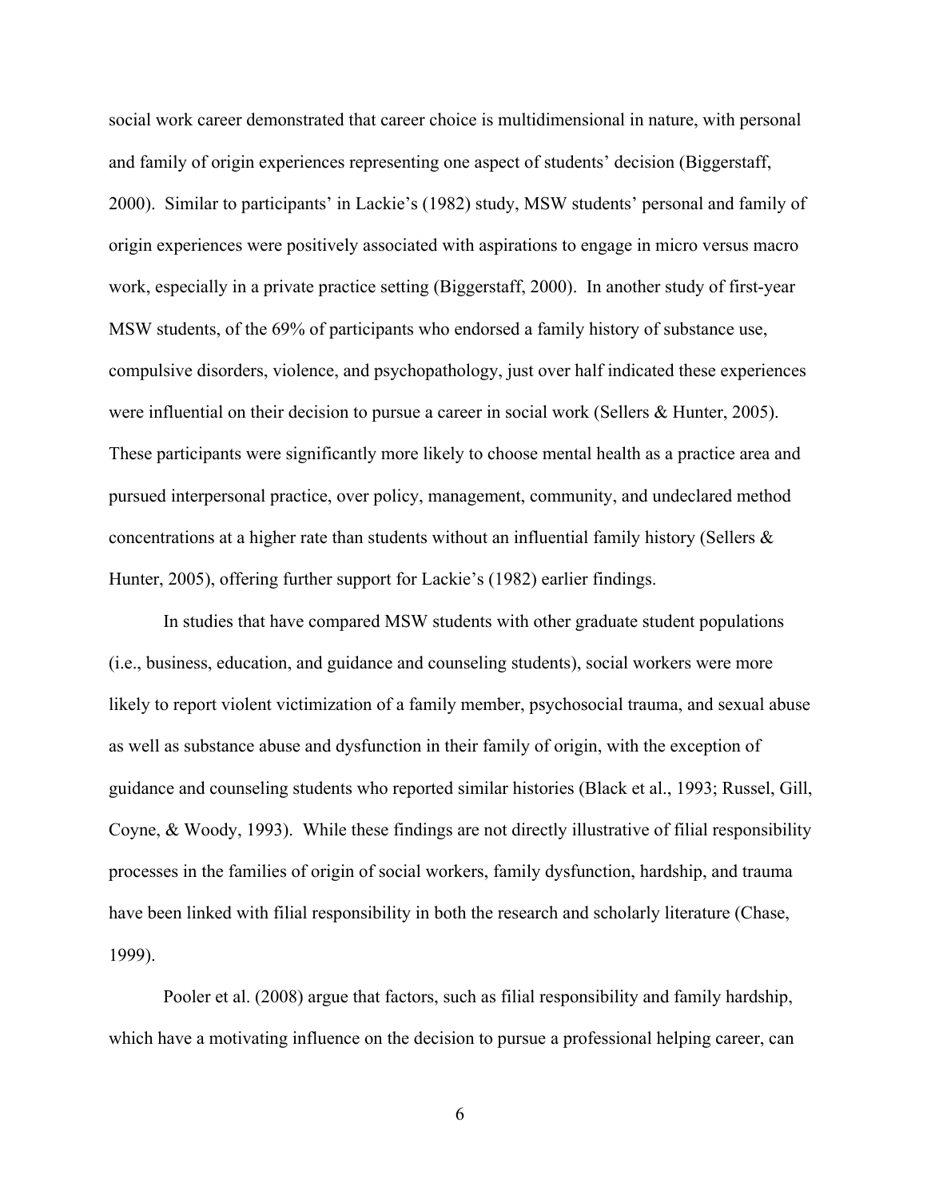social work career demonstrated that career choice is multidimensional in nature, with personal and family of origin experiences representing one aspect of students' decision (Biggerstaff, 2000). Similar to participants' in Lackie's (1982) study, MSW students' personal and family of origin experiences were positively associated with aspirations to engage in micro versus macro work, especially in a private practice setting (Biggerstaff, 2000). In another study of first-year MSW students, of the 69% of participants who endorsed a family history of substance use, compulsive disorders, violence, and psychopathology, just over half indicated these experiences were influential on their decision to pursue a career in social work (Sellers & Hunter, 2005). These participants were significantly more likely to choose mental health as a practice area and pursued interpersonal practice, over policy, management, community, and undeclared method concentrations at a higher rate than students without an influential family history (Sellers & Hunter, 2005), offering further support for Lackie's (1982) earlier findings.

In studies that have compared MSW students with other graduate student populations (i.e., business, education, and guidance and counseling students), social workers were more likely to report violent victimization of a family member, psychosocial trauma, and sexual abuse as well as substance abuse and dysfunction in their family of origin, with the exception of guidance and counseling students who reported similar histories (Black et al., 1993; Russel, Gill, Coyne, & Woody, 1993). While these findings are not directly illustrative of filial responsibility processes in the families of origin of social workers, family dysfunction, hardship, and trauma have been linked with filial responsibility in both the research and scholarly literature (Chase, 1999).

Pooler et al. (2008) argue that factors, such as filial responsibility and family hardship, which have a motivating influence on the decision to pursue a professional helping career, can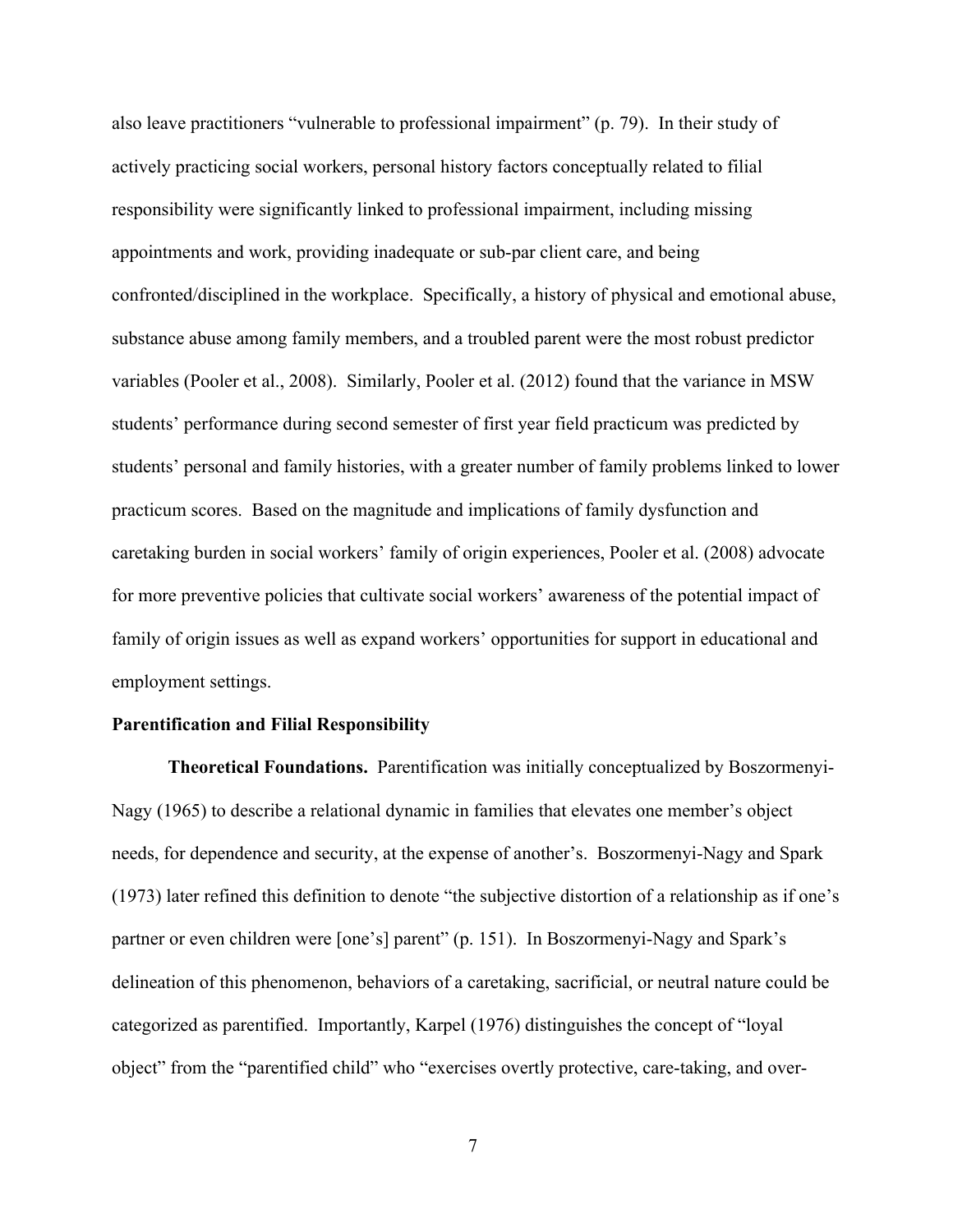also leave practitioners "vulnerable to professional impairment" (p. 79). In their study of actively practicing social workers, personal history factors conceptually related to filial responsibility were significantly linked to professional impairment, including missing appointments and work, providing inadequate or sub-par client care, and being confronted/disciplined in the workplace. Specifically, a history of physical and emotional abuse, substance abuse among family members, and a troubled parent were the most robust predictor variables (Pooler et al., 2008). Similarly, Pooler et al. (2012) found that the variance in MSW students' performance during second semester of first year field practicum was predicted by students' personal and family histories, with a greater number of family problems linked to lower practicum scores. Based on the magnitude and implications of family dysfunction and caretaking burden in social workers' family of origin experiences, Pooler et al. (2008) advocate for more preventive policies that cultivate social workers' awareness of the potential impact of family of origin issues as well as expand workers' opportunities for support in educational and employment settings.

**Parentification and Filial Responsibility**

**Theoretical Foundations.** Parentification was initially conceptualized by Boszormenyi-Nagy (1965) to describe a relational dynamic in families that elevates one member's object needs, for dependence and security, at the expense of another's. Boszormenyi-Nagy and Spark (1973) later refined this definition to denote "the subjective distortion of a relationship as if one's partner or even children were [one's] parent" (p. 151). In Boszormenyi-Nagy and Spark's delineation of this phenomenon, behaviors of a caretaking, sacrificial, or neutral nature could be categorized as parentified. Importantly, Karpel (1976) distinguishes the concept of "loyal object" from the "parentified child" who "exercises overtly protective, care-taking, and over-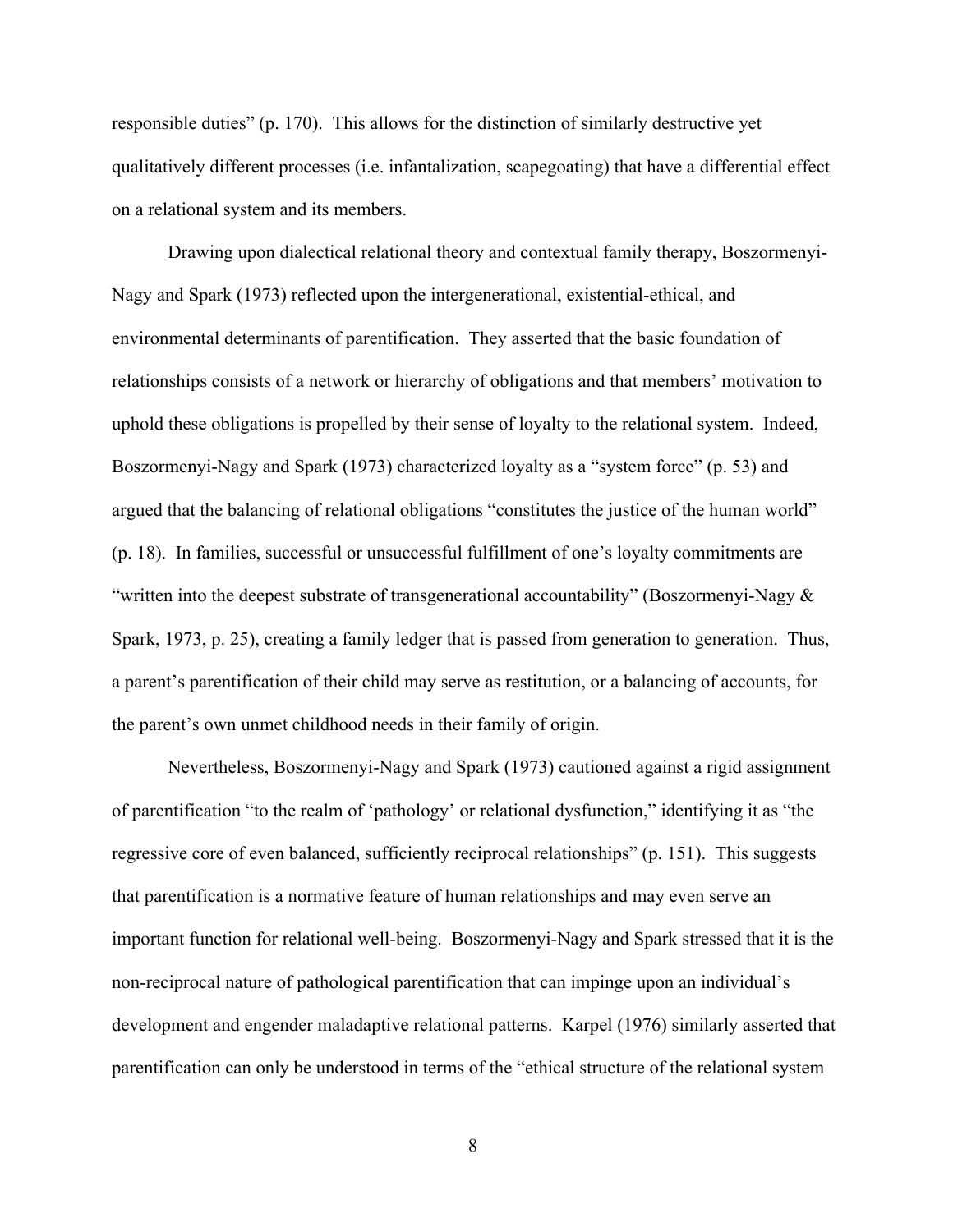responsible duties" (p. 170). This allows for the distinction of similarly destructive yet qualitatively different processes (i.e. infantalization, scapegoating) that have a differential effect on a relational system and its members.

Drawing upon dialectical relational theory and contextual family therapy, Boszormenyi-Nagy and Spark (1973) reflected upon the intergenerational, existential-ethical, and environmental determinants of parentification. They asserted that the basic foundation of relationships consists of a network or hierarchy of obligations and that members' motivation to uphold these obligations is propelled by their sense of loyalty to the relational system. Indeed, Boszormenyi-Nagy and Spark (1973) characterized loyalty as a "system force" (p. 53) and argued that the balancing of relational obligations "constitutes the justice of the human world" (p. 18). In families, successful or unsuccessful fulfillment of one's loyalty commitments are "written into the deepest substrate of transgenerational accountability" (Boszormenyi-Nagy & Spark, 1973, p. 25), creating a family ledger that is passed from generation to generation. Thus, a parent's parentification of their child may serve as restitution, or a balancing of accounts, for the parent's own unmet childhood needs in their family of origin.

Nevertheless, Boszormenyi-Nagy and Spark (1973) cautioned against a rigid assignment of parentification "to the realm of 'pathology' or relational dysfunction," identifying it as "the regressive core of even balanced, sufficiently reciprocal relationships" (p. 151). This suggests that parentification is a normative feature of human relationships and may even serve an important function for relational well-being. Boszormenyi-Nagy and Spark stressed that it is the non-reciprocal nature of pathological parentification that can impinge upon an individual's development and engender maladaptive relational patterns. Karpel (1976) similarly asserted that parentification can only be understood in terms of the "ethical structure of the relational system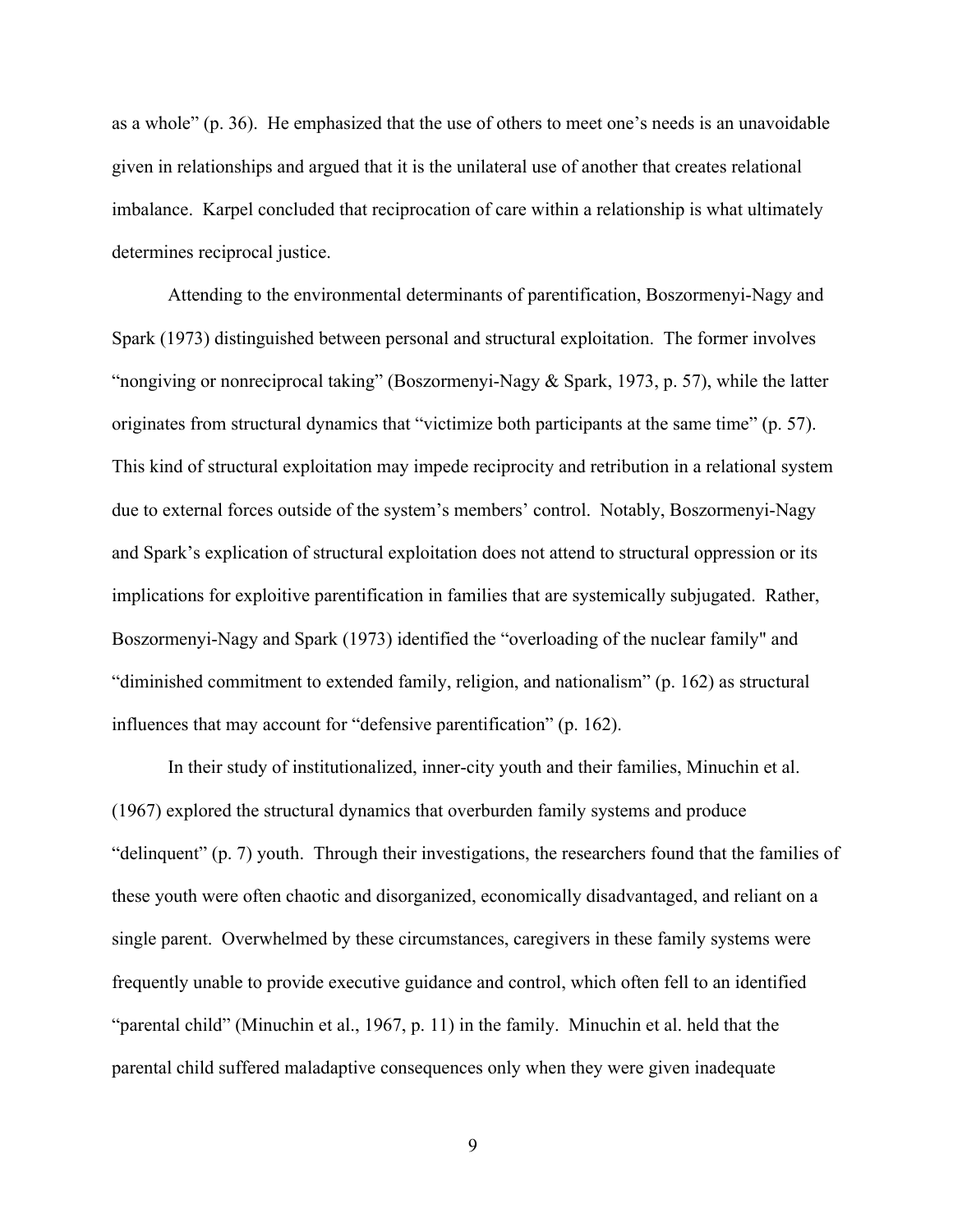as a whole" (p. 36). He emphasized that the use of others to meet one's needs is an unavoidable given in relationships and argued that it is the unilateral use of another that creates relational imbalance. Karpel concluded that reciprocation of care within a relationship is what ultimately determines reciprocal justice.

Attending to the environmental determinants of parentification, Boszormenyi-Nagy and Spark (1973) distinguished between personal and structural exploitation. The former involves "nongiving or nonreciprocal taking" (Boszormenyi-Nagy & Spark, 1973, p. 57), while the latter originates from structural dynamics that "victimize both participants at the same time" (p. 57). This kind of structural exploitation may impede reciprocity and retribution in a relational system due to external forces outside of the system's members' control. Notably, Boszormenyi-Nagy and Spark's explication of structural exploitation does not attend to structural oppression or its implications for exploitive parentification in families that are systemically subjugated. Rather, Boszormenyi-Nagy and Spark (1973) identified the "overloading of the nuclear family" and "diminished commitment to extended family, religion, and nationalism" (p. 162) as structural influences that may account for "defensive parentification" (p. 162).

In their study of institutionalized, inner-city youth and their families, Minuchin et al. (1967) explored the structural dynamics that overburden family systems and produce "delinquent" (p. 7) youth. Through their investigations, the researchers found that the families of these youth were often chaotic and disorganized, economically disadvantaged, and reliant on a single parent. Overwhelmed by these circumstances, caregivers in these family systems were frequently unable to provide executive guidance and control, which often fell to an identified "parental child" (Minuchin et al., 1967, p. 11) in the family. Minuchin et al. held that the parental child suffered maladaptive consequences only when they were given inadequate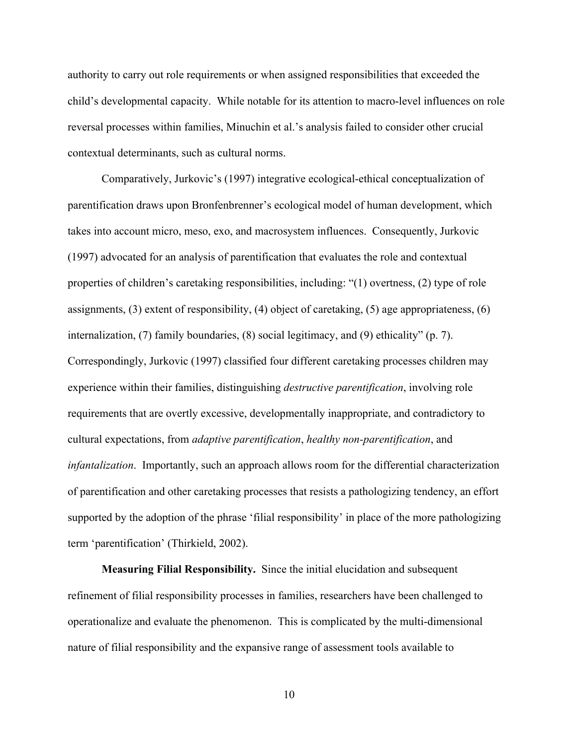authority to carry out role requirements or when assigned responsibilities that exceeded the child's developmental capacity. While notable for its attention to macro-level influences on role reversal processes within families, Minuchin et al.'s analysis failed to consider other crucial contextual determinants, such as cultural norms.

Comparatively, Jurkovic's (1997) integrative ecological-ethical conceptualization of parentification draws upon Bronfenbrenner's ecological model of human development, which takes into account micro, meso, exo, and macrosystem influences. Consequently, Jurkovic (1997) advocated for an analysis of parentification that evaluates the role and contextual properties of children's caretaking responsibilities, including: "(1) overtness, (2) type of role assignments, (3) extent of responsibility, (4) object of caretaking, (5) age appropriateness, (6) internalization, (7) family boundaries, (8) social legitimacy, and (9) ethicality" (p. 7). Correspondingly, Jurkovic (1997) classified four different caretaking processes children may experience within their families, distinguishing *destructive parentification*, involving role requirements that are overtly excessive, developmentally inappropriate, and contradictory to cultural expectations, from *adaptive parentification*, *healthy non-parentification*, and *infantalization*. Importantly, such an approach allows room for the differential characterization of parentification and other caretaking processes that resists a pathologizing tendency, an effort supported by the adoption of the phrase 'filial responsibility' in place of the more pathologizing term 'parentification' (Thirkield, 2002).

**Measuring Filial Responsibility.** Since the initial elucidation and subsequent refinement of filial responsibility processes in families, researchers have been challenged to operationalize and evaluate the phenomenon. This is complicated by the multi-dimensional nature of filial responsibility and the expansive range of assessment tools available to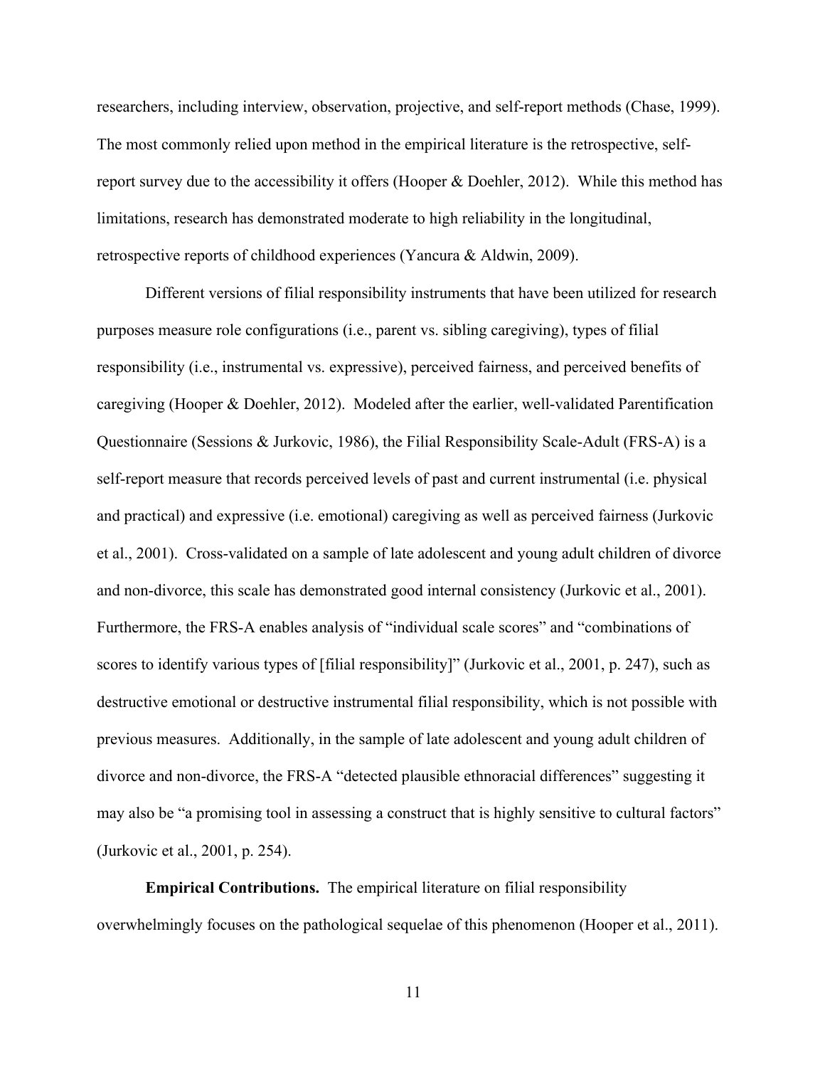researchers, including interview, observation, projective, and self-report methods (Chase, 1999). The most commonly relied upon method in the empirical literature is the retrospective, self-report survey due to the accessibility it offers (Hooper & Doehler, 2012). While this method has limitations, research has demonstrated moderate to high reliability in the longitudinal, retrospective reports of childhood experiences (Yancura & Aldwin, 2009).

Different versions of filial responsibility instruments that have been utilized for research purposes measure role configurations (i.e., parent vs. sibling caregiving), types of filial responsibility (i.e., instrumental vs. expressive), perceived fairness, and perceived benefits of caregiving (Hooper & Doehler, 2012). Modeled after the earlier, well-validated Parentification Questionnaire (Sessions & Jurkovic, 1986), the Filial Responsibility Scale-Adult (FRS-A) is a self-report measure that records perceived levels of past and current instrumental (i.e. physical and practical) and expressive (i.e. emotional) caregiving as well as perceived fairness (Jurkovic et al., 2001). Cross-validated on a sample of late adolescent and young adult children of divorce and non-divorce, this scale has demonstrated good internal consistency (Jurkovic et al., 2001). Furthermore, the FRS-A enables analysis of "individual scale scores" and "combinations of scores to identify various types of [filial responsibility]" (Jurkovic et al., 2001, p. 247), such as destructive emotional or destructive instrumental filial responsibility, which is not possible with previous measures. Additionally, in the sample of late adolescent and young adult children of divorce and non-divorce, the FRS-A "detected plausible ethnoracial differences" suggesting it may also be "a promising tool in assessing a construct that is highly sensitive to cultural factors" (Jurkovic et al., 2001, p. 254).

**Empirical Contributions.** The empirical literature on filial responsibility overwhelmingly focuses on the pathological sequelae of this phenomenon (Hooper et al., 2011).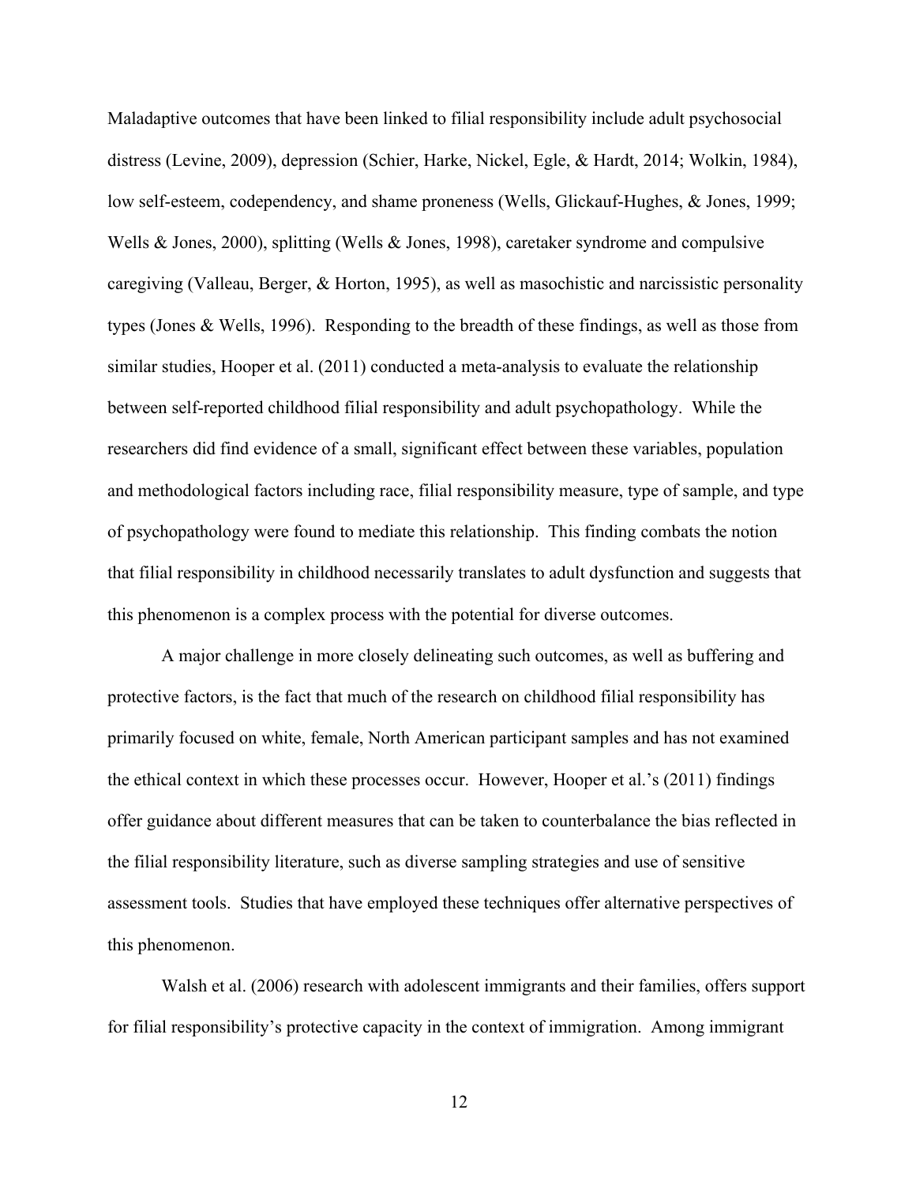Maladaptive outcomes that have been linked to filial responsibility include adult psychosocial distress (Levine, 2009), depression (Schier, Harke, Nickel, Egle, & Hardt, 2014; Wolkin, 1984), low self-esteem, codependency, and shame proneness (Wells, Glickauf-Hughes, & Jones, 1999; Wells & Jones, 2000), splitting (Wells & Jones, 1998), caretaker syndrome and compulsive caregiving (Valleau, Berger, & Horton, 1995), as well as masochistic and narcissistic personality types (Jones & Wells, 1996). Responding to the breadth of these findings, as well as those from similar studies, Hooper et al. (2011) conducted a meta-analysis to evaluate the relationship between self-reported childhood filial responsibility and adult psychopathology. While the researchers did find evidence of a small, significant effect between these variables, population and methodological factors including race, filial responsibility measure, type of sample, and type of psychopathology were found to mediate this relationship. This finding combats the notion that filial responsibility in childhood necessarily translates to adult dysfunction and suggests that this phenomenon is a complex process with the potential for diverse outcomes.

A major challenge in more closely delineating such outcomes, as well as buffering and protective factors, is the fact that much of the research on childhood filial responsibility has primarily focused on white, female, North American participant samples and has not examined the ethical context in which these processes occur. However, Hooper et al.'s (2011) findings offer guidance about different measures that can be taken to counterbalance the bias reflected in the filial responsibility literature, such as diverse sampling strategies and use of sensitive assessment tools. Studies that have employed these techniques offer alternative perspectives of this phenomenon.

Walsh et al. (2006) research with adolescent immigrants and their families, offers support for filial responsibility's protective capacity in the context of immigration. Among immigrant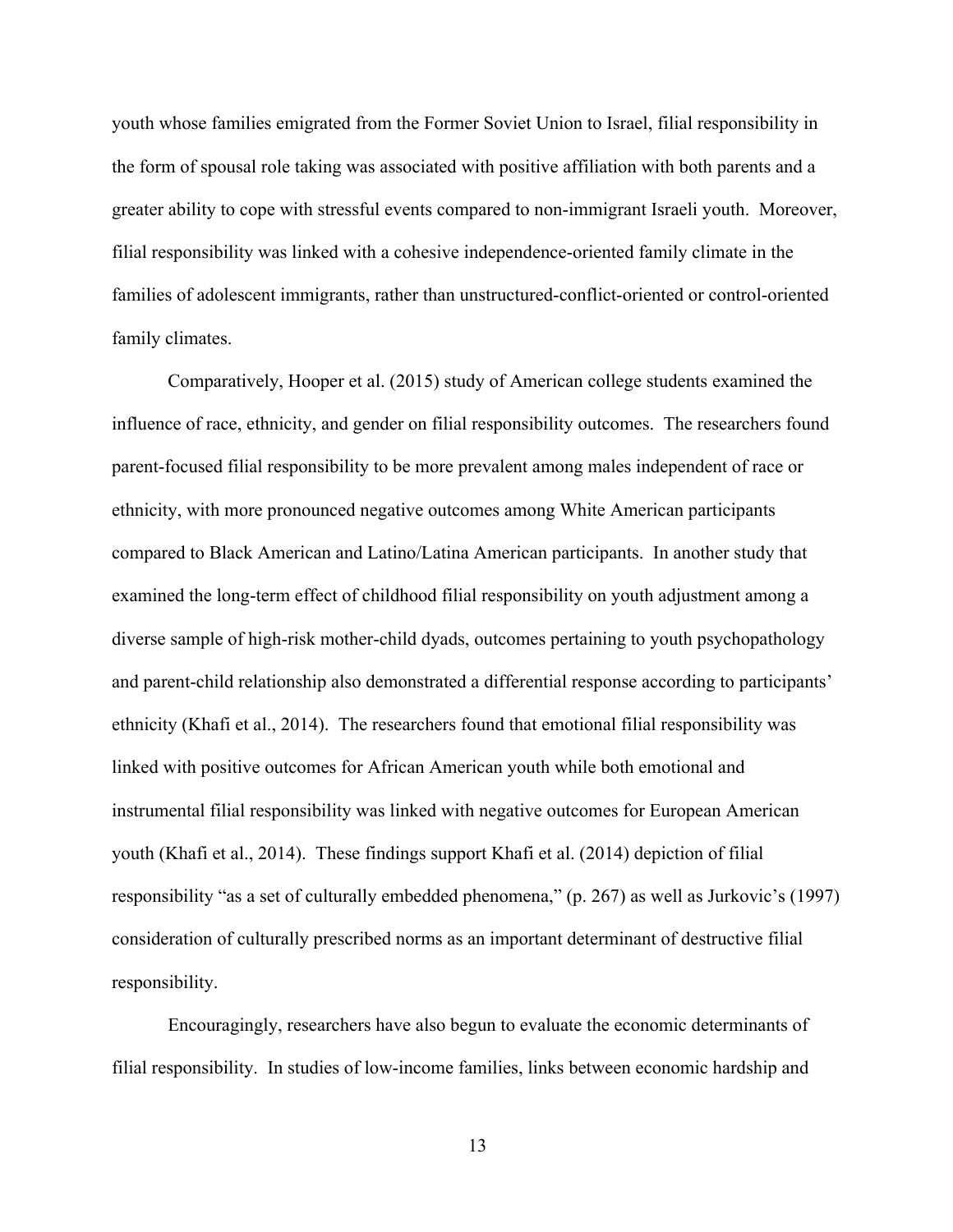youth whose families emigrated from the Former Soviet Union to Israel, filial responsibility in the form of spousal role taking was associated with positive affiliation with both parents and a greater ability to cope with stressful events compared to non-immigrant Israeli youth. Moreover, filial responsibility was linked with a cohesive independence-oriented family climate in the families of adolescent immigrants, rather than unstructured-conflict-oriented or control-oriented family climates.

Comparatively, Hooper et al. (2015) study of American college students examined the influence of race, ethnicity, and gender on filial responsibility outcomes. The researchers found parent-focused filial responsibility to be more prevalent among males independent of race or ethnicity, with more pronounced negative outcomes among White American participants compared to Black American and Latino/Latina American participants. In another study that examined the long-term effect of childhood filial responsibility on youth adjustment among a diverse sample of high-risk mother-child dyads, outcomes pertaining to youth psychopathology and parent-child relationship also demonstrated a differential response according to participants' ethnicity (Khafi et al., 2014). The researchers found that emotional filial responsibility was linked with positive outcomes for African American youth while both emotional and instrumental filial responsibility was linked with negative outcomes for European American youth (Khafi et al., 2014). These findings support Khafi et al. (2014) depiction of filial responsibility "as a set of culturally embedded phenomena," (p. 267) as well as Jurkovic's (1997) consideration of culturally prescribed norms as an important determinant of destructive filial responsibility.

Encouragingly, researchers have also begun to evaluate the economic determinants of filial responsibility. In studies of low-income families, links between economic hardship and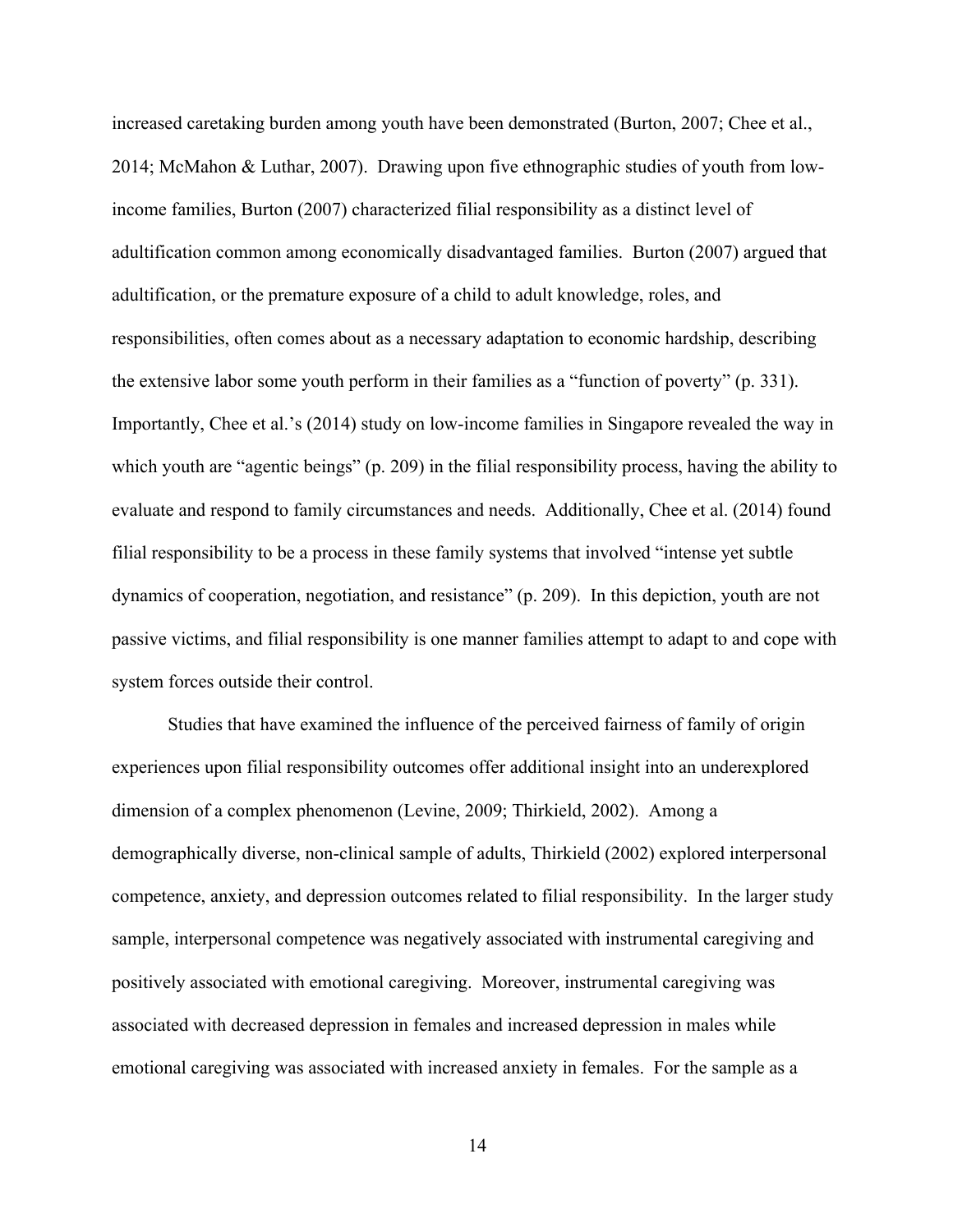increased caretaking burden among youth have been demonstrated (Burton, 2007; Chee et al., 2014; McMahon & Luthar, 2007). Drawing upon five ethnographic studies of youth from low-income families, Burton (2007) characterized filial responsibility as a distinct level of adultification common among economically disadvantaged families. Burton (2007) argued that adultification, or the premature exposure of a child to adult knowledge, roles, and responsibilities, often comes about as a necessary adaptation to economic hardship, describing the extensive labor some youth perform in their families as a "function of poverty" (p. 331). Importantly, Chee et al.'s (2014) study on low-income families in Singapore revealed the way in which youth are "agentic beings" (p. 209) in the filial responsibility process, having the ability to evaluate and respond to family circumstances and needs. Additionally, Chee et al. (2014) found filial responsibility to be a process in these family systems that involved "intense yet subtle dynamics of cooperation, negotiation, and resistance" (p. 209). In this depiction, youth are not passive victims, and filial responsibility is one manner families attempt to adapt to and cope with system forces outside their control.

Studies that have examined the influence of the perceived fairness of family of origin experiences upon filial responsibility outcomes offer additional insight into an underexplored dimension of a complex phenomenon (Levine, 2009; Thirkield, 2002). Among a demographically diverse, non-clinical sample of adults, Thirkield (2002) explored interpersonal competence, anxiety, and depression outcomes related to filial responsibility. In the larger study sample, interpersonal competence was negatively associated with instrumental caregiving and positively associated with emotional caregiving. Moreover, instrumental caregiving was associated with decreased depression in females and increased depression in males while emotional caregiving was associated with increased anxiety in females. For the sample as a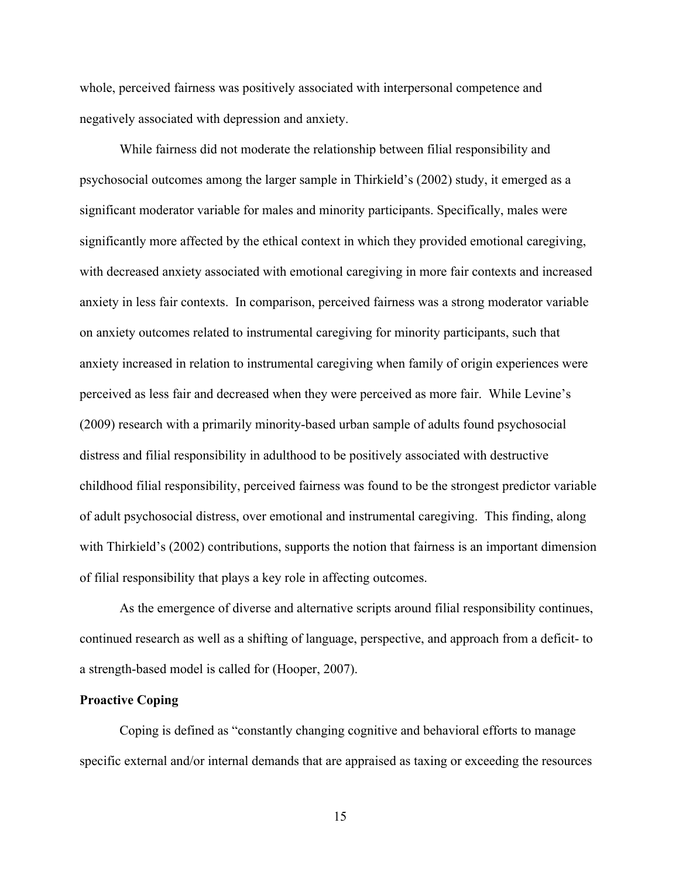whole, perceived fairness was positively associated with interpersonal competence and negatively associated with depression and anxiety.

While fairness did not moderate the relationship between filial responsibility and psychosocial outcomes among the larger sample in Thirkield's (2002) study, it emerged as a significant moderator variable for males and minority participants. Specifically, males were significantly more affected by the ethical context in which they provided emotional caregiving, with decreased anxiety associated with emotional caregiving in more fair contexts and increased anxiety in less fair contexts. In comparison, perceived fairness was a strong moderator variable on anxiety outcomes related to instrumental caregiving for minority participants, such that anxiety increased in relation to instrumental caregiving when family of origin experiences were perceived as less fair and decreased when they were perceived as more fair. While Levine's (2009) research with a primarily minority-based urban sample of adults found psychosocial distress and filial responsibility in adulthood to be positively associated with destructive childhood filial responsibility, perceived fairness was found to be the strongest predictor variable of adult psychosocial distress, over emotional and instrumental caregiving. This finding, along with Thirkield's (2002) contributions, supports the notion that fairness is an important dimension of filial responsibility that plays a key role in affecting outcomes.

As the emergence of diverse and alternative scripts around filial responsibility continues, continued research as well as a shifting of language, perspective, and approach from a deficit- to a strength-based model is called for (Hooper, 2007).

**Proactive Coping**

Coping is defined as "constantly changing cognitive and behavioral efforts to manage specific external and/or internal demands that are appraised as taxing or exceeding the resources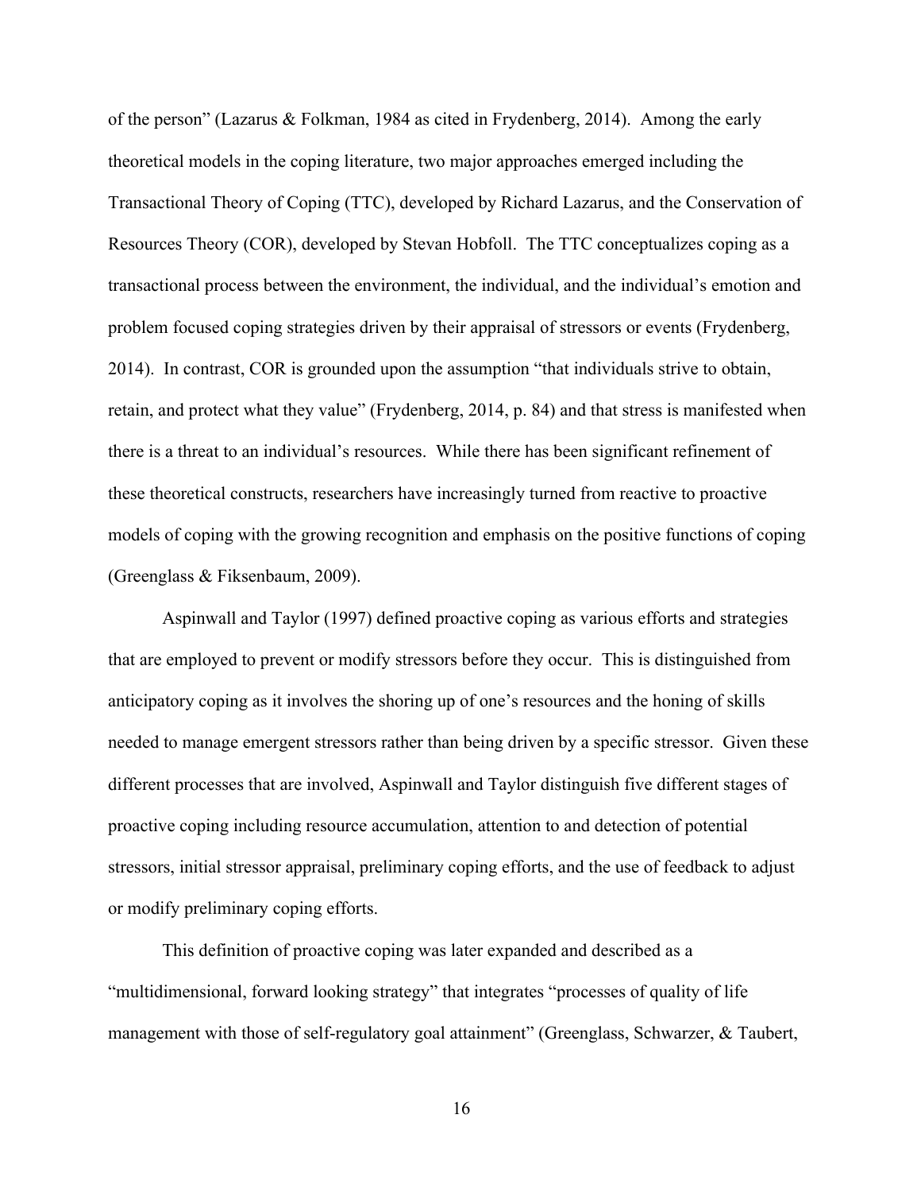of the person" (Lazarus & Folkman, 1984 as cited in Frydenberg, 2014). Among the early theoretical models in the coping literature, two major approaches emerged including the Transactional Theory of Coping (TTC), developed by Richard Lazarus, and the Conservation of Resources Theory (COR), developed by Stevan Hobfoll. The TTC conceptualizes coping as a transactional process between the environment, the individual, and the individual's emotion and problem focused coping strategies driven by their appraisal of stressors or events (Frydenberg, 2014). In contrast, COR is grounded upon the assumption "that individuals strive to obtain, retain, and protect what they value" (Frydenberg, 2014, p. 84) and that stress is manifested when there is a threat to an individual's resources. While there has been significant refinement of these theoretical constructs, researchers have increasingly turned from reactive to proactive models of coping with the growing recognition and emphasis on the positive functions of coping (Greenglass & Fiksenbaum, 2009).

Aspinwall and Taylor (1997) defined proactive coping as various efforts and strategies that are employed to prevent or modify stressors before they occur. This is distinguished from anticipatory coping as it involves the shoring up of one's resources and the honing of skills needed to manage emergent stressors rather than being driven by a specific stressor. Given these different processes that are involved, Aspinwall and Taylor distinguish five different stages of proactive coping including resource accumulation, attention to and detection of potential stressors, initial stressor appraisal, preliminary coping efforts, and the use of feedback to adjust or modify preliminary coping efforts.

This definition of proactive coping was later expanded and described as a "multidimensional, forward looking strategy" that integrates "processes of quality of life management with those of self-regulatory goal attainment" (Greenglass, Schwarzer, & Taubert,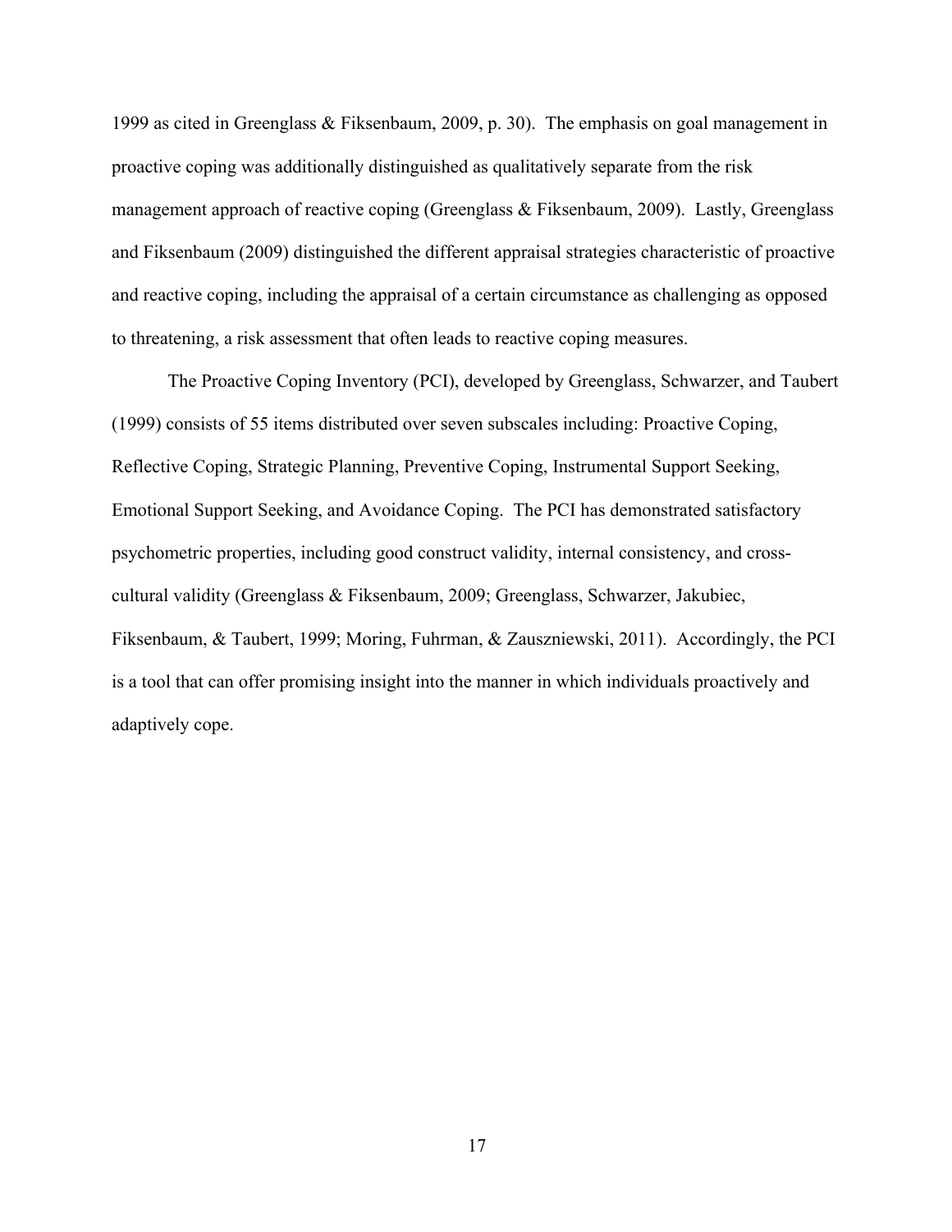1999 as cited in Greenglass & Fiksenbaum, 2009, p. 30). The emphasis on goal management in proactive coping was additionally distinguished as qualitatively separate from the risk management approach of reactive coping (Greenglass & Fiksenbaum, 2009). Lastly, Greenglass and Fiksenbaum (2009) distinguished the different appraisal strategies characteristic of proactive and reactive coping, including the appraisal of a certain circumstance as challenging as opposed to threatening, a risk assessment that often leads to reactive coping measures.

The Proactive Coping Inventory (PCI), developed by Greenglass, Schwarzer, and Taubert (1999) consists of 55 items distributed over seven subscales including: Proactive Coping, Reflective Coping, Strategic Planning, Preventive Coping, Instrumental Support Seeking, Emotional Support Seeking, and Avoidance Coping. The PCI has demonstrated satisfactory psychometric properties, including good construct validity, internal consistency, and cross-cultural validity (Greenglass & Fiksenbaum, 2009; Greenglass, Schwarzer, Jakubiec, Fiksenbaum, & Taubert, 1999; Moring, Fuhrman, & Zauszniewski, 2011). Accordingly, the PCI is a tool that can offer promising insight into the manner in which individuals proactively and adaptively cope.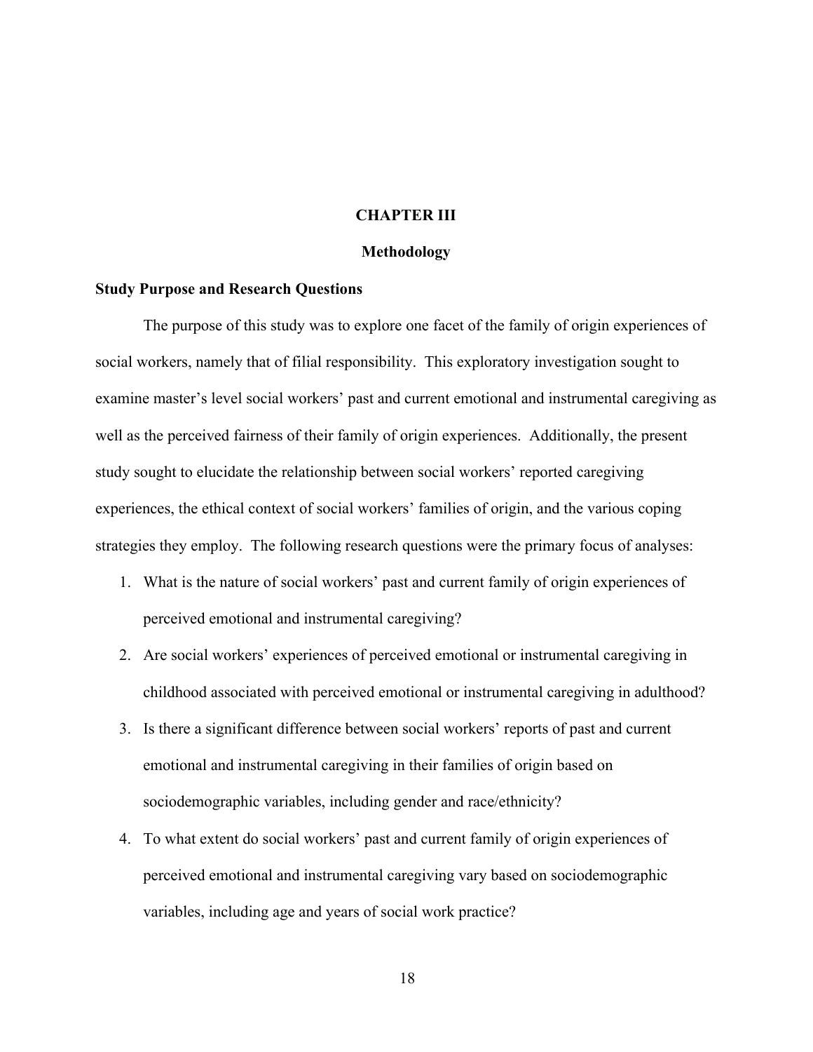# CHAPTER III

## Methodology

### Study Purpose and Research Questions

The purpose of this study was to explore one facet of the family of origin experiences of social workers, namely that of filial responsibility. This exploratory investigation sought to examine master's level social workers' past and current emotional and instrumental caregiving as well as the perceived fairness of their family of origin experiences. Additionally, the present study sought to elucidate the relationship between social workers' reported caregiving experiences, the ethical context of social workers' families of origin, and the various coping strategies they employ. The following research questions were the primary focus of analyses:

1. What is the nature of social workers' past and current family of origin experiences of perceived emotional and instrumental caregiving?
2. Are social workers' experiences of perceived emotional or instrumental caregiving in childhood associated with perceived emotional or instrumental caregiving in adulthood?
3. Is there a significant difference between social workers' reports of past and current emotional and instrumental caregiving in their families of origin based on sociodemographic variables, including gender and race/ethnicity?
4. To what extent do social workers' past and current family of origin experiences of perceived emotional and instrumental caregiving vary based on sociodemographic variables, including age and years of social work practice?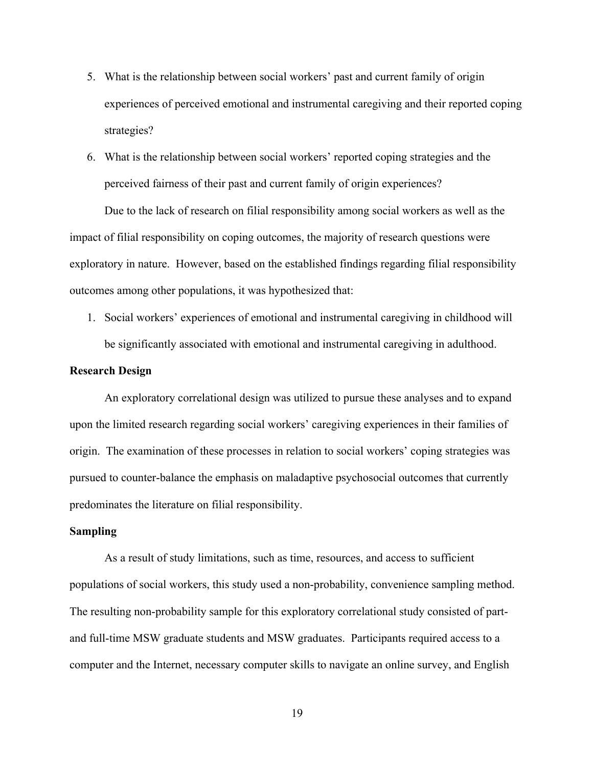5. What is the relationship between social workers' past and current family of origin experiences of perceived emotional and instrumental caregiving and their reported coping strategies?
6. What is the relationship between social workers' reported coping strategies and the perceived fairness of their past and current family of origin experiences?

Due to the lack of research on filial responsibility among social workers as well as the impact of filial responsibility on coping outcomes, the majority of research questions were exploratory in nature. However, based on the established findings regarding filial responsibility outcomes among other populations, it was hypothesized that:

1. Social workers' experiences of emotional and instrumental caregiving in childhood will be significantly associated with emotional and instrumental caregiving in adulthood.

**Research Design**

An exploratory correlational design was utilized to pursue these analyses and to expand upon the limited research regarding social workers' caregiving experiences in their families of origin. The examination of these processes in relation to social workers' coping strategies was pursued to counter-balance the emphasis on maladaptive psychosocial outcomes that currently predominates the literature on filial responsibility.

**Sampling**

As a result of study limitations, such as time, resources, and access to sufficient populations of social workers, this study used a non-probability, convenience sampling method. The resulting non-probability sample for this exploratory correlational study consisted of part- and full-time MSW graduate students and MSW graduates. Participants required access to a computer and the Internet, necessary computer skills to navigate an online survey, and English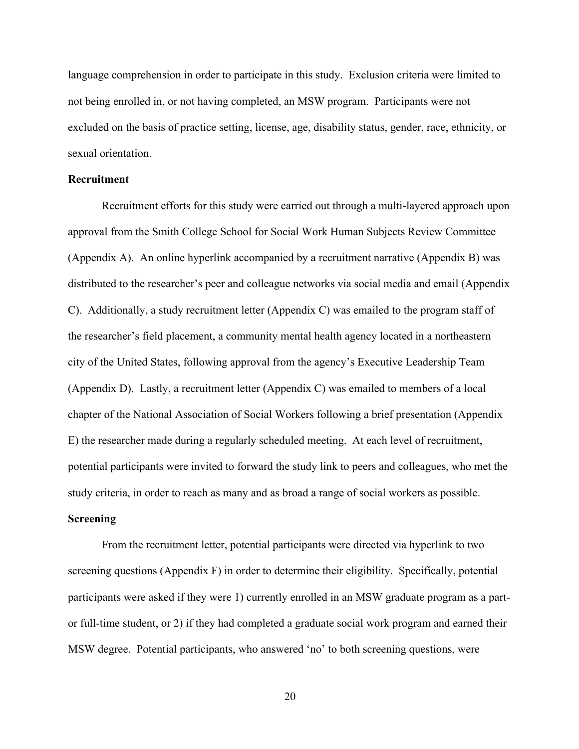language comprehension in order to participate in this study. Exclusion criteria were limited to not being enrolled in, or not having completed, an MSW program. Participants were not excluded on the basis of practice setting, license, age, disability status, gender, race, ethnicity, or sexual orientation.

**Recruitment**

Recruitment efforts for this study were carried out through a multi-layered approach upon approval from the Smith College School for Social Work Human Subjects Review Committee (Appendix A). An online hyperlink accompanied by a recruitment narrative (Appendix B) was distributed to the researcher's peer and colleague networks via social media and email (Appendix C). Additionally, a study recruitment letter (Appendix C) was emailed to the program staff of the researcher's field placement, a community mental health agency located in a northeastern city of the United States, following approval from the agency's Executive Leadership Team (Appendix D). Lastly, a recruitment letter (Appendix C) was emailed to members of a local chapter of the National Association of Social Workers following a brief presentation (Appendix E) the researcher made during a regularly scheduled meeting. At each level of recruitment, potential participants were invited to forward the study link to peers and colleagues, who met the study criteria, in order to reach as many and as broad a range of social workers as possible.

**Screening**

From the recruitment letter, potential participants were directed via hyperlink to two screening questions (Appendix F) in order to determine their eligibility. Specifically, potential participants were asked if they were 1) currently enrolled in an MSW graduate program as a part- or full-time student, or 2) if they had completed a graduate social work program and earned their MSW degree. Potential participants, who answered 'no' to both screening questions, were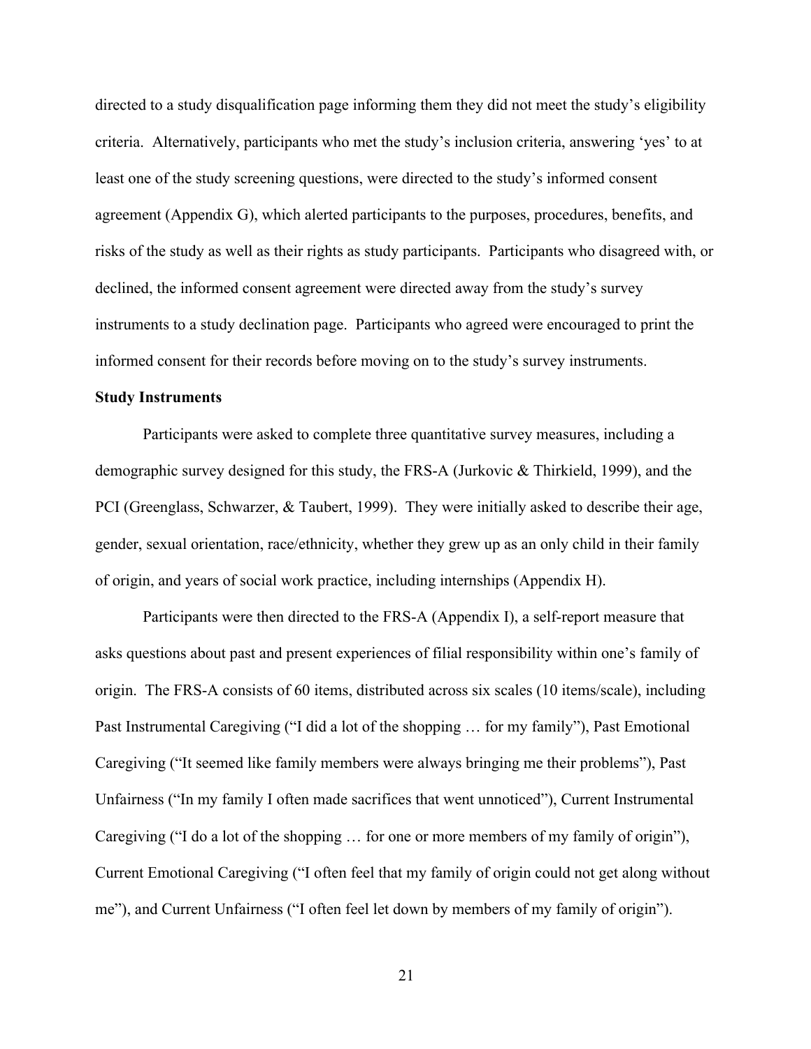directed to a study disqualification page informing them they did not meet the study's eligibility criteria. Alternatively, participants who met the study's inclusion criteria, answering 'yes' to at least one of the study screening questions, were directed to the study's informed consent agreement (Appendix G), which alerted participants to the purposes, procedures, benefits, and risks of the study as well as their rights as study participants. Participants who disagreed with, or declined, the informed consent agreement were directed away from the study's survey instruments to a study declination page. Participants who agreed were encouraged to print the informed consent for their records before moving on to the study's survey instruments.

**Study Instruments**

Participants were asked to complete three quantitative survey measures, including a demographic survey designed for this study, the FRS-A (Jurkovic & Thirkield, 1999), and the PCI (Greenglass, Schwarzer, & Taubert, 1999). They were initially asked to describe their age, gender, sexual orientation, race/ethnicity, whether they grew up as an only child in their family of origin, and years of social work practice, including internships (Appendix H).

Participants were then directed to the FRS-A (Appendix I), a self-report measure that asks questions about past and present experiences of filial responsibility within one's family of origin. The FRS-A consists of 60 items, distributed across six scales (10 items/scale), including Past Instrumental Caregiving ("I did a lot of the shopping … for my family"), Past Emotional Caregiving ("It seemed like family members were always bringing me their problems"), Past Unfairness ("In my family I often made sacrifices that went unnoticed"), Current Instrumental Caregiving ("I do a lot of the shopping … for one or more members of my family of origin"), Current Emotional Caregiving ("I often feel that my family of origin could not get along without me"), and Current Unfairness ("I often feel let down by members of my family of origin").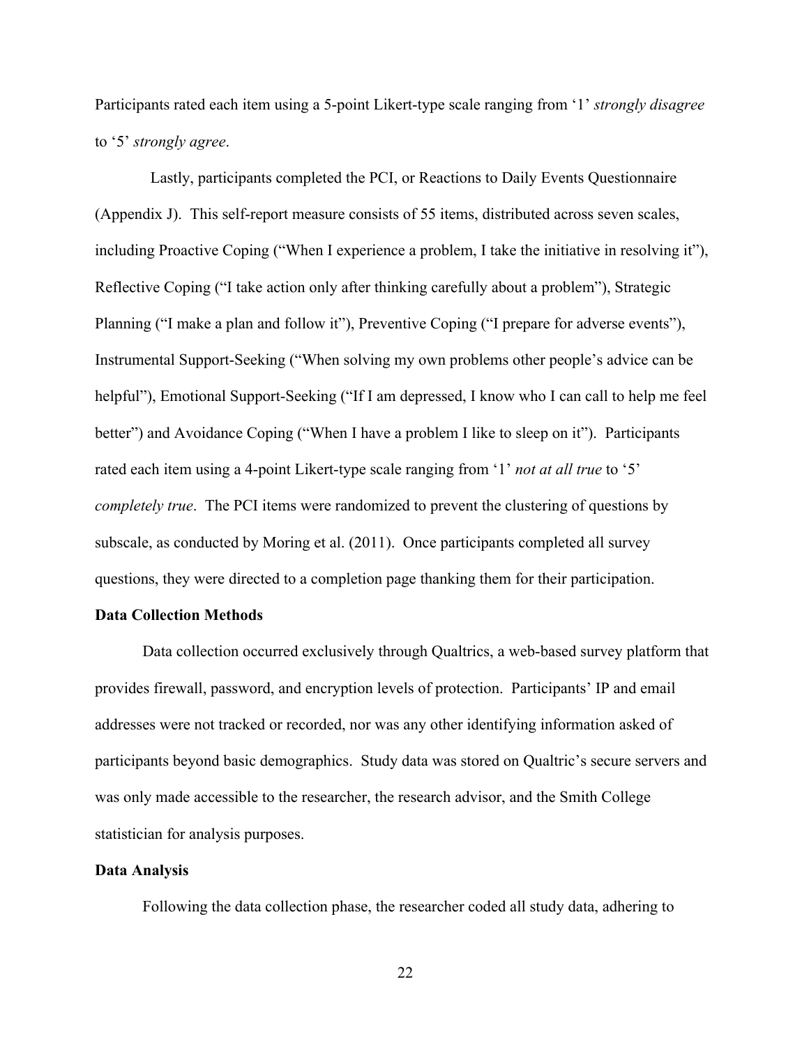Participants rated each item using a 5-point Likert-type scale ranging from '1' *strongly disagree* to '5' *strongly agree*.

Lastly, participants completed the PCI, or Reactions to Daily Events Questionnaire (Appendix J). This self-report measure consists of 55 items, distributed across seven scales, including Proactive Coping ("When I experience a problem, I take the initiative in resolving it"), Reflective Coping ("I take action only after thinking carefully about a problem"), Strategic Planning ("I make a plan and follow it"), Preventive Coping ("I prepare for adverse events"), Instrumental Support-Seeking ("When solving my own problems other people's advice can be helpful"), Emotional Support-Seeking ("If I am depressed, I know who I can call to help me feel better") and Avoidance Coping ("When I have a problem I like to sleep on it"). Participants rated each item using a 4-point Likert-type scale ranging from '1' *not at all true* to '5' *completely true*. The PCI items were randomized to prevent the clustering of questions by subscale, as conducted by Moring et al. (2011). Once participants completed all survey questions, they were directed to a completion page thanking them for their participation.

**Data Collection Methods**

Data collection occurred exclusively through Qualtrics, a web-based survey platform that provides firewall, password, and encryption levels of protection. Participants' IP and email addresses were not tracked or recorded, nor was any other identifying information asked of participants beyond basic demographics. Study data was stored on Qualtric's secure servers and was only made accessible to the researcher, the research advisor, and the Smith College statistician for analysis purposes.

**Data Analysis**

Following the data collection phase, the researcher coded all study data, adhering to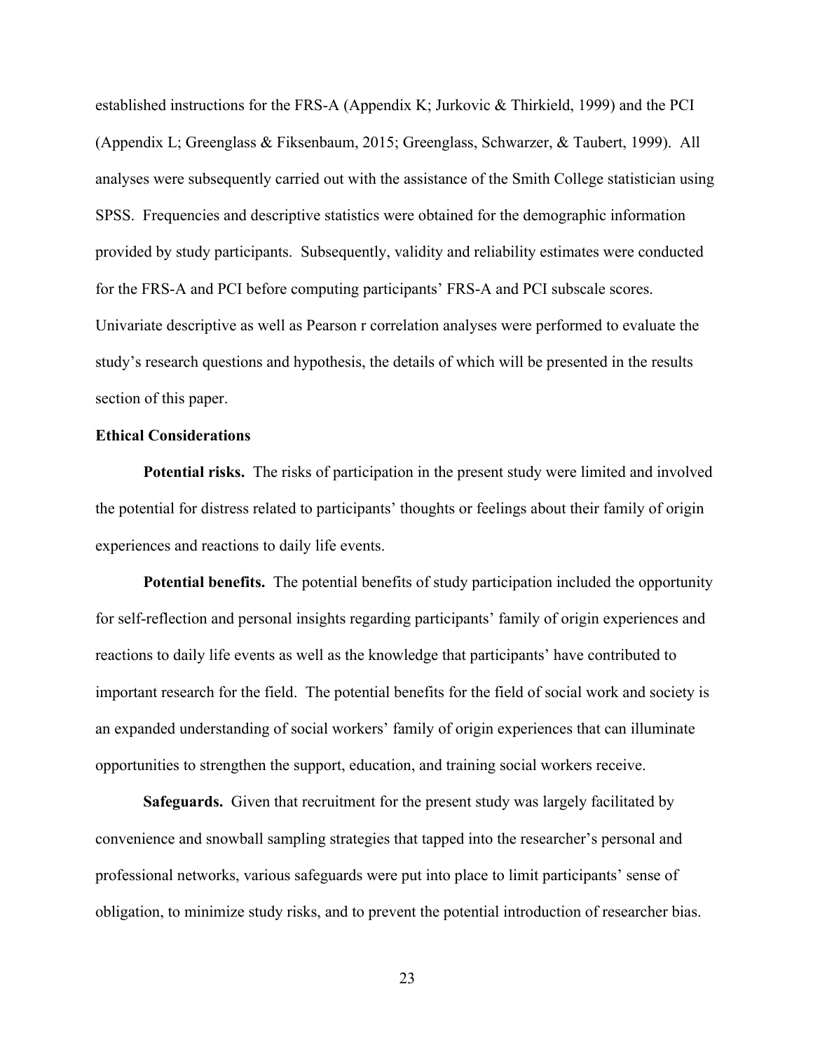established instructions for the FRS-A (Appendix K; Jurkovic & Thirkield, 1999) and the PCI (Appendix L; Greenglass & Fiksenbaum, 2015; Greenglass, Schwarzer, & Taubert, 1999). All analyses were subsequently carried out with the assistance of the Smith College statistician using SPSS. Frequencies and descriptive statistics were obtained for the demographic information provided by study participants. Subsequently, validity and reliability estimates were conducted for the FRS-A and PCI before computing participants' FRS-A and PCI subscale scores. Univariate descriptive as well as Pearson r correlation analyses were performed to evaluate the study's research questions and hypothesis, the details of which will be presented in the results section of this paper.

## Ethical Considerations

**Potential risks.** The risks of participation in the present study were limited and involved the potential for distress related to participants' thoughts or feelings about their family of origin experiences and reactions to daily life events.

**Potential benefits.** The potential benefits of study participation included the opportunity for self-reflection and personal insights regarding participants' family of origin experiences and reactions to daily life events as well as the knowledge that participants' have contributed to important research for the field. The potential benefits for the field of social work and society is an expanded understanding of social workers' family of origin experiences that can illuminate opportunities to strengthen the support, education, and training social workers receive.

**Safeguards.** Given that recruitment for the present study was largely facilitated by convenience and snowball sampling strategies that tapped into the researcher's personal and professional networks, various safeguards were put into place to limit participants' sense of obligation, to minimize study risks, and to prevent the potential introduction of researcher bias.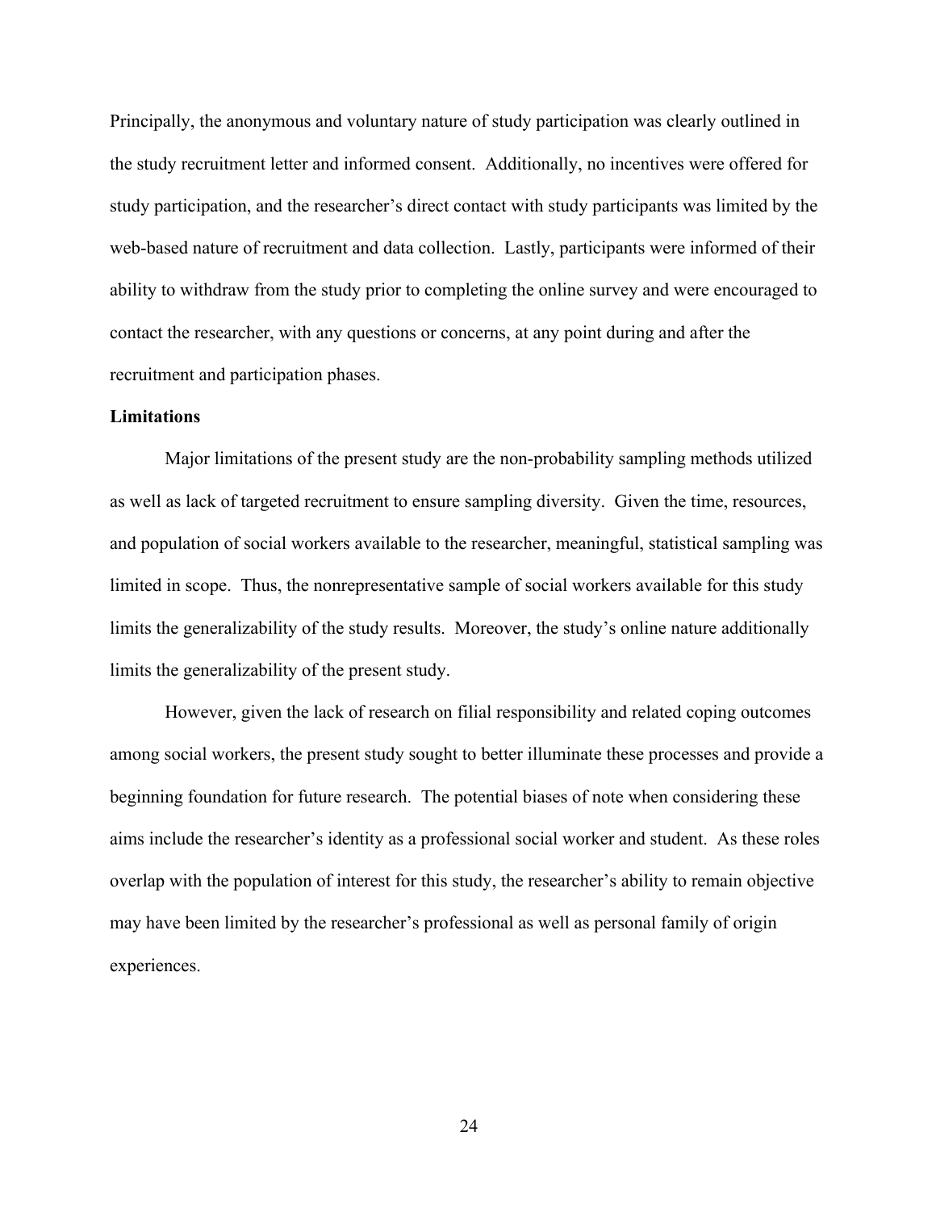Principally, the anonymous and voluntary nature of study participation was clearly outlined in the study recruitment letter and informed consent. Additionally, no incentives were offered for study participation, and the researcher's direct contact with study participants was limited by the web-based nature of recruitment and data collection. Lastly, participants were informed of their ability to withdraw from the study prior to completing the online survey and were encouraged to contact the researcher, with any questions or concerns, at any point during and after the recruitment and participation phases.

**Limitations**

Major limitations of the present study are the non-probability sampling methods utilized as well as lack of targeted recruitment to ensure sampling diversity. Given the time, resources, and population of social workers available to the researcher, meaningful, statistical sampling was limited in scope. Thus, the nonrepresentative sample of social workers available for this study limits the generalizability of the study results. Moreover, the study's online nature additionally limits the generalizability of the present study.

However, given the lack of research on filial responsibility and related coping outcomes among social workers, the present study sought to better illuminate these processes and provide a beginning foundation for future research. The potential biases of note when considering these aims include the researcher's identity as a professional social worker and student. As these roles overlap with the population of interest for this study, the researcher's ability to remain objective may have been limited by the researcher's professional as well as personal family of origin experiences.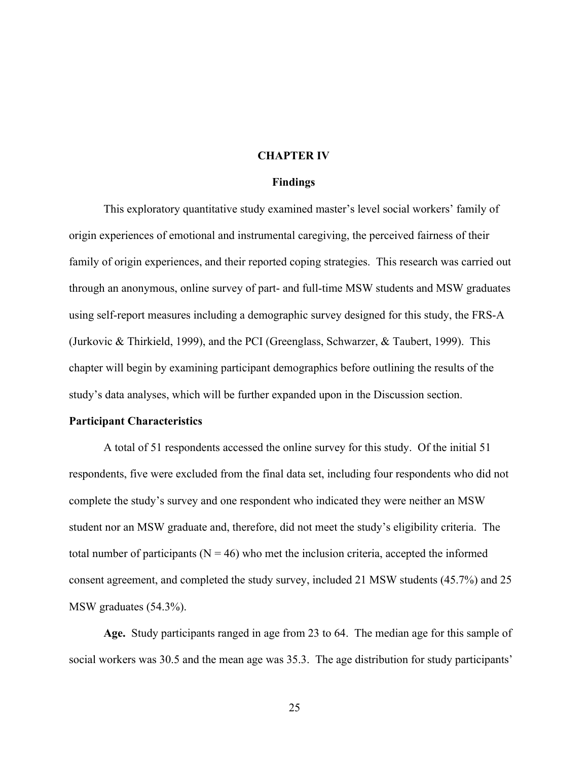# CHAPTER IV

## Findings

This exploratory quantitative study examined master's level social workers' family of origin experiences of emotional and instrumental caregiving, the perceived fairness of their family of origin experiences, and their reported coping strategies. This research was carried out through an anonymous, online survey of part- and full-time MSW students and MSW graduates using self-report measures including a demographic survey designed for this study, the FRS-A (Jurkovic & Thirkield, 1999), and the PCI (Greenglass, Schwarzer, & Taubert, 1999). This chapter will begin by examining participant demographics before outlining the results of the study's data analyses, which will be further expanded upon in the Discussion section.

### Participant Characteristics

A total of 51 respondents accessed the online survey for this study. Of the initial 51 respondents, five were excluded from the final data set, including four respondents who did not complete the study's survey and one respondent who indicated they were neither an MSW student nor an MSW graduate and, therefore, did not meet the study's eligibility criteria. The total number of participants ($N = 46$) who met the inclusion criteria, accepted the informed consent agreement, and completed the study survey, included 21 MSW students (45.7%) and 25 MSW graduates (54.3%).

**Age.** Study participants ranged in age from 23 to 64. The median age for this sample of social workers was 30.5 and the mean age was 35.3. The age distribution for study participants'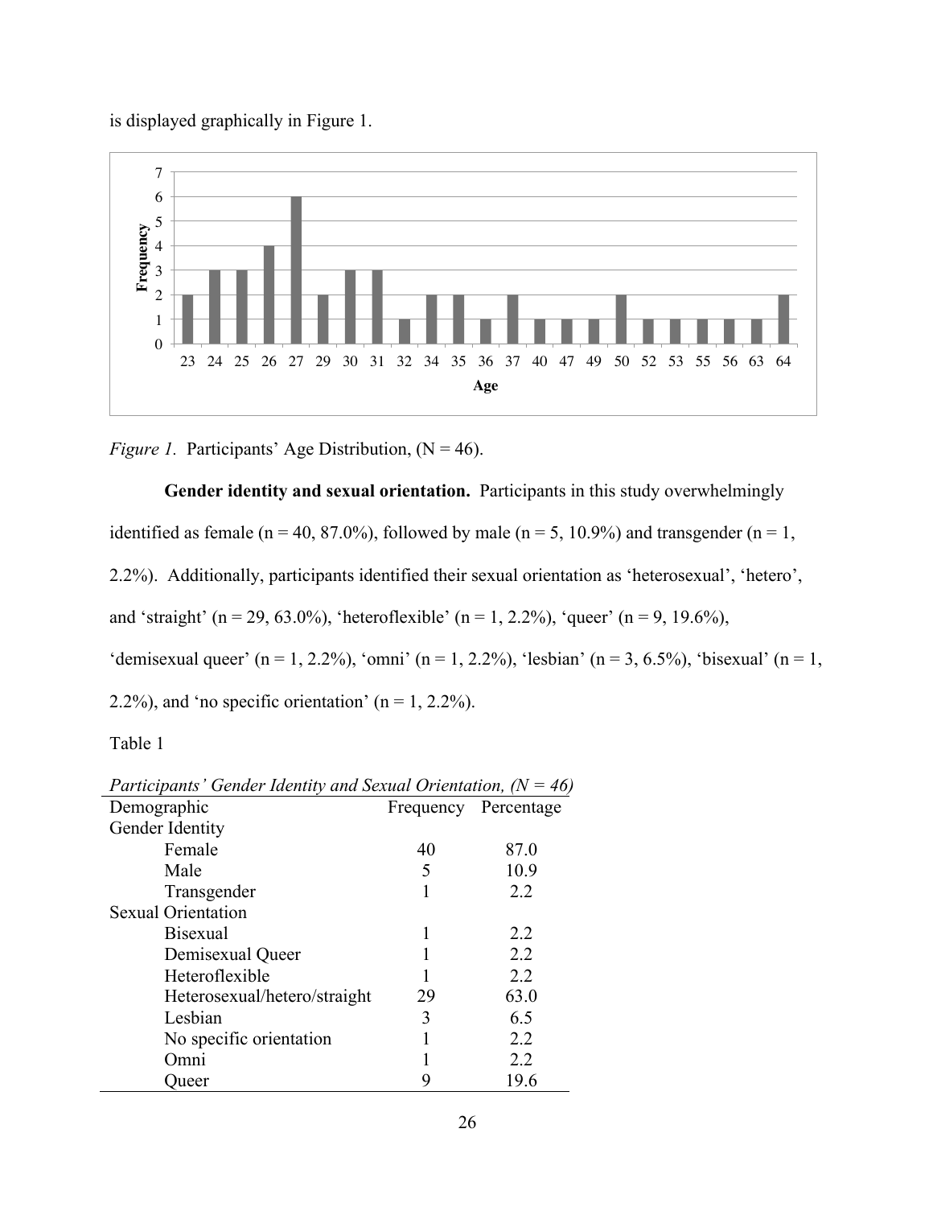is displayed graphically in Figure 1.

*Figure 1.* Participants' Age Distribution, (N = 46).

**Gender identity and sexual orientation.** Participants in this study overwhelmingly identified as female (n = 40, 87.0%), followed by male (n = 5, 10.9%) and transgender (n = 1, 2.2%). Additionally, participants identified their sexual orientation as 'heterosexual', 'hetero', and 'straight' (n = 29, 63.0%), 'heteroflexible' (n = 1, 2.2%), 'queer' (n = 9, 19.6%), 'demisexual queer' (n = 1, 2.2%), 'omni' (n = 1, 2.2%), 'lesbian' (n = 3, 6.5%), 'bisexual' (n = 1, 2.2%), and 'no specific orientation' (n = 1, 2.2%).

Table 1

*Participants' Gender Identity and Sexual Orientation, (N = 46)*

| Demographic | Frequency | Percentage |
|---|---|---|
| Gender Identity | | |
| Female | 40 | 87.0 |
| Male | 5 | 10.9 |
| Transgender | 1 | 2.2 |
| Sexual Orientation | | |
| Bisexual | 1 | 2.2 |
| Demisexual Queer | 1 | 2.2 |
| Heteroflexible | 1 | 2.2 |
| Heterosexual/hetero/straight | 29 | 63.0 |
| Lesbian | 3 | 6.5 |
| No specific orientation | 1 | 2.2 |
| Omni | 1 | 2.2 |
| Queer | 9 | 19.6 |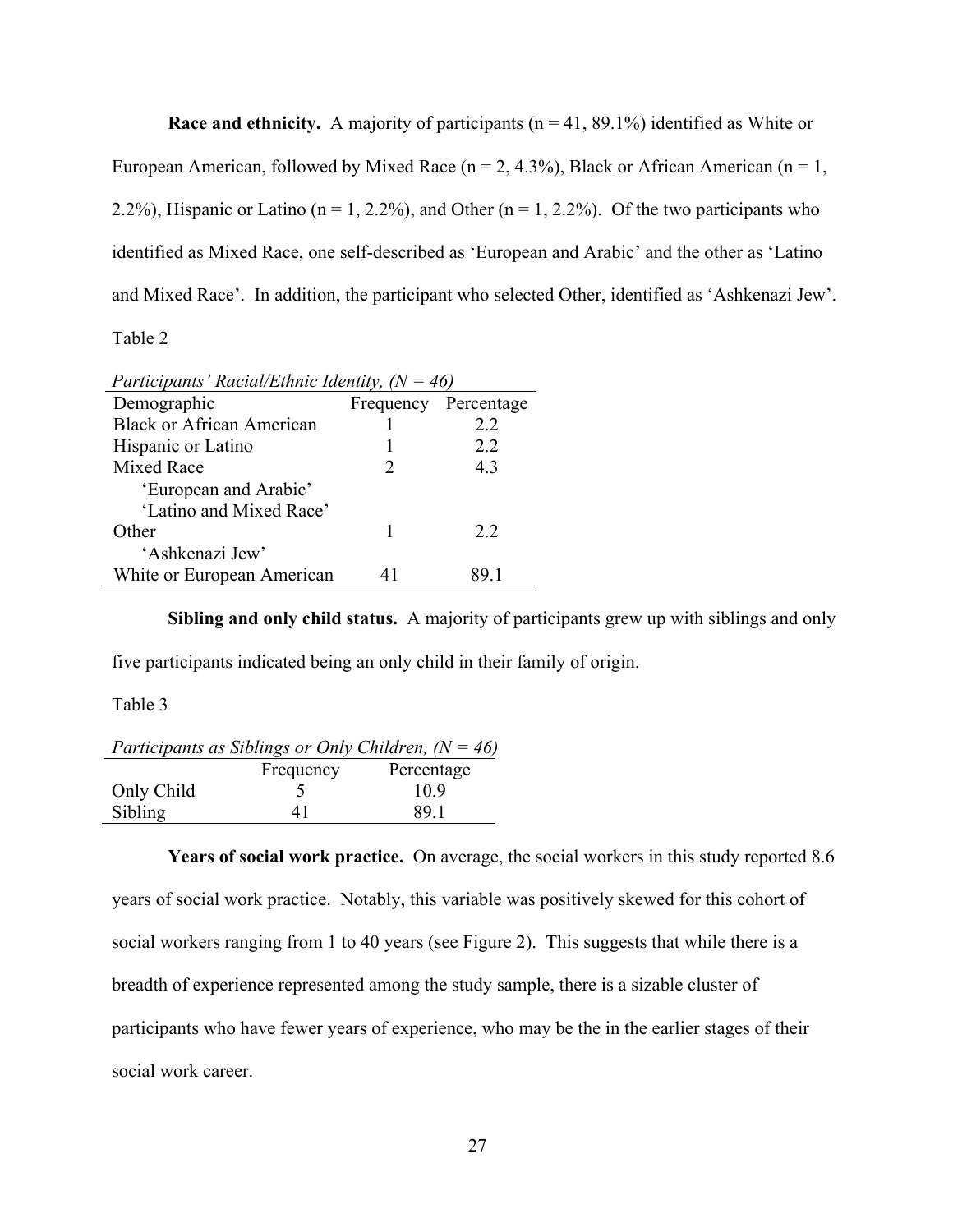**Race and ethnicity.** A majority of participants (n = 41, 89.1%) identified as White or European American, followed by Mixed Race (n = 2, 4.3%), Black or African American (n = 1, 2.2%), Hispanic or Latino (n = 1, 2.2%), and Other (n = 1, 2.2%). Of the two participants who identified as Mixed Race, one self-described as 'European and Arabic' and the other as 'Latino and Mixed Race'. In addition, the participant who selected Other, identified as 'Ashkenazi Jew'.

Table 2

*Participants' Racial/Ethnic Identity, (N = 46)*

| Demographic | Frequency | Percentage |
|---|---|---|
| Black or African American | 1 | 2.2 |
| Hispanic or Latino | 1 | 2.2 |
| Mixed Race | 2 | 4.3 |
| 'European and Arabic' | | |
| 'Latino and Mixed Race' | | |
| Other | 1 | 2.2 |
| 'Ashkenazi Jew' | | |
| White or European American | 41 | 89.1 |

**Sibling and only child status.** A majority of participants grew up with siblings and only five participants indicated being an only child in their family of origin.

Table 3

*Participants as Siblings or Only Children, (N = 46)*

| | Frequency | Percentage |
|---|---|---|
| Only Child | 5 | 10.9 |
| Sibling | 41 | 89.1 |

**Years of social work practice.** On average, the social workers in this study reported 8.6 years of social work practice. Notably, this variable was positively skewed for this cohort of social workers ranging from 1 to 40 years (see Figure 2). This suggests that while there is a breadth of experience represented among the study sample, there is a sizable cluster of participants who have fewer years of experience, who may be the in the earlier stages of their social work career.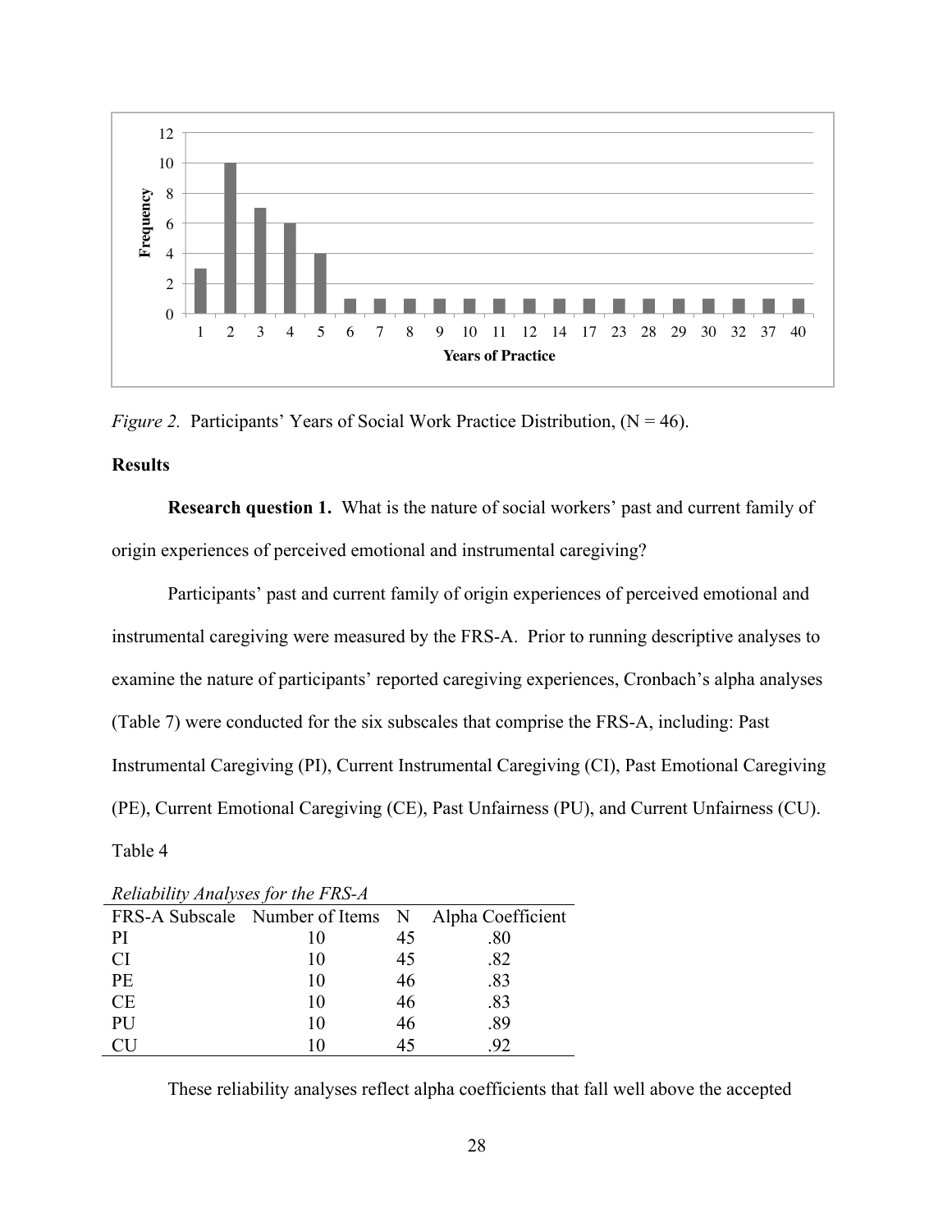*Figure 2.* Participants' Years of Social Work Practice Distribution, (N = 46).

**Results**

**Research question 1.** What is the nature of social workers' past and current family of origin experiences of perceived emotional and instrumental caregiving?

Participants' past and current family of origin experiences of perceived emotional and instrumental caregiving were measured by the FRS-A. Prior to running descriptive analyses to examine the nature of participants' reported caregiving experiences, Cronbach's alpha analyses (Table 7) were conducted for the six subscales that comprise the FRS-A, including: Past Instrumental Caregiving (PI), Current Instrumental Caregiving (CI), Past Emotional Caregiving (PE), Current Emotional Caregiving (CE), Past Unfairness (PU), and Current Unfairness (CU).

Table 4

*Reliability Analyses for the FRS-A*

| FRS-A Subscale | Number of Items | N | Alpha Coefficient |
|---|---|---|---|
| PI | 10 | 45 | .80 |
| CI | 10 | 45 | .82 |
| PE | 10 | 46 | .83 |
| CE | 10 | 46 | .83 |
| PU | 10 | 46 | .89 |
| CU | 10 | 45 | .92 |

These reliability analyses reflect alpha coefficients that fall well above the accepted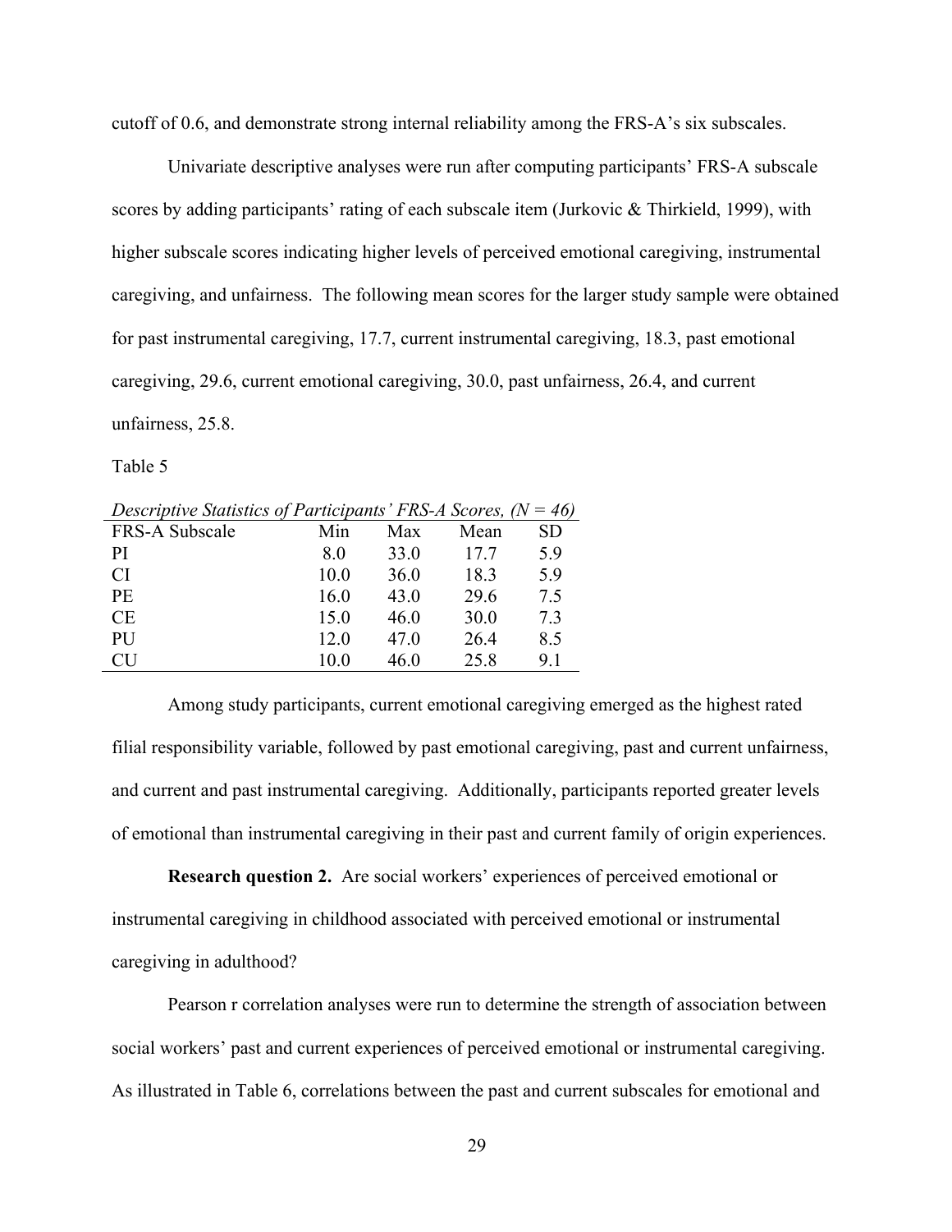cutoff of 0.6, and demonstrate strong internal reliability among the FRS-A's six subscales.

Univariate descriptive analyses were run after computing participants' FRS-A subscale scores by adding participants' rating of each subscale item (Jurkovic & Thirkield, 1999), with higher subscale scores indicating higher levels of perceived emotional caregiving, instrumental caregiving, and unfairness. The following mean scores for the larger study sample were obtained for past instrumental caregiving, 17.7, current instrumental caregiving, 18.3, past emotional caregiving, 29.6, current emotional caregiving, 30.0, past unfairness, 26.4, and current unfairness, 25.8.

Table 5

*Descriptive Statistics of Participants' FRS-A Scores, (N = 46)*

| FRS-A Subscale | Min | Max | Mean | SD |
|---|---|---|---|---|
| PI | 8.0 | 33.0 | 17.7 | 5.9 |
| CI | 10.0 | 36.0 | 18.3 | 5.9 |
| PE | 16.0 | 43.0 | 29.6 | 7.5 |
| CE | 15.0 | 46.0 | 30.0 | 7.3 |
| PU | 12.0 | 47.0 | 26.4 | 8.5 |
| CU | 10.0 | 46.0 | 25.8 | 9.1 |

Among study participants, current emotional caregiving emerged as the highest rated filial responsibility variable, followed by past emotional caregiving, past and current unfairness, and current and past instrumental caregiving. Additionally, participants reported greater levels of emotional than instrumental caregiving in their past and current family of origin experiences.

**Research question 2.** Are social workers' experiences of perceived emotional or instrumental caregiving in childhood associated with perceived emotional or instrumental caregiving in adulthood?

Pearson r correlation analyses were run to determine the strength of association between social workers' past and current experiences of perceived emotional or instrumental caregiving. As illustrated in Table 6, correlations between the past and current subscales for emotional and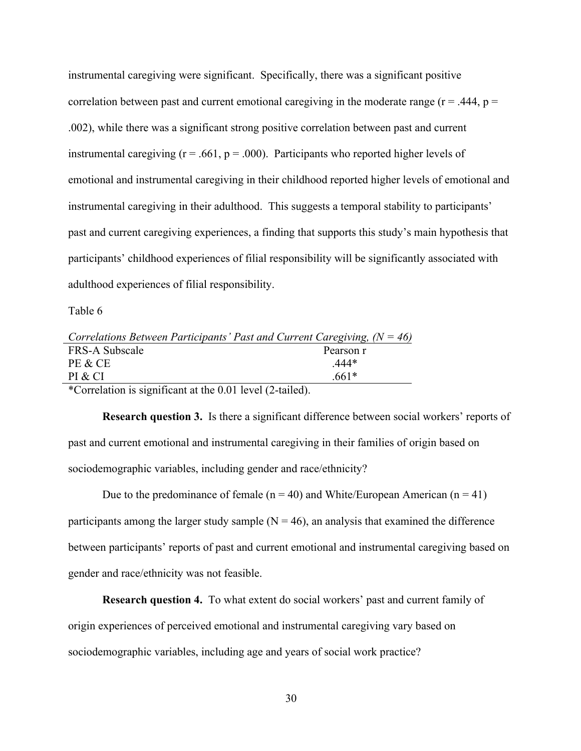instrumental caregiving were significant. Specifically, there was a significant positive correlation between past and current emotional caregiving in the moderate range ($r = .444$, $p = .002$), while there was a significant strong positive correlation between past and current instrumental caregiving ($r = .661$, $p = .000$). Participants who reported higher levels of emotional and instrumental caregiving in their childhood reported higher levels of emotional and instrumental caregiving in their adulthood. This suggests a temporal stability to participants' past and current caregiving experiences, a finding that supports this study's main hypothesis that participants' childhood experiences of filial responsibility will be significantly associated with adulthood experiences of filial responsibility.

Table 6

*Correlations Between Participants' Past and Current Caregiving, (N = 46)*

| FRS-A Subscale | Pearson r |
|---|---|
| PE & CE | .444* |
| PI & CI | .661* |

*Correlation is significant at the 0.01 level (2-tailed).

**Research question 3.** Is there a significant difference between social workers' reports of past and current emotional and instrumental caregiving in their families of origin based on sociodemographic variables, including gender and race/ethnicity?

Due to the predominance of female ($n = 40$) and White/European American ($n = 41$) participants among the larger study sample ($N = 46$), an analysis that examined the difference between participants' reports of past and current emotional and instrumental caregiving based on gender and race/ethnicity was not feasible.

**Research question 4.** To what extent do social workers' past and current family of origin experiences of perceived emotional and instrumental caregiving vary based on sociodemographic variables, including age and years of social work practice?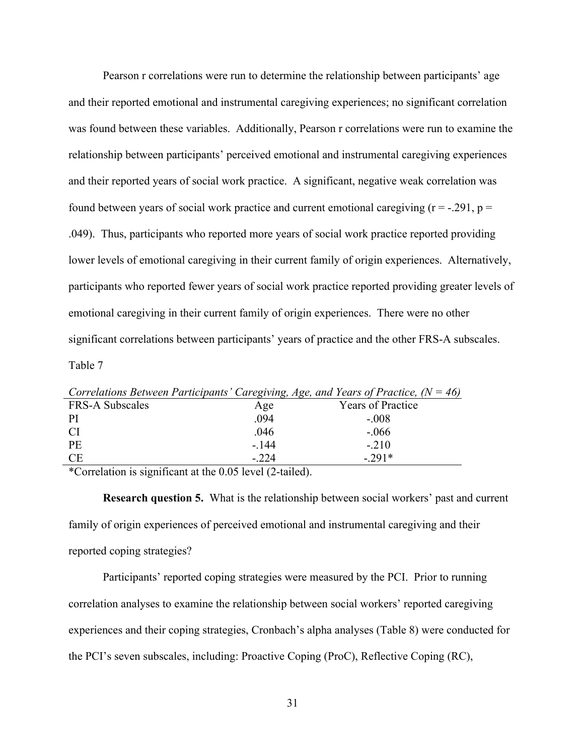Pearson r correlations were run to determine the relationship between participants' age and their reported emotional and instrumental caregiving experiences; no significant correlation was found between these variables. Additionally, Pearson r correlations were run to examine the relationship between participants' perceived emotional and instrumental caregiving experiences and their reported years of social work practice. A significant, negative weak correlation was found between years of social work practice and current emotional caregiving ($r = -.291$, $p = .049$). Thus, participants who reported more years of social work practice reported providing lower levels of emotional caregiving in their current family of origin experiences. Alternatively, participants who reported fewer years of social work practice reported providing greater levels of emotional caregiving in their current family of origin experiences. There were no other significant correlations between participants' years of practice and the other FRS-A subscales.

Table 7

*Correlations Between Participants' Caregiving, Age, and Years of Practice, (N = 46)*

| FRS-A Subscales | Age | Years of Practice |
|---|---|---|
| PI | .094 | -.008 |
| CI | .046 | -.066 |
| PE | -.144 | -.210 |
| CE | -.224 | -.291* |

*Correlation is significant at the 0.05 level (2-tailed).

**Research question 5.** What is the relationship between social workers' past and current family of origin experiences of perceived emotional and instrumental caregiving and their reported coping strategies?

Participants' reported coping strategies were measured by the PCI. Prior to running correlation analyses to examine the relationship between social workers' reported caregiving experiences and their coping strategies, Cronbach's alpha analyses (Table 8) were conducted for the PCI's seven subscales, including: Proactive Coping (ProC), Reflective Coping (RC),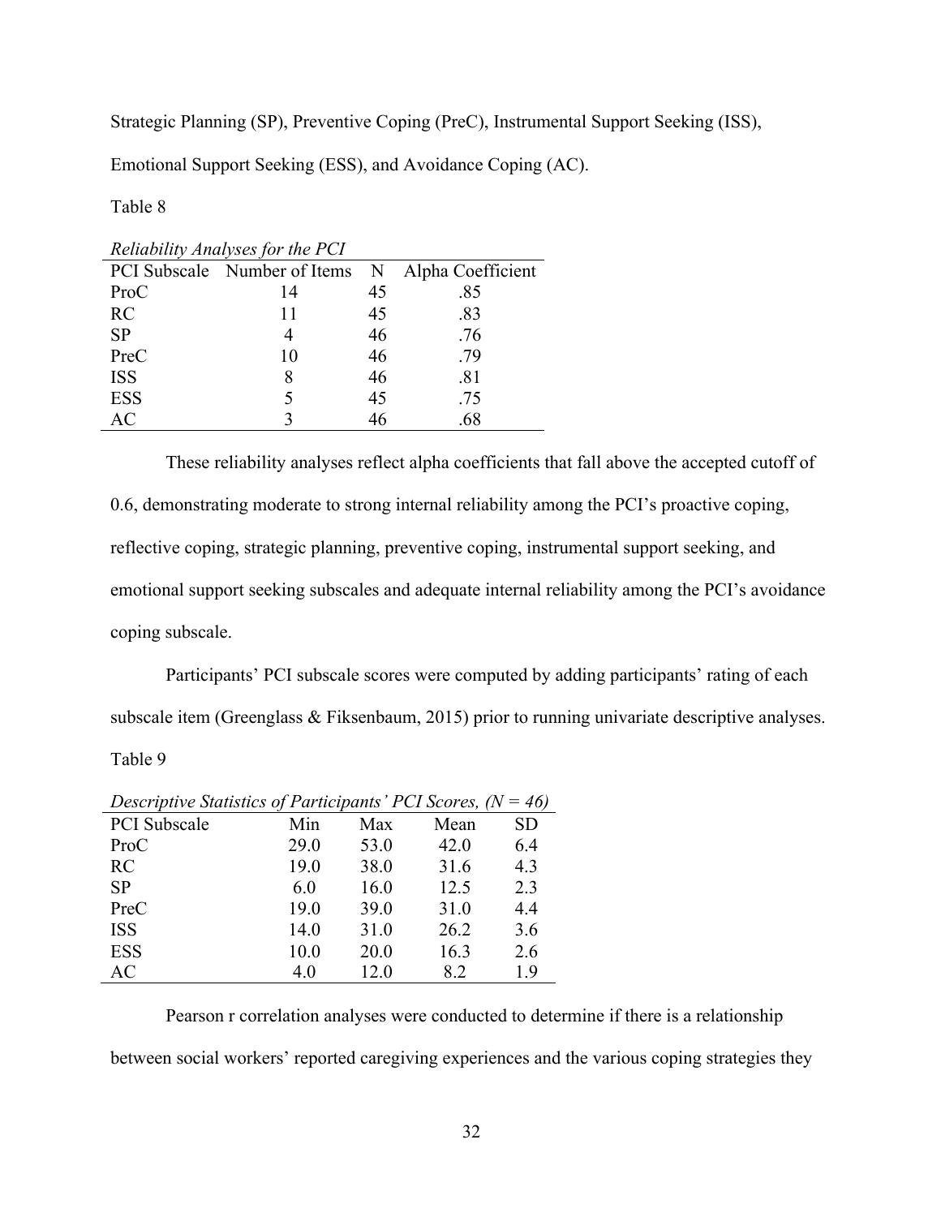Strategic Planning (SP), Preventive Coping (PreC), Instrumental Support Seeking (ISS), Emotional Support Seeking (ESS), and Avoidance Coping (AC).

Table 8

*Reliability Analyses for the PCI*

| PCI Subscale | Number of Items | N | Alpha Coefficient |
|---|---|---|---|
| ProC | 14 | 45 | .85 |
| RC | 11 | 45 | .83 |
| SP | 4 | 46 | .76 |
| PreC | 10 | 46 | .79 |
| ISS | 8 | 46 | .81 |
| ESS | 5 | 45 | .75 |
| AC | 3 | 46 | .68 |

These reliability analyses reflect alpha coefficients that fall above the accepted cutoff of 0.6, demonstrating moderate to strong internal reliability among the PCI's proactive coping, reflective coping, strategic planning, preventive coping, instrumental support seeking, and emotional support seeking subscales and adequate internal reliability among the PCI's avoidance coping subscale.

Participants' PCI subscale scores were computed by adding participants' rating of each subscale item (Greenglass & Fiksenbaum, 2015) prior to running univariate descriptive analyses.

Table 9

*Descriptive Statistics of Participants' PCI Scores, (N = 46)*

| PCI Subscale | Min | Max | Mean | SD |
|---|---|---|---|---|
| ProC | 29.0 | 53.0 | 42.0 | 6.4 |
| RC | 19.0 | 38.0 | 31.6 | 4.3 |
| SP | 6.0 | 16.0 | 12.5 | 2.3 |
| PreC | 19.0 | 39.0 | 31.0 | 4.4 |
| ISS | 14.0 | 31.0 | 26.2 | 3.6 |
| ESS | 10.0 | 20.0 | 16.3 | 2.6 |
| AC | 4.0 | 12.0 | 8.2 | 1.9 |

Pearson r correlation analyses were conducted to determine if there is a relationship between social workers' reported caregiving experiences and the various coping strategies they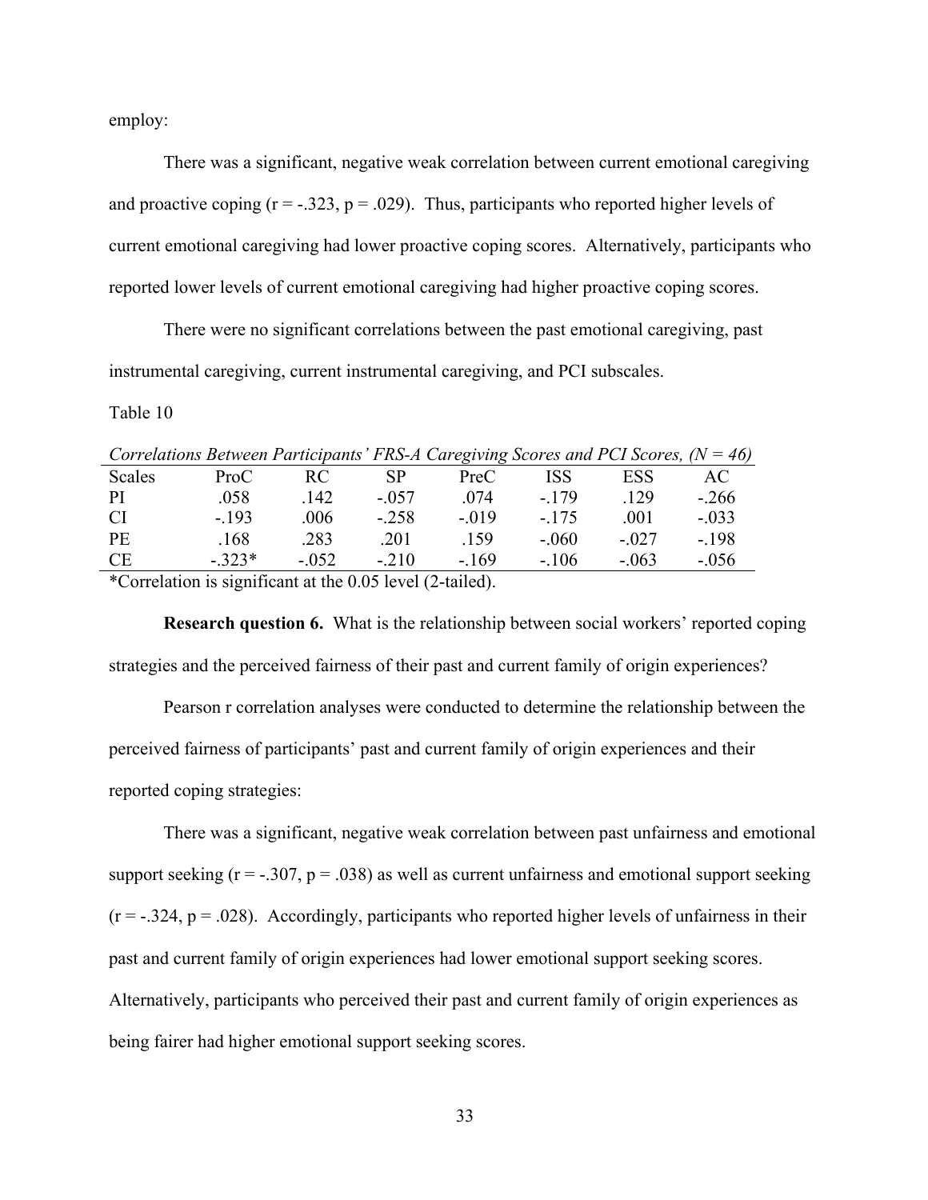employ:

There was a significant, negative weak correlation between current emotional caregiving and proactive coping ($r = -.323$, $p = .029$). Thus, participants who reported higher levels of current emotional caregiving had lower proactive coping scores. Alternatively, participants who reported lower levels of current emotional caregiving had higher proactive coping scores.

There were no significant correlations between the past emotional caregiving, past instrumental caregiving, current instrumental caregiving, and PCI subscales.

Table 10

*Correlations Between Participants' FRS-A Caregiving Scores and PCI Scores, (N = 46)*

| Scales | ProC | RC | SP | PreC | ISS | ESS | AC |
|---|---|---|---|---|---|---|---|
| PI | .058 | .142 | -.057 | .074 | -.179 | .129 | -.266 |
| CI | -.193 | .006 | -.258 | -.019 | -.175 | .001 | -.033 |
| PE | .168 | .283 | .201 | .159 | -.060 | -.027 | -.198 |
| CE | -.323* | -.052 | -.210 | -.169 | -.106 | -.063 | -.056 |

*Correlation is significant at the 0.05 level (2-tailed).

**Research question 6.** What is the relationship between social workers' reported coping strategies and the perceived fairness of their past and current family of origin experiences?

Pearson r correlation analyses were conducted to determine the relationship between the perceived fairness of participants' past and current family of origin experiences and their reported coping strategies:

There was a significant, negative weak correlation between past unfairness and emotional support seeking ($r = -.307$, $p = .038$) as well as current unfairness and emotional support seeking ($r = -.324$, $p = .028$). Accordingly, participants who reported higher levels of unfairness in their past and current family of origin experiences had lower emotional support seeking scores. Alternatively, participants who perceived their past and current family of origin experiences as being fairer had higher emotional support seeking scores.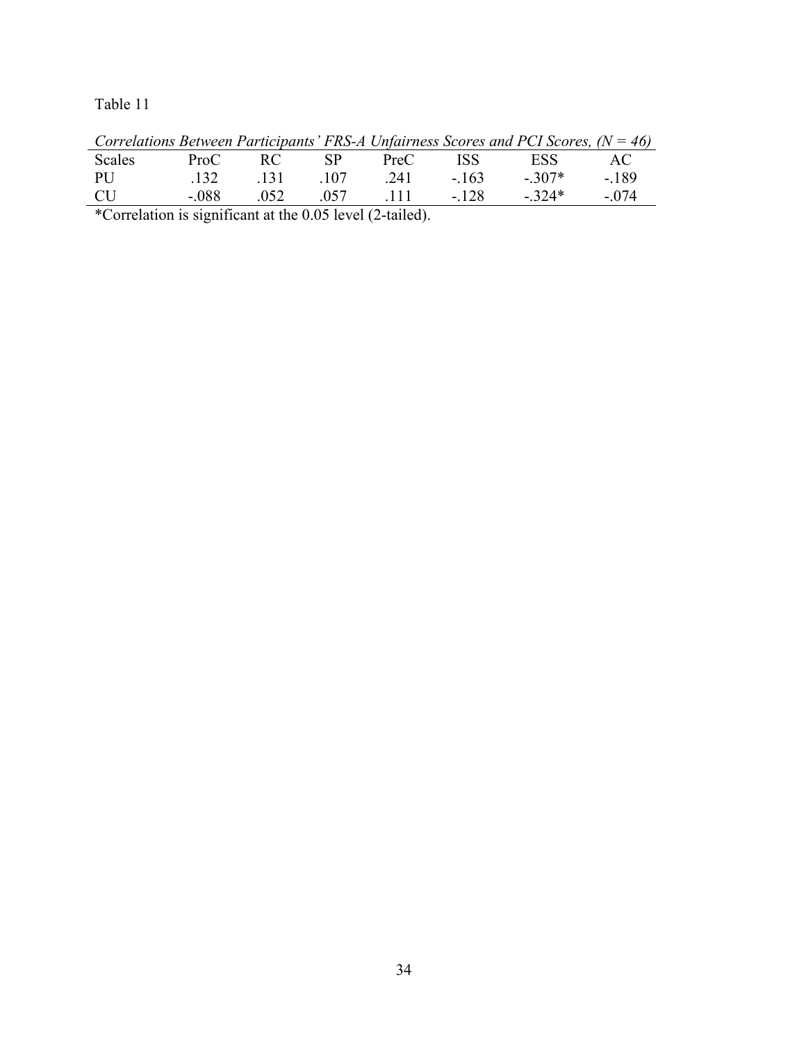Table 11

*Correlations Between Participants' FRS-A Unfairness Scores and PCI Scores, (N = 46)*

| Scales | ProC | RC | SP | PreC | ISS | ESS | AC |
|---|---|---|---|---|---|---|---|
| PU | .132 | .131 | .107 | .241 | -.163 | -.307* | -.189 |
| CU | -.088 | .052 | .057 | .111 | -.128 | -.324* | -.074 |

*Correlation is significant at the 0.05 level (2-tailed).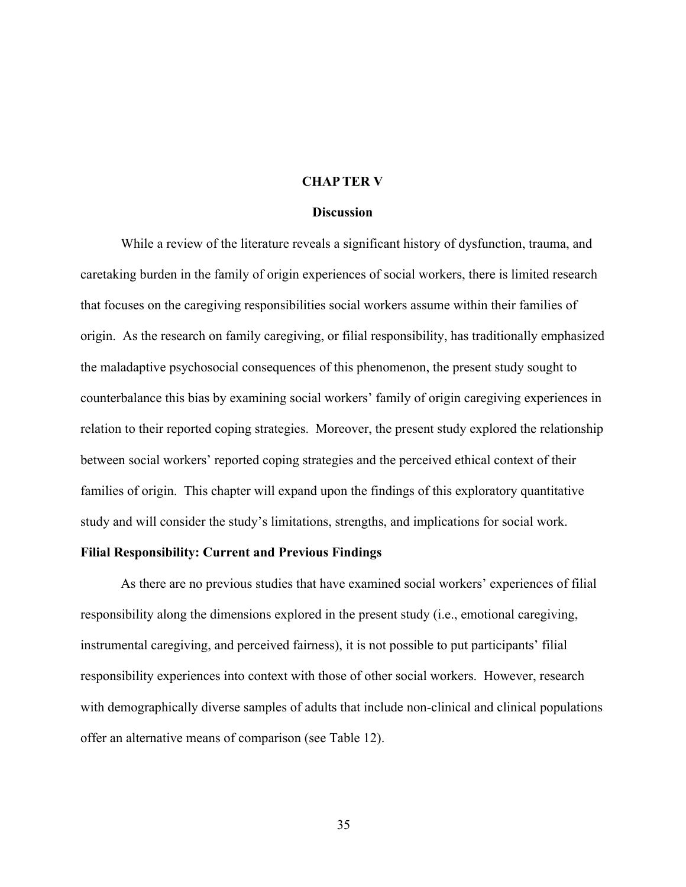# CHAPTER V

## Discussion

While a review of the literature reveals a significant history of dysfunction, trauma, and caretaking burden in the family of origin experiences of social workers, there is limited research that focuses on the caregiving responsibilities social workers assume within their families of origin. As the research on family caregiving, or filial responsibility, has traditionally emphasized the maladaptive psychosocial consequences of this phenomenon, the present study sought to counterbalance this bias by examining social workers' family of origin caregiving experiences in relation to their reported coping strategies. Moreover, the present study explored the relationship between social workers' reported coping strategies and the perceived ethical context of their families of origin. This chapter will expand upon the findings of this exploratory quantitative study and will consider the study's limitations, strengths, and implications for social work.

### Filial Responsibility: Current and Previous Findings

As there are no previous studies that have examined social workers' experiences of filial responsibility along the dimensions explored in the present study (i.e., emotional caregiving, instrumental caregiving, and perceived fairness), it is not possible to put participants' filial responsibility experiences into context with those of other social workers. However, research with demographically diverse samples of adults that include non-clinical and clinical populations offer an alternative means of comparison (see Table 12).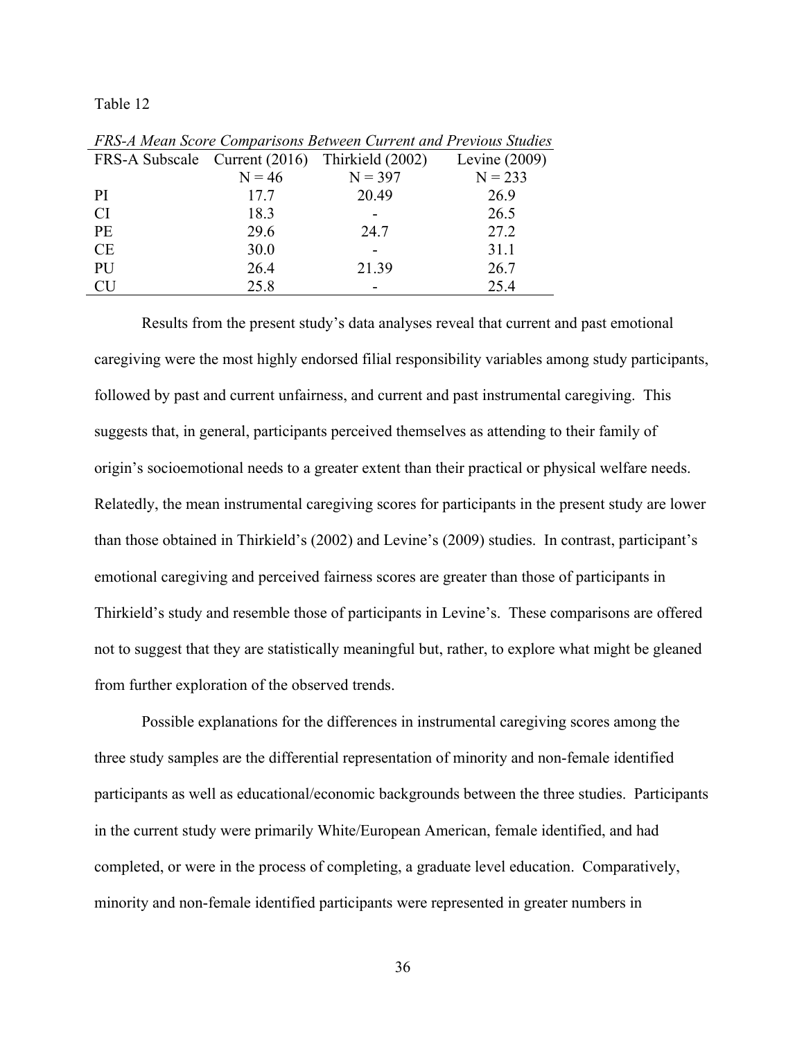Table 12

*FRS-A Mean Score Comparisons Between Current and Previous Studies*

| FRS-A Subscale | Current (2016) | Thirkield (2002) | Levine (2009) |
|---|---|---|---|
| | N = 46 | N = 397 | N = 233 |
| PI | 17.7 | 20.49 | 26.9 |
| CI | 18.3 | - | 26.5 |
| PE | 29.6 | 24.7 | 27.2 |
| CE | 30.0 | - | 31.1 |
| PU | 26.4 | 21.39 | 26.7 |
| CU | 25.8 | - | 25.4 |

Results from the present study's data analyses reveal that current and past emotional caregiving were the most highly endorsed filial responsibility variables among study participants, followed by past and current unfairness, and current and past instrumental caregiving. This suggests that, in general, participants perceived themselves as attending to their family of origin's socioemotional needs to a greater extent than their practical or physical welfare needs. Relatedly, the mean instrumental caregiving scores for participants in the present study are lower than those obtained in Thirkield's (2002) and Levine's (2009) studies. In contrast, participant's emotional caregiving and perceived fairness scores are greater than those of participants in Thirkield's study and resemble those of participants in Levine's. These comparisons are offered not to suggest that they are statistically meaningful but, rather, to explore what might be gleaned from further exploration of the observed trends.

Possible explanations for the differences in instrumental caregiving scores among the three study samples are the differential representation of minority and non-female identified participants as well as educational/economic backgrounds between the three studies. Participants in the current study were primarily White/European American, female identified, and had completed, or were in the process of completing, a graduate level education. Comparatively, minority and non-female identified participants were represented in greater numbers in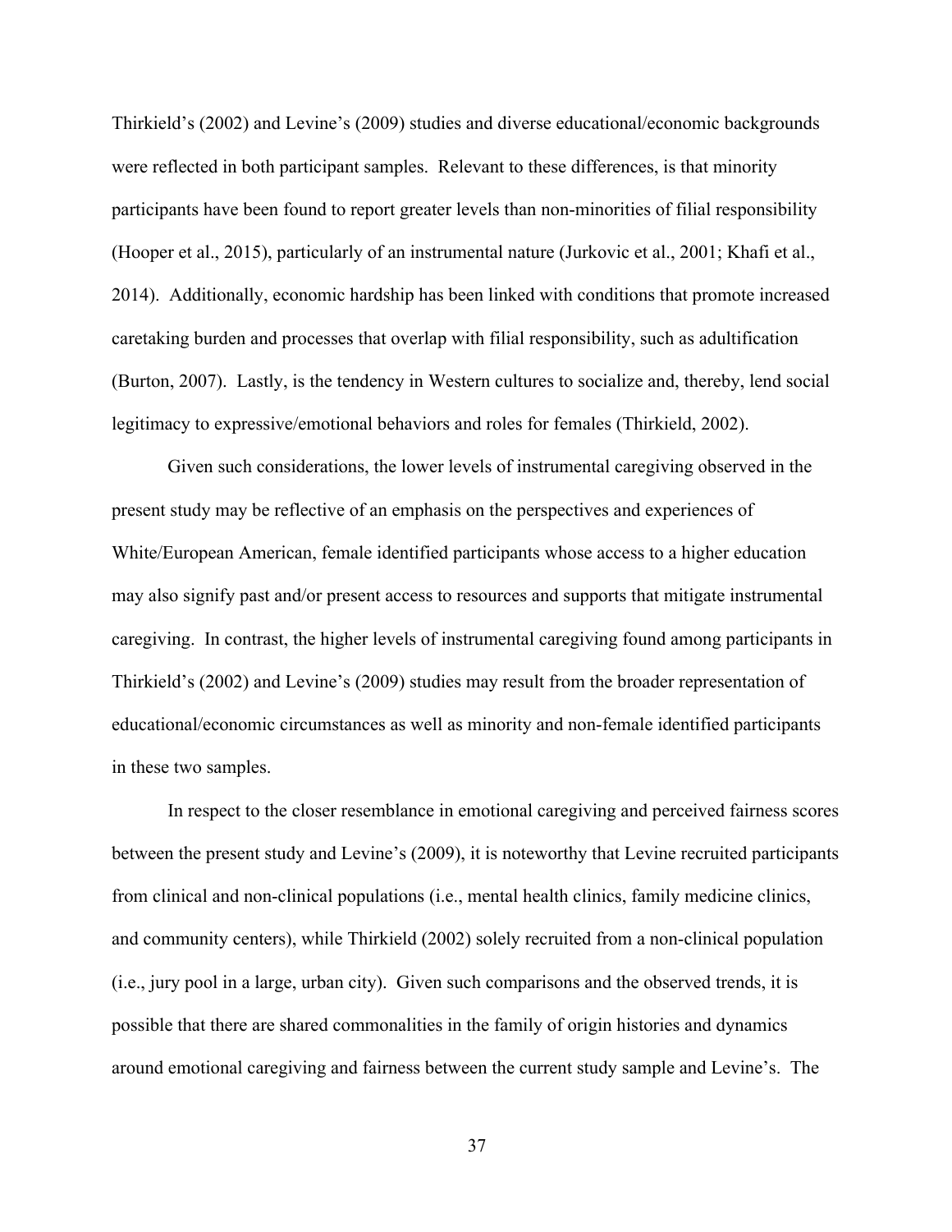Thirkield's (2002) and Levine's (2009) studies and diverse educational/economic backgrounds were reflected in both participant samples. Relevant to these differences, is that minority participants have been found to report greater levels than non-minorities of filial responsibility (Hooper et al., 2015), particularly of an instrumental nature (Jurkovic et al., 2001; Khafi et al., 2014). Additionally, economic hardship has been linked with conditions that promote increased caretaking burden and processes that overlap with filial responsibility, such as adultification (Burton, 2007). Lastly, is the tendency in Western cultures to socialize and, thereby, lend social legitimacy to expressive/emotional behaviors and roles for females (Thirkield, 2002).

Given such considerations, the lower levels of instrumental caregiving observed in the present study may be reflective of an emphasis on the perspectives and experiences of White/European American, female identified participants whose access to a higher education may also signify past and/or present access to resources and supports that mitigate instrumental caregiving. In contrast, the higher levels of instrumental caregiving found among participants in Thirkield's (2002) and Levine's (2009) studies may result from the broader representation of educational/economic circumstances as well as minority and non-female identified participants in these two samples.

In respect to the closer resemblance in emotional caregiving and perceived fairness scores between the present study and Levine's (2009), it is noteworthy that Levine recruited participants from clinical and non-clinical populations (i.e., mental health clinics, family medicine clinics, and community centers), while Thirkield (2002) solely recruited from a non-clinical population (i.e., jury pool in a large, urban city). Given such comparisons and the observed trends, it is possible that there are shared commonalities in the family of origin histories and dynamics around emotional caregiving and fairness between the current study sample and Levine's. The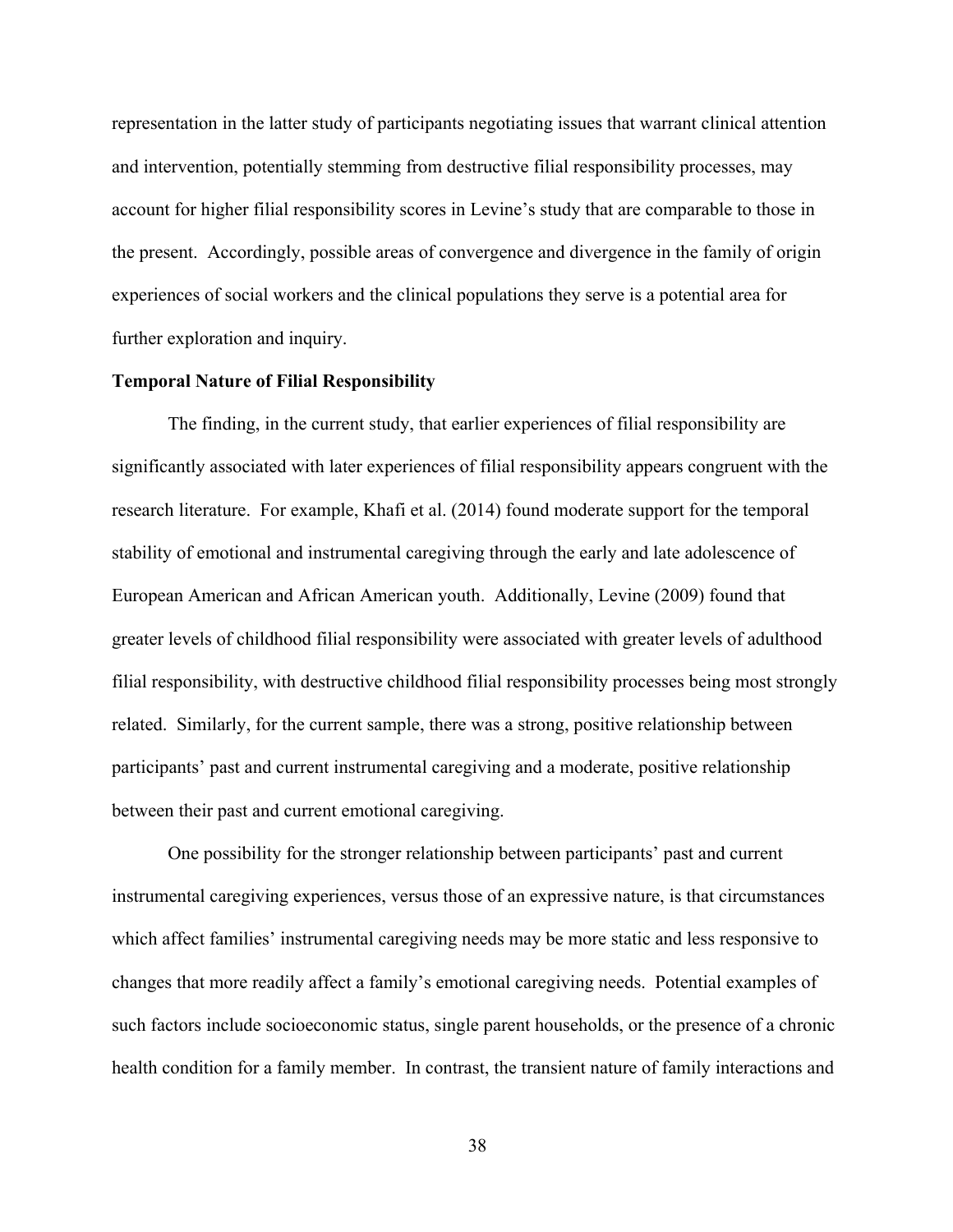representation in the latter study of participants negotiating issues that warrant clinical attention and intervention, potentially stemming from destructive filial responsibility processes, may account for higher filial responsibility scores in Levine's study that are comparable to those in the present. Accordingly, possible areas of convergence and divergence in the family of origin experiences of social workers and the clinical populations they serve is a potential area for further exploration and inquiry.

**Temporal Nature of Filial Responsibility**

The finding, in the current study, that earlier experiences of filial responsibility are significantly associated with later experiences of filial responsibility appears congruent with the research literature. For example, Khafi et al. (2014) found moderate support for the temporal stability of emotional and instrumental caregiving through the early and late adolescence of European American and African American youth. Additionally, Levine (2009) found that greater levels of childhood filial responsibility were associated with greater levels of adulthood filial responsibility, with destructive childhood filial responsibility processes being most strongly related. Similarly, for the current sample, there was a strong, positive relationship between participants' past and current instrumental caregiving and a moderate, positive relationship between their past and current emotional caregiving.

One possibility for the stronger relationship between participants' past and current instrumental caregiving experiences, versus those of an expressive nature, is that circumstances which affect families' instrumental caregiving needs may be more static and less responsive to changes that more readily affect a family's emotional caregiving needs. Potential examples of such factors include socioeconomic status, single parent households, or the presence of a chronic health condition for a family member. In contrast, the transient nature of family interactions and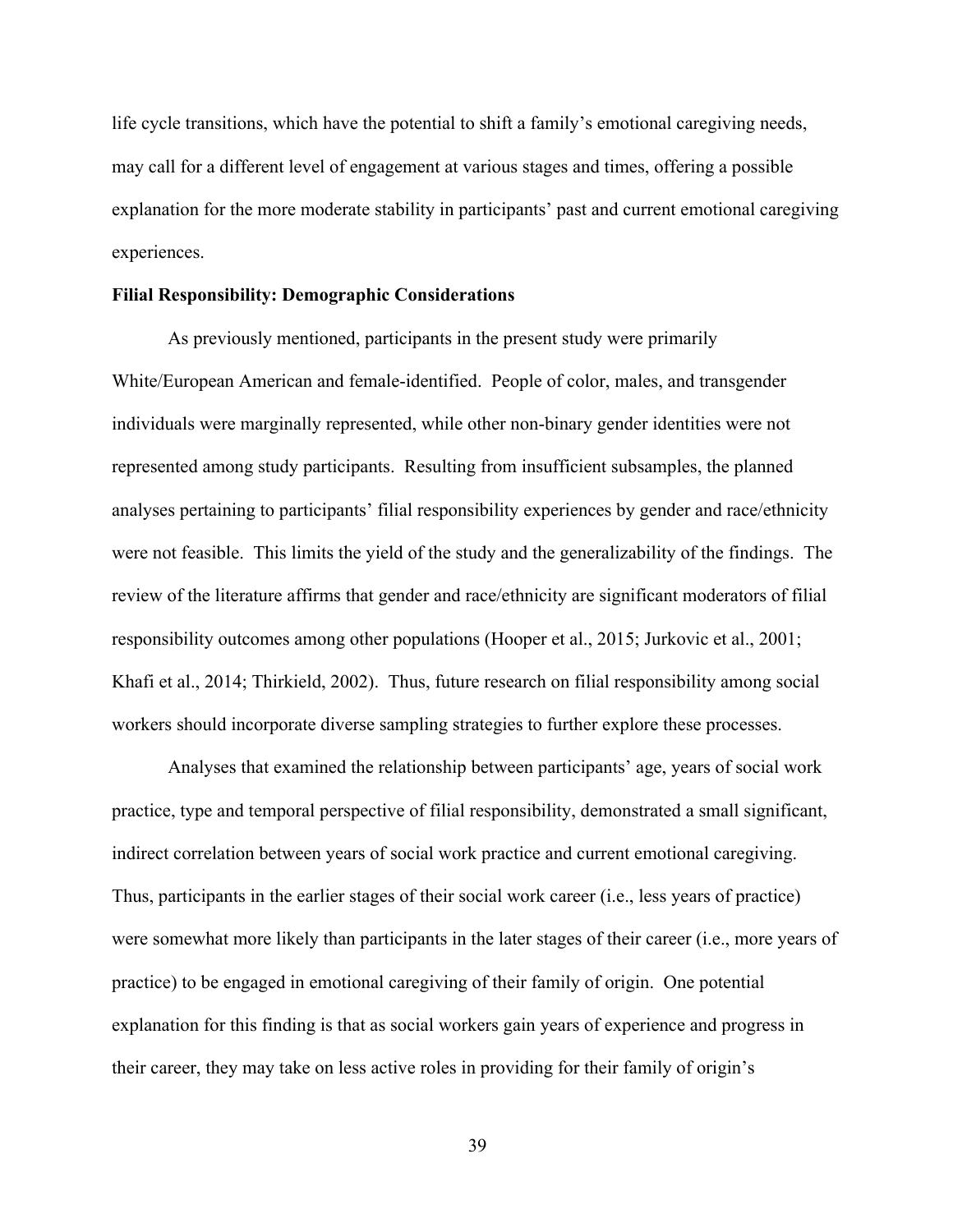life cycle transitions, which have the potential to shift a family's emotional caregiving needs, may call for a different level of engagement at various stages and times, offering a possible explanation for the more moderate stability in participants' past and current emotional caregiving experiences.

**Filial Responsibility: Demographic Considerations**

As previously mentioned, participants in the present study were primarily White/European American and female-identified. People of color, males, and transgender individuals were marginally represented, while other non-binary gender identities were not represented among study participants. Resulting from insufficient subsamples, the planned analyses pertaining to participants' filial responsibility experiences by gender and race/ethnicity were not feasible. This limits the yield of the study and the generalizability of the findings. The review of the literature affirms that gender and race/ethnicity are significant moderators of filial responsibility outcomes among other populations (Hooper et al., 2015; Jurkovic et al., 2001; Khafi et al., 2014; Thirkield, 2002). Thus, future research on filial responsibility among social workers should incorporate diverse sampling strategies to further explore these processes.

Analyses that examined the relationship between participants' age, years of social work practice, type and temporal perspective of filial responsibility, demonstrated a small significant, indirect correlation between years of social work practice and current emotional caregiving. Thus, participants in the earlier stages of their social work career (i.e., less years of practice) were somewhat more likely than participants in the later stages of their career (i.e., more years of practice) to be engaged in emotional caregiving of their family of origin. One potential explanation for this finding is that as social workers gain years of experience and progress in their career, they may take on less active roles in providing for their family of origin's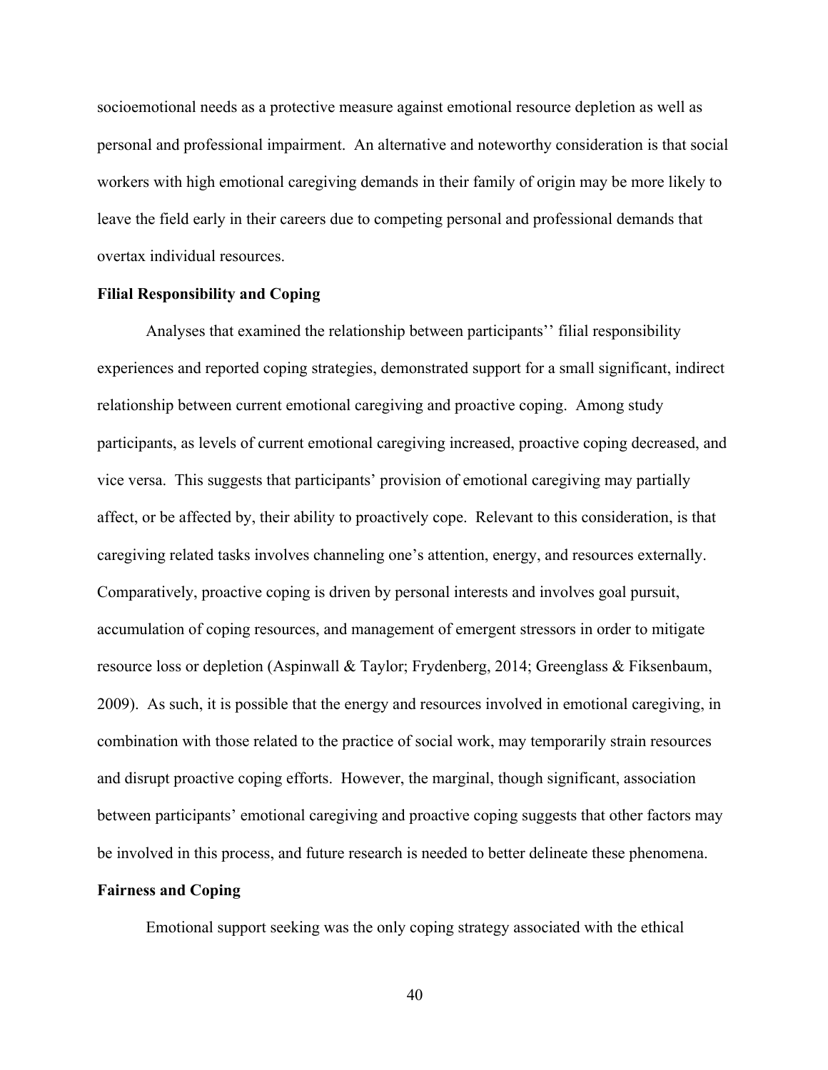socioemotional needs as a protective measure against emotional resource depletion as well as personal and professional impairment. An alternative and noteworthy consideration is that social workers with high emotional caregiving demands in their family of origin may be more likely to leave the field early in their careers due to competing personal and professional demands that overtax individual resources.

**Filial Responsibility and Coping**

Analyses that examined the relationship between participants'' filial responsibility experiences and reported coping strategies, demonstrated support for a small significant, indirect relationship between current emotional caregiving and proactive coping. Among study participants, as levels of current emotional caregiving increased, proactive coping decreased, and vice versa. This suggests that participants' provision of emotional caregiving may partially affect, or be affected by, their ability to proactively cope. Relevant to this consideration, is that caregiving related tasks involves channeling one's attention, energy, and resources externally. Comparatively, proactive coping is driven by personal interests and involves goal pursuit, accumulation of coping resources, and management of emergent stressors in order to mitigate resource loss or depletion (Aspinwall & Taylor; Frydenberg, 2014; Greenglass & Fiksenbaum, 2009). As such, it is possible that the energy and resources involved in emotional caregiving, in combination with those related to the practice of social work, may temporarily strain resources and disrupt proactive coping efforts. However, the marginal, though significant, association between participants' emotional caregiving and proactive coping suggests that other factors may be involved in this process, and future research is needed to better delineate these phenomena.

**Fairness and Coping**

Emotional support seeking was the only coping strategy associated with the ethical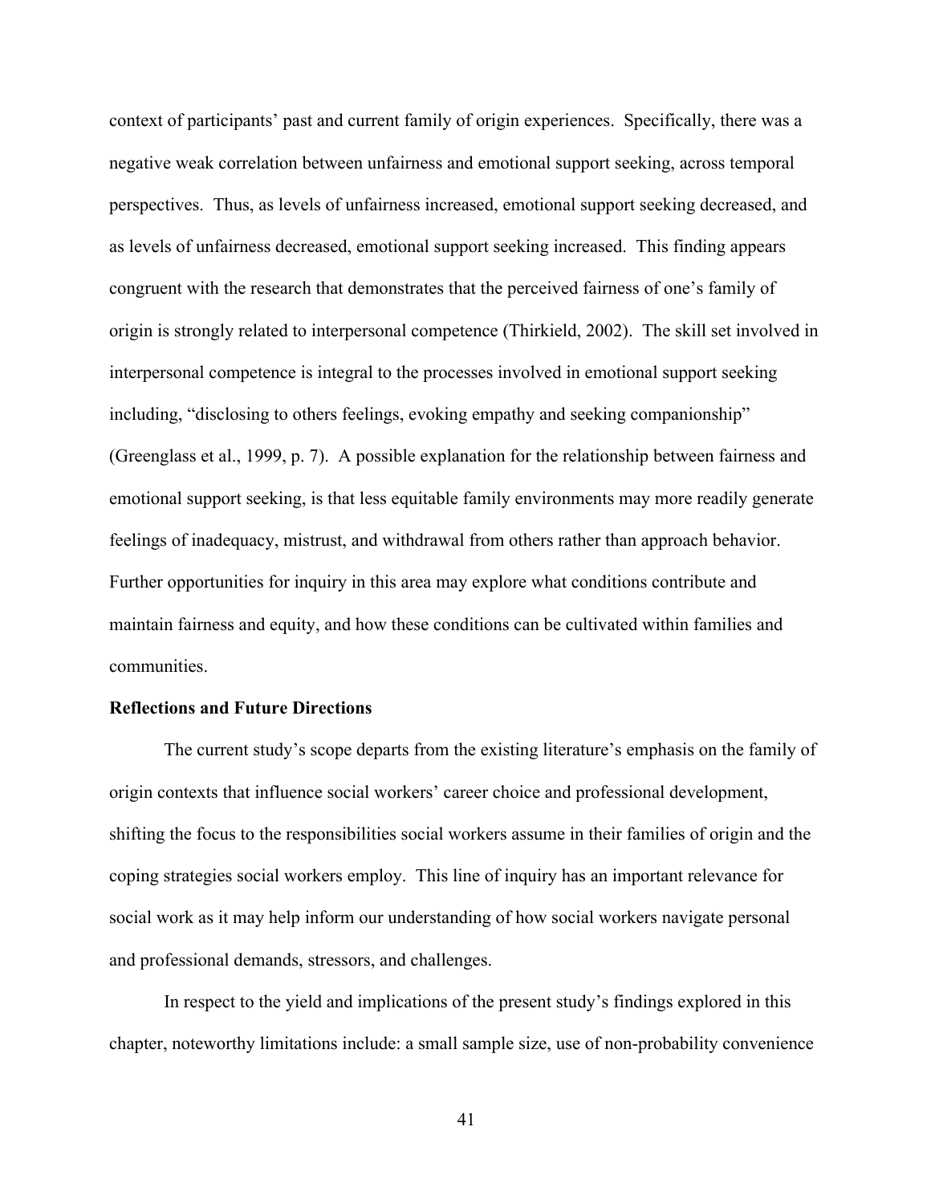context of participants' past and current family of origin experiences. Specifically, there was a negative weak correlation between unfairness and emotional support seeking, across temporal perspectives. Thus, as levels of unfairness increased, emotional support seeking decreased, and as levels of unfairness decreased, emotional support seeking increased. This finding appears congruent with the research that demonstrates that the perceived fairness of one's family of origin is strongly related to interpersonal competence (Thirkield, 2002). The skill set involved in interpersonal competence is integral to the processes involved in emotional support seeking including, "disclosing to others feelings, evoking empathy and seeking companionship" (Greenglass et al., 1999, p. 7). A possible explanation for the relationship between fairness and emotional support seeking, is that less equitable family environments may more readily generate feelings of inadequacy, mistrust, and withdrawal from others rather than approach behavior. Further opportunities for inquiry in this area may explore what conditions contribute and maintain fairness and equity, and how these conditions can be cultivated within families and communities.

**Reflections and Future Directions**

The current study's scope departs from the existing literature's emphasis on the family of origin contexts that influence social workers' career choice and professional development, shifting the focus to the responsibilities social workers assume in their families of origin and the coping strategies social workers employ. This line of inquiry has an important relevance for social work as it may help inform our understanding of how social workers navigate personal and professional demands, stressors, and challenges.

In respect to the yield and implications of the present study's findings explored in this chapter, noteworthy limitations include: a small sample size, use of non-probability convenience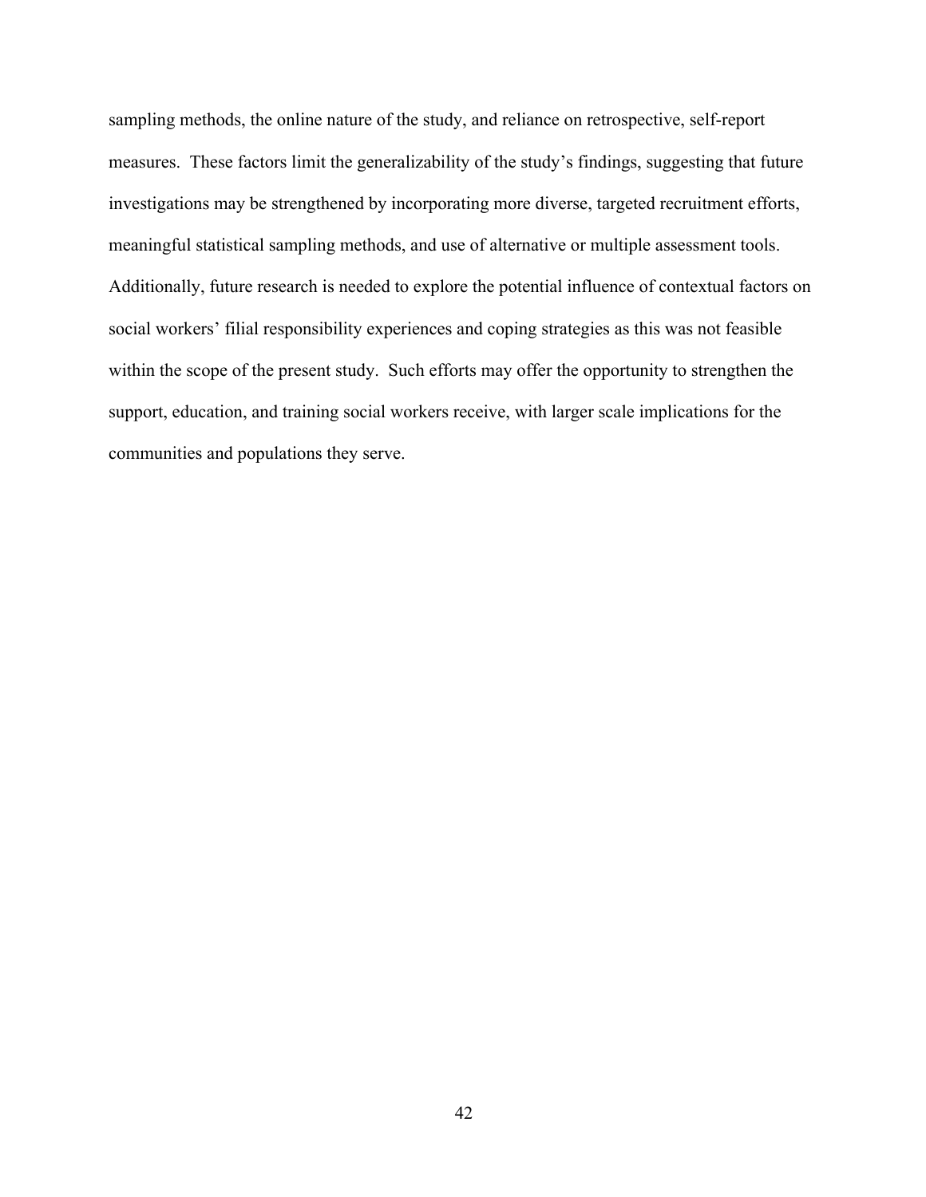sampling methods, the online nature of the study, and reliance on retrospective, self-report measures. These factors limit the generalizability of the study's findings, suggesting that future investigations may be strengthened by incorporating more diverse, targeted recruitment efforts, meaningful statistical sampling methods, and use of alternative or multiple assessment tools. Additionally, future research is needed to explore the potential influence of contextual factors on social workers' filial responsibility experiences and coping strategies as this was not feasible within the scope of the present study. Such efforts may offer the opportunity to strengthen the support, education, and training social workers receive, with larger scale implications for the communities and populations they serve.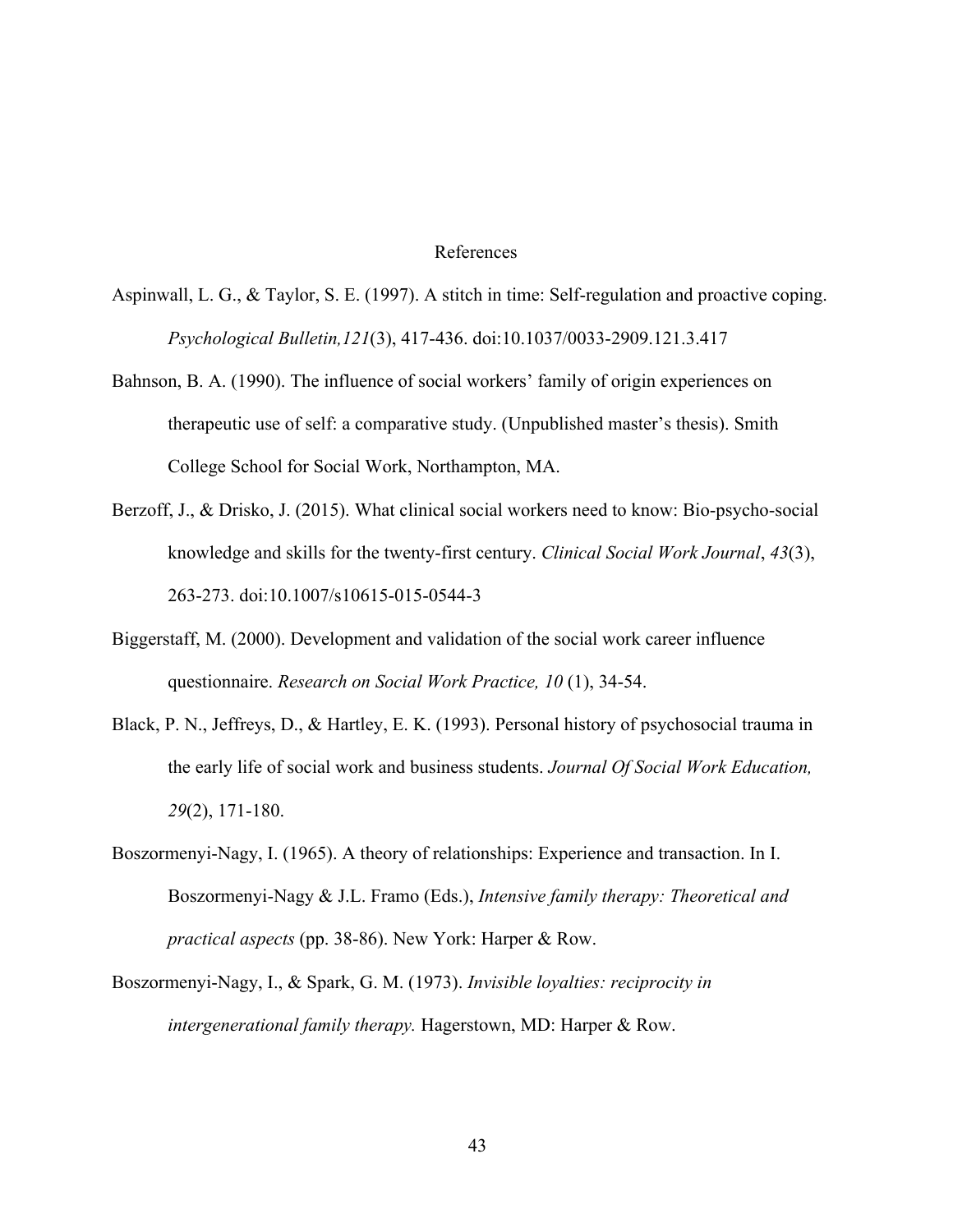# References

Aspinwall, L. G., & Taylor, S. E. (1997). A stitch in time: Self-regulation and proactive coping. *Psychological Bulletin,121*(3), 417-436. doi:10.1037/0033-2909.121.3.417

Bahnson, B. A. (1990). The influence of social workers' family of origin experiences on therapeutic use of self: a comparative study. (Unpublished master's thesis). Smith College School for Social Work, Northampton, MA.

Berzoff, J., & Drisko, J. (2015). What clinical social workers need to know: Bio-psycho-social knowledge and skills for the twenty-first century. *Clinical Social Work Journal*, *43*(3), 263-273. doi:10.1007/s10615-015-0544-3

Biggerstaff, M. (2000). Development and validation of the social work career influence questionnaire. *Research on Social Work Practice, 10* (1), 34-54.

Black, P. N., Jeffreys, D., & Hartley, E. K. (1993). Personal history of psychosocial trauma in the early life of social work and business students. *Journal Of Social Work Education, 29*(2), 171-180.

Boszormenyi-Nagy, I. (1965). A theory of relationships: Experience and transaction. In I. Boszormenyi-Nagy & J.L. Framo (Eds.), *Intensive family therapy: Theoretical and practical aspects* (pp. 38-86). New York: Harper & Row.

Boszormenyi-Nagy, I., & Spark, G. M. (1973). *Invisible loyalties: reciprocity in intergenerational family therapy.* Hagerstown, MD: Harper & Row.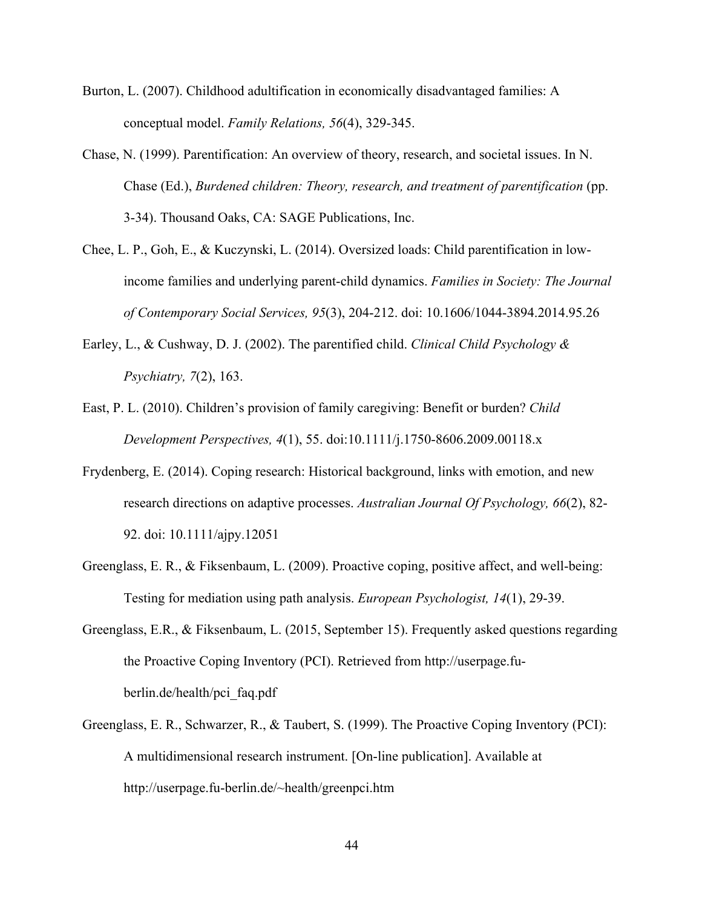Burton, L. (2007). Childhood adultification in economically disadvantaged families: A conceptual model. *Family Relations, 56*(4), 329-345.

Chase, N. (1999). Parentification: An overview of theory, research, and societal issues. In N. Chase (Ed.), *Burdened children: Theory, research, and treatment of parentification* (pp. 3-34). Thousand Oaks, CA: SAGE Publications, Inc.

Chee, L. P., Goh, E., & Kuczynski, L. (2014). Oversized loads: Child parentification in low-income families and underlying parent-child dynamics. *Families in Society: The Journal of Contemporary Social Services, 95*(3), 204-212. doi: 10.1606/1044-3894.2014.95.26

Earley, L., & Cushway, D. J. (2002). The parentified child. *Clinical Child Psychology & Psychiatry, 7*(2), 163.

East, P. L. (2010). Children's provision of family caregiving: Benefit or burden? *Child Development Perspectives, 4*(1), 55. doi:10.1111/j.1750-8606.2009.00118.x

Frydenberg, E. (2014). Coping research: Historical background, links with emotion, and new research directions on adaptive processes. *Australian Journal Of Psychology, 66*(2), 82-92. doi: 10.1111/ajpy.12051

Greenglass, E. R., & Fiksenbaum, L. (2009). Proactive coping, positive affect, and well-being: Testing for mediation using path analysis. *European Psychologist, 14*(1), 29-39.

Greenglass, E.R., & Fiksenbaum, L. (2015, September 15). Frequently asked questions regarding the Proactive Coping Inventory (PCI). Retrieved from http://userpage.fu-berlin.de/health/pci_faq.pdf

Greenglass, E. R., Schwarzer, R., & Taubert, S. (1999). The Proactive Coping Inventory (PCI): A multidimensional research instrument. [On-line publication]. Available at http://userpage.fu-berlin.de/~health/greenpci.htm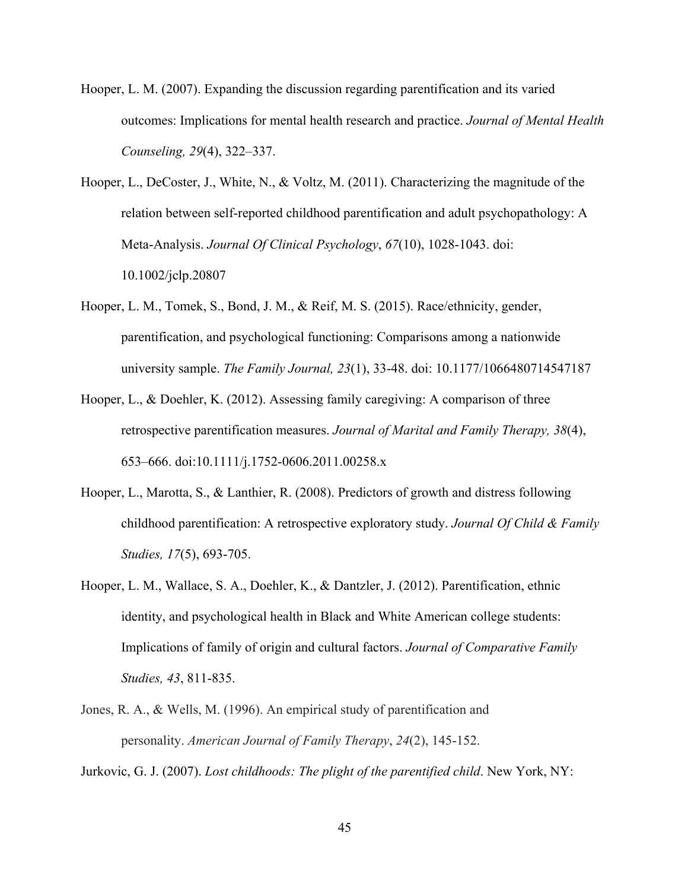Hooper, L. M. (2007). Expanding the discussion regarding parentification and its varied outcomes: Implications for mental health research and practice. *Journal of Mental Health Counseling, 29*(4), 322–337.

Hooper, L., DeCoster, J., White, N., & Voltz, M. (2011). Characterizing the magnitude of the relation between self-reported childhood parentification and adult psychopathology: A Meta-Analysis. *Journal Of Clinical Psychology*, *67*(10), 1028-1043. doi: 10.1002/jclp.20807

Hooper, L. M., Tomek, S., Bond, J. M., & Reif, M. S. (2015). Race/ethnicity, gender, parentification, and psychological functioning: Comparisons among a nationwide university sample. *The Family Journal, 23*(1), 33-48. doi: 10.1177/1066480714547187

Hooper, L., & Doehler, K. (2012). Assessing family caregiving: A comparison of three retrospective parentification measures. *Journal of Marital and Family Therapy, 38*(4), 653–666. doi:10.1111/j.1752-0606.2011.00258.x

Hooper, L., Marotta, S., & Lanthier, R. (2008). Predictors of growth and distress following childhood parentification: A retrospective exploratory study. *Journal Of Child & Family Studies, 17*(5), 693-705.

Hooper, L. M., Wallace, S. A., Doehler, K., & Dantzler, J. (2012). Parentification, ethnic identity, and psychological health in Black and White American college students: Implications of family of origin and cultural factors. *Journal of Comparative Family Studies, 43*, 811-835.

Jones, R. A., & Wells, M. (1996). An empirical study of parentification and personality. *American Journal of Family Therapy*, *24*(2), 145-152.

Jurkovic, G. J. (2007). *Lost childhoods: The plight of the parentified child*. New York, NY: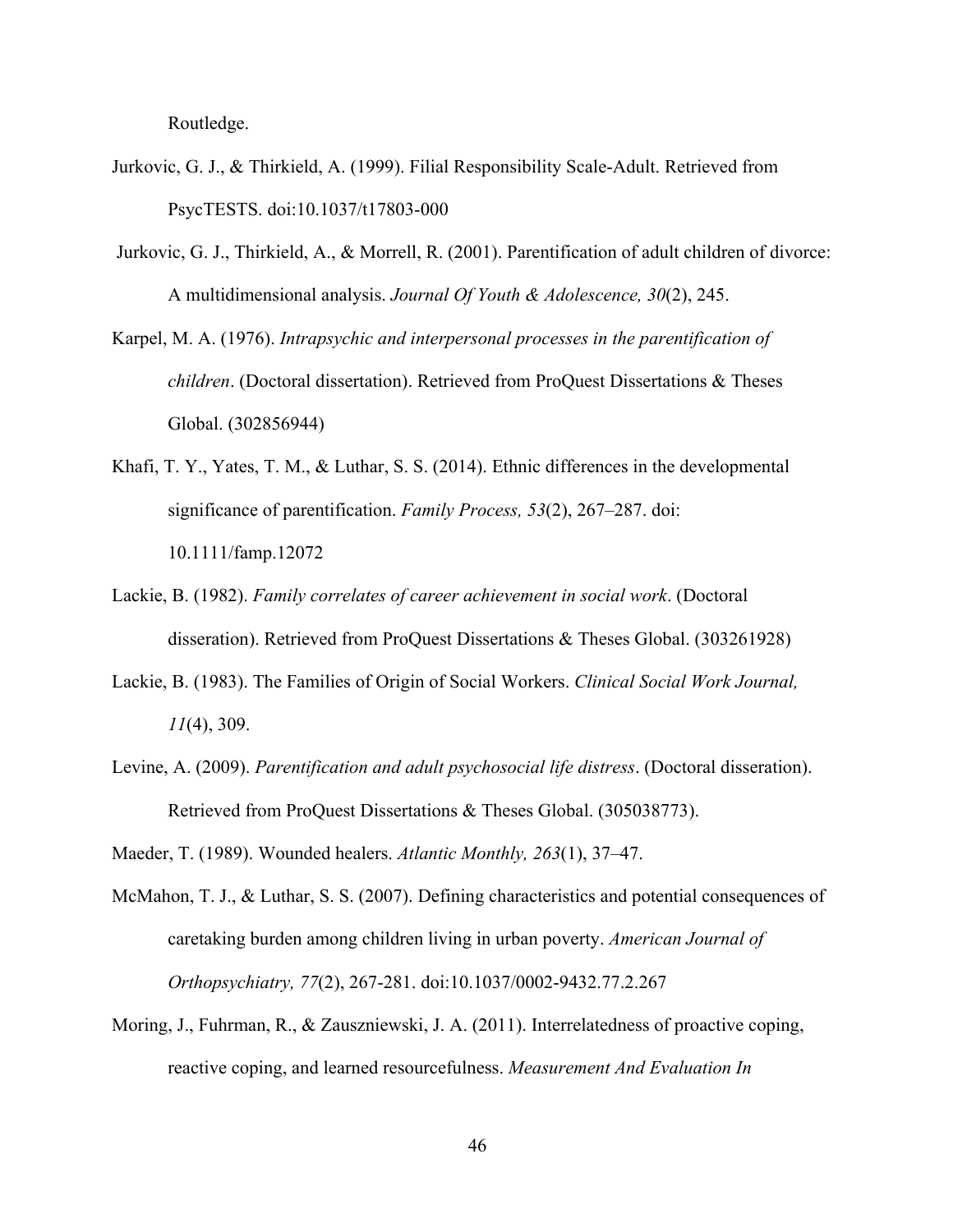Routledge.

Jurkovic, G. J., & Thirkield, A. (1999). Filial Responsibility Scale-Adult. Retrieved from PsycTESTS. doi:10.1037/t17803-000

Jurkovic, G. J., Thirkield, A., & Morrell, R. (2001). Parentification of adult children of divorce: A multidimensional analysis. *Journal Of Youth & Adolescence, 30*(2), 245.

Karpel, M. A. (1976). *Intrapsychic and interpersonal processes in the parentification of children*. (Doctoral dissertation). Retrieved from ProQuest Dissertations & Theses Global. (302856944)

Khafi, T. Y., Yates, T. M., & Luthar, S. S. (2014). Ethnic differences in the developmental significance of parentification. *Family Process, 53*(2), 267–287. doi: 10.1111/famp.12072

Lackie, B. (1982). *Family correlates of career achievement in social work*. (Doctoral disseration). Retrieved from ProQuest Dissertations & Theses Global. (303261928)

Lackie, B. (1983). The Families of Origin of Social Workers. *Clinical Social Work Journal, 11*(4), 309.

Levine, A. (2009). *Parentification and adult psychosocial life distress*. (Doctoral disseration). Retrieved from ProQuest Dissertations & Theses Global. (305038773).

Maeder, T. (1989). Wounded healers. *Atlantic Monthly, 263*(1), 37–47.

McMahon, T. J., & Luthar, S. S. (2007). Defining characteristics and potential consequences of caretaking burden among children living in urban poverty. *American Journal of Orthopsychiatry, 77*(2), 267-281. doi:10.1037/0002-9432.77.2.267

Moring, J., Fuhrman, R., & Zauszniewski, J. A. (2011). Interrelatedness of proactive coping, reactive coping, and learned resourcefulness. *Measurement And Evaluation In*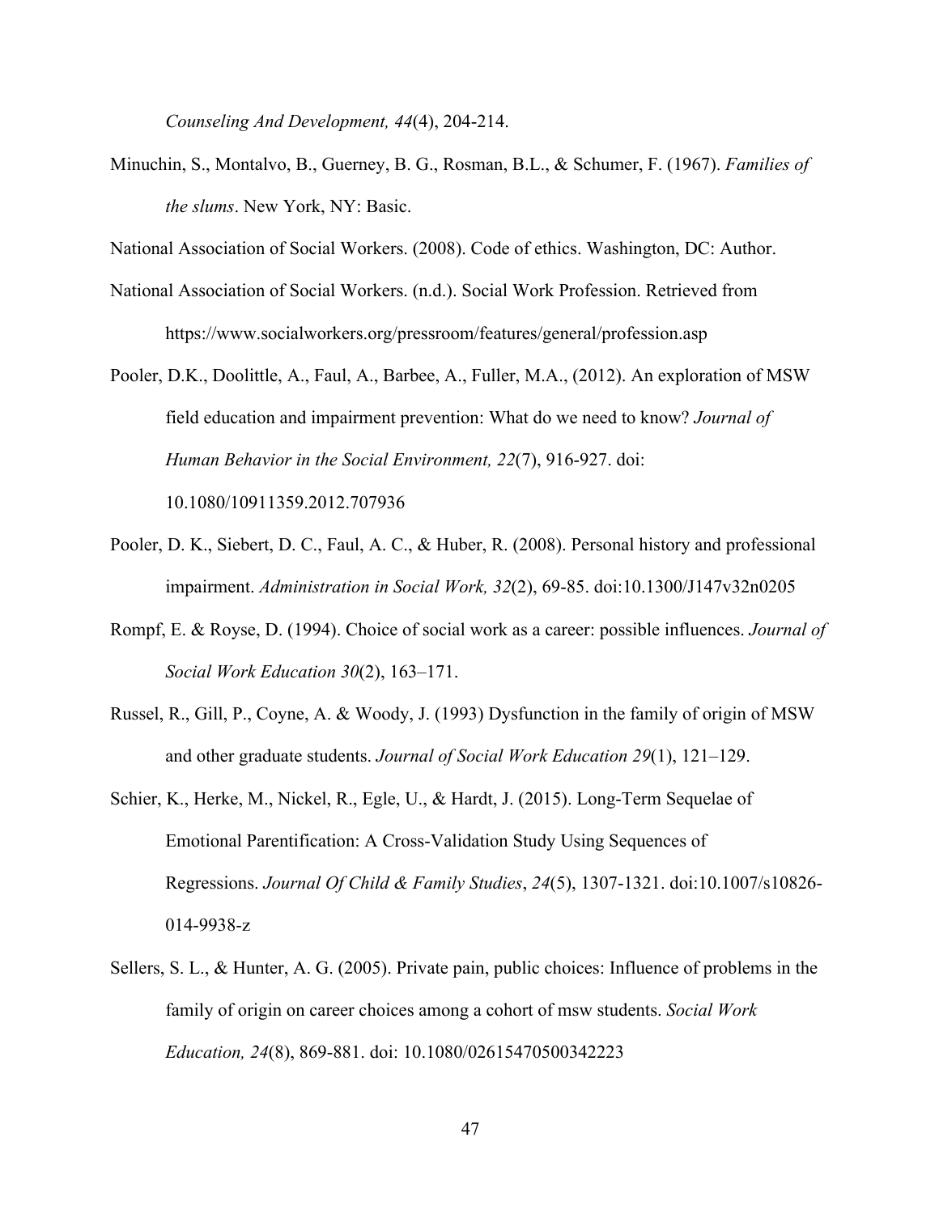*Counseling And Development, 44*(4), 204-214.

Minuchin, S., Montalvo, B., Guerney, B. G., Rosman, B.L., & Schumer, F. (1967). *Families of the slums*. New York, NY: Basic.

National Association of Social Workers. (2008). Code of ethics. Washington, DC: Author.

National Association of Social Workers. (n.d.). Social Work Profession. Retrieved from https://www.socialworkers.org/pressroom/features/general/profession.asp

Pooler, D.K., Doolittle, A., Faul, A., Barbee, A., Fuller, M.A., (2012). An exploration of MSW field education and impairment prevention: What do we need to know? *Journal of Human Behavior in the Social Environment, 22*(7), 916-927. doi: 10.1080/10911359.2012.707936

Pooler, D. K., Siebert, D. C., Faul, A. C., & Huber, R. (2008). Personal history and professional impairment. *Administration in Social Work, 32*(2), 69-85. doi:10.1300/J147v32n0205

Rompf, E. & Royse, D. (1994). Choice of social work as a career: possible influences. *Journal of Social Work Education 30*(2), 163–171.

Russel, R., Gill, P., Coyne, A. & Woody, J. (1993) Dysfunction in the family of origin of MSW and other graduate students. *Journal of Social Work Education 29*(1), 121–129.

Schier, K., Herke, M., Nickel, R., Egle, U., & Hardt, J. (2015). Long-Term Sequelae of Emotional Parentification: A Cross-Validation Study Using Sequences of Regressions. *Journal Of Child & Family Studies*, *24*(5), 1307-1321. doi:10.1007/s10826-014-9938-z

Sellers, S. L., & Hunter, A. G. (2005). Private pain, public choices: Influence of problems in the family of origin on career choices among a cohort of msw students. *Social Work Education, 24*(8), 869-881. doi: 10.1080/02615470500342223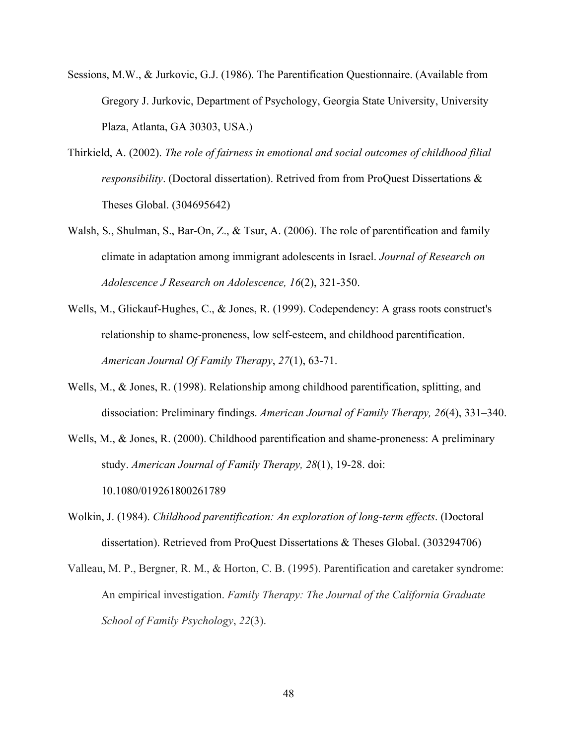Sessions, M.W., & Jurkovic, G.J. (1986). The Parentification Questionnaire. (Available from Gregory J. Jurkovic, Department of Psychology, Georgia State University, University Plaza, Atlanta, GA 30303, USA.)

Thirkield, A. (2002). *The role of fairness in emotional and social outcomes of childhood filial responsibility*. (Doctoral dissertation). Retrived from from ProQuest Dissertations & Theses Global. (304695642)

Walsh, S., Shulman, S., Bar-On, Z., & Tsur, A. (2006). The role of parentification and family climate in adaptation among immigrant adolescents in Israel. *Journal of Research on Adolescence J Research on Adolescence, 16*(2), 321-350.

Wells, M., Glickauf-Hughes, C., & Jones, R. (1999). Codependency: A grass roots construct's relationship to shame-proneness, low self-esteem, and childhood parentification. *American Journal Of Family Therapy*, *27*(1), 63-71.

Wells, M., & Jones, R. (1998). Relationship among childhood parentification, splitting, and dissociation: Preliminary findings. *American Journal of Family Therapy, 26*(4), 331–340.

Wells, M., & Jones, R. (2000). Childhood parentification and shame-proneness: A preliminary study. *American Journal of Family Therapy, 28*(1), 19-28. doi: 10.1080/019261800261789

Wolkin, J. (1984). *Childhood parentification: An exploration of long-term effects*. (Doctoral dissertation). Retrieved from ProQuest Dissertations & Theses Global. (303294706)

Valleau, M. P., Bergner, R. M., & Horton, C. B. (1995). Parentification and caretaker syndrome: An empirical investigation. *Family Therapy: The Journal of the California Graduate School of Family Psychology*, *22*(3).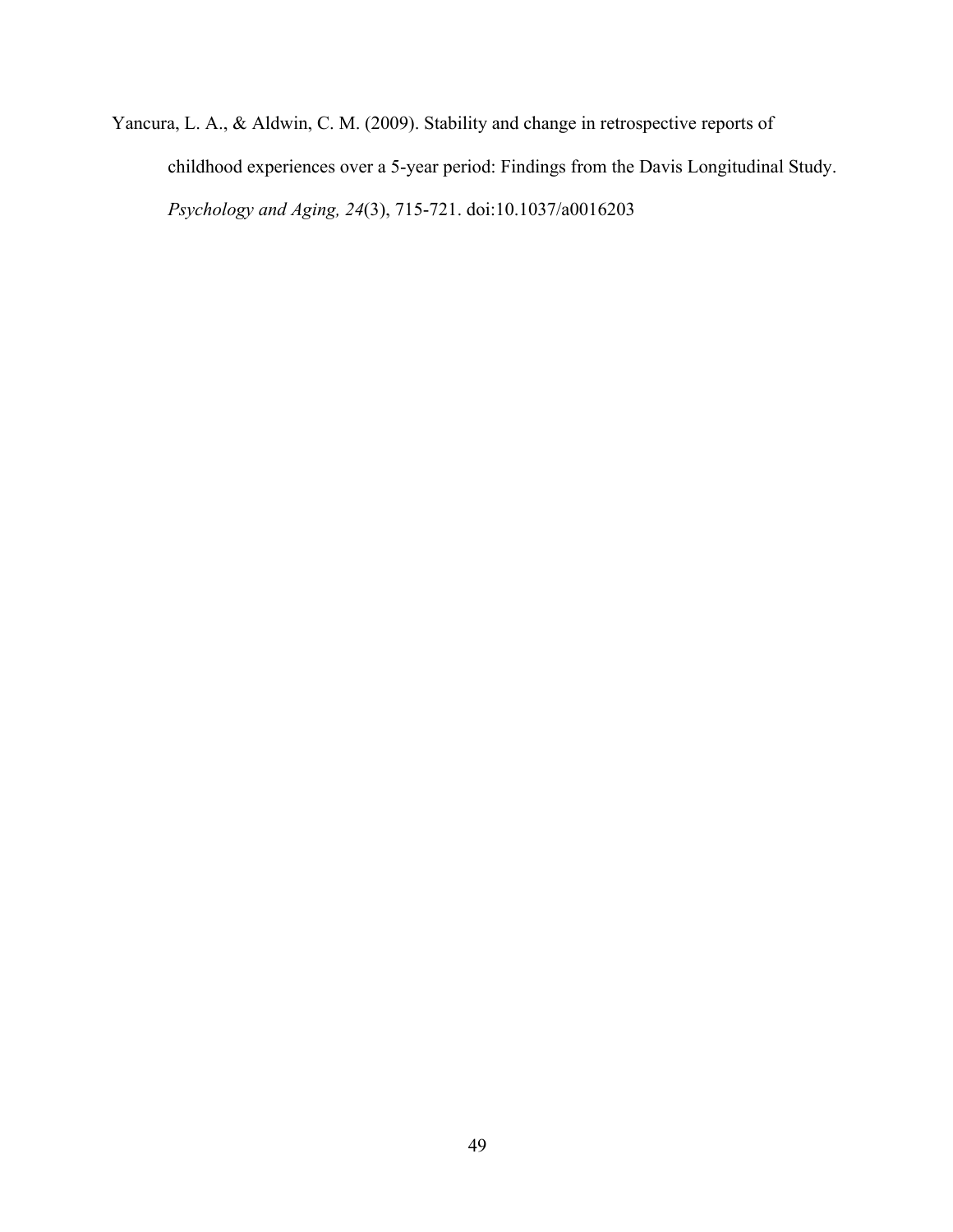Yancura, L. A., & Aldwin, C. M. (2009). Stability and change in retrospective reports of childhood experiences over a 5-year period: Findings from the Davis Longitudinal Study. *Psychology and Aging, 24*(3), 715-721. doi:10.1037/a0016203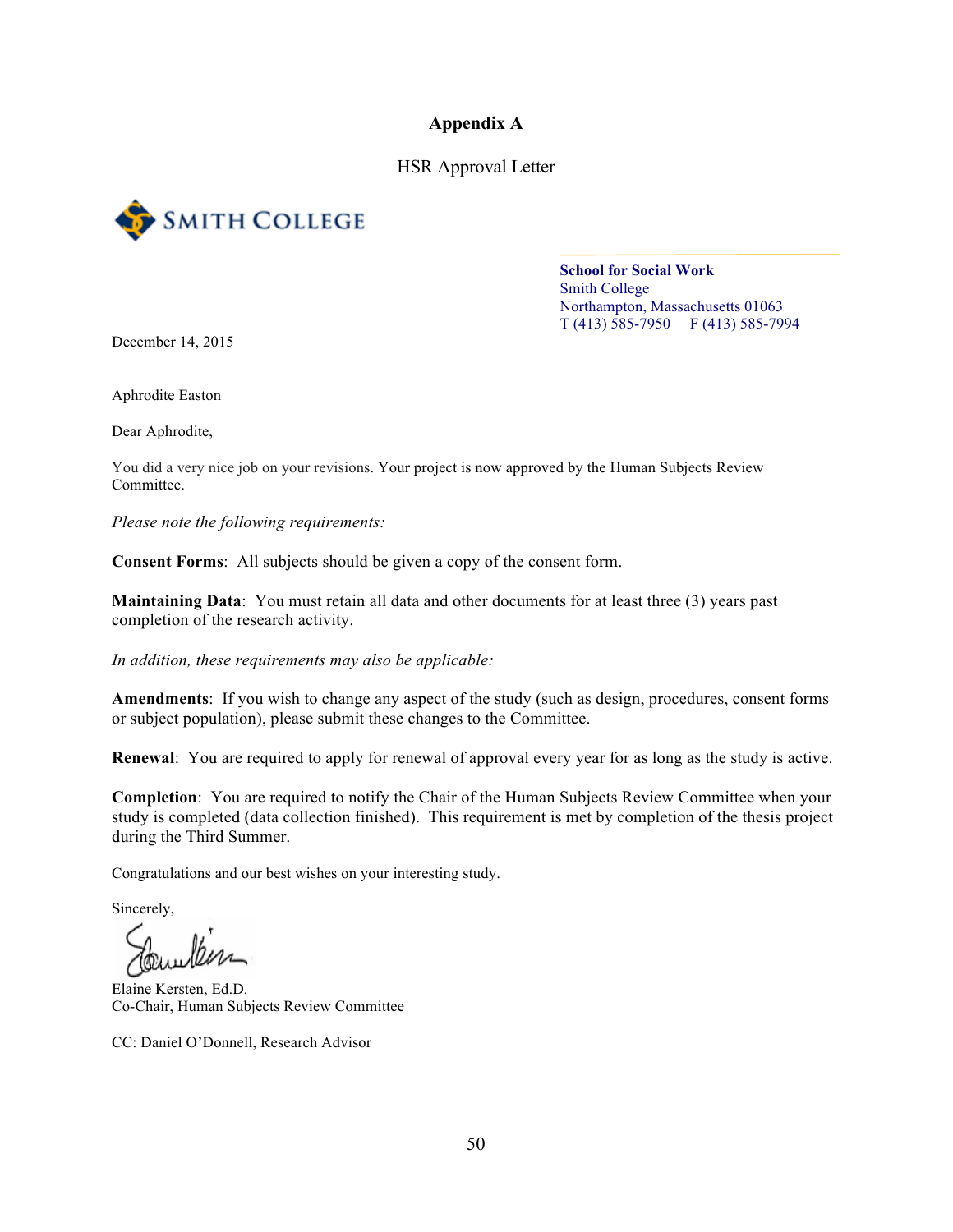# Appendix A

HSR Approval Letter

SMITH COLLEGE

**School for Social Work**
Smith College
Northampton, Massachusetts 01063
T (413) 585-7950    F (413) 585-7994

December 14, 2015

Aphrodite Easton

Dear Aphrodite,

You did a very nice job on your revisions. Your project is now approved by the Human Subjects Review Committee.

*Please note the following requirements:*

**Consent Forms**: All subjects should be given a copy of the consent form.

**Maintaining Data**: You must retain all data and other documents for at least three (3) years past completion of the research activity.

*In addition, these requirements may also be applicable:*

**Amendments**: If you wish to change any aspect of the study (such as design, procedures, consent forms or subject population), please submit these changes to the Committee.

**Renewal**: You are required to apply for renewal of approval every year for as long as the study is active.

**Completion**: You are required to notify the Chair of the Human Subjects Review Committee when your study is completed (data collection finished). This requirement is met by completion of the thesis project during the Third Summer.

Congratulations and our best wishes on your interesting study.

Sincerely,

Elaine Kersten, Ed.D.
Co-Chair, Human Subjects Review Committee

CC: Daniel O'Donnell, Research Advisor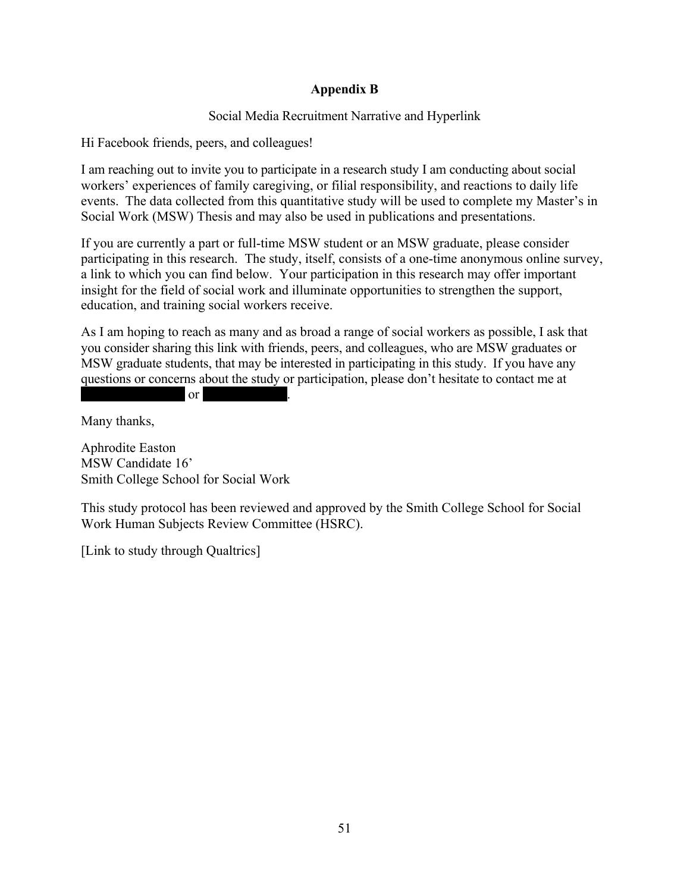**Appendix B**

Social Media Recruitment Narrative and Hyperlink

Hi Facebook friends, peers, and colleagues!

I am reaching out to invite you to participate in a research study I am conducting about social workers' experiences of family caregiving, or filial responsibility, and reactions to daily life events. The data collected from this quantitative study will be used to complete my Master's in Social Work (MSW) Thesis and may also be used in publications and presentations.

If you are currently a part or full-time MSW student or an MSW graduate, please consider participating in this research. The study, itself, consists of a one-time anonymous online survey, a link to which you can find below. Your participation in this research may offer important insight for the field of social work and illuminate opportunities to strengthen the support, education, and training social workers receive.

As I am hoping to reach as many and as broad a range of social workers as possible, I ask that you consider sharing this link with friends, peers, and colleagues, who are MSW graduates or MSW graduate students, that may be interested in participating in this study. If you have any questions or concerns about the study or participation, please don't hesitate to contact me at [REDACTED] or [REDACTED].

Many thanks,

Aphrodite Easton
MSW Candidate 16'
Smith College School for Social Work

This study protocol has been reviewed and approved by the Smith College School for Social Work Human Subjects Review Committee (HSRC).

[Link to study through Qualtrics]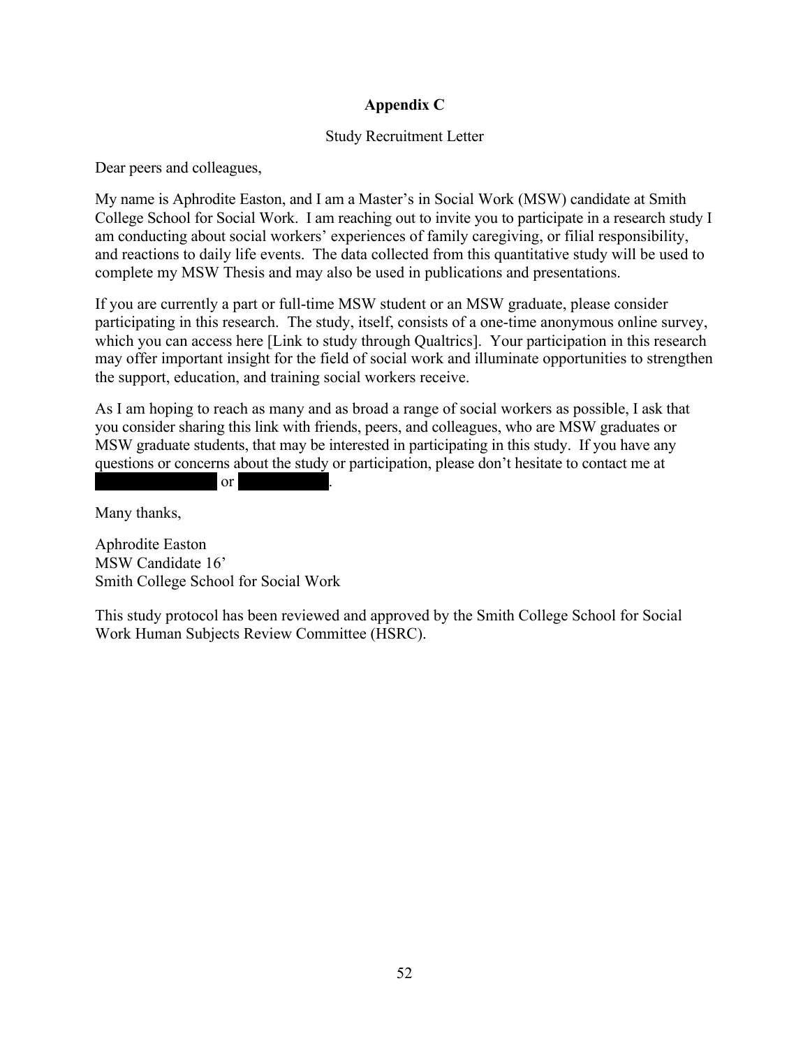**Appendix C**

Study Recruitment Letter

Dear peers and colleagues,

My name is Aphrodite Easton, and I am a Master's in Social Work (MSW) candidate at Smith College School for Social Work. I am reaching out to invite you to participate in a research study I am conducting about social workers' experiences of family caregiving, or filial responsibility, and reactions to daily life events. The data collected from this quantitative study will be used to complete my MSW Thesis and may also be used in publications and presentations.

If you are currently a part or full-time MSW student or an MSW graduate, please consider participating in this research. The study, itself, consists of a one-time anonymous online survey, which you can access here [Link to study through Qualtrics]. Your participation in this research may offer important insight for the field of social work and illuminate opportunities to strengthen the support, education, and training social workers receive.

As I am hoping to reach as many and as broad a range of social workers as possible, I ask that you consider sharing this link with friends, peers, and colleagues, who are MSW graduates or MSW graduate students, that may be interested in participating in this study. If you have any questions or concerns about the study or participation, please don't hesitate to contact me at [redacted] or [redacted].

Many thanks,

Aphrodite Easton
MSW Candidate 16'
Smith College School for Social Work

This study protocol has been reviewed and approved by the Smith College School for Social Work Human Subjects Review Committee (HSRC).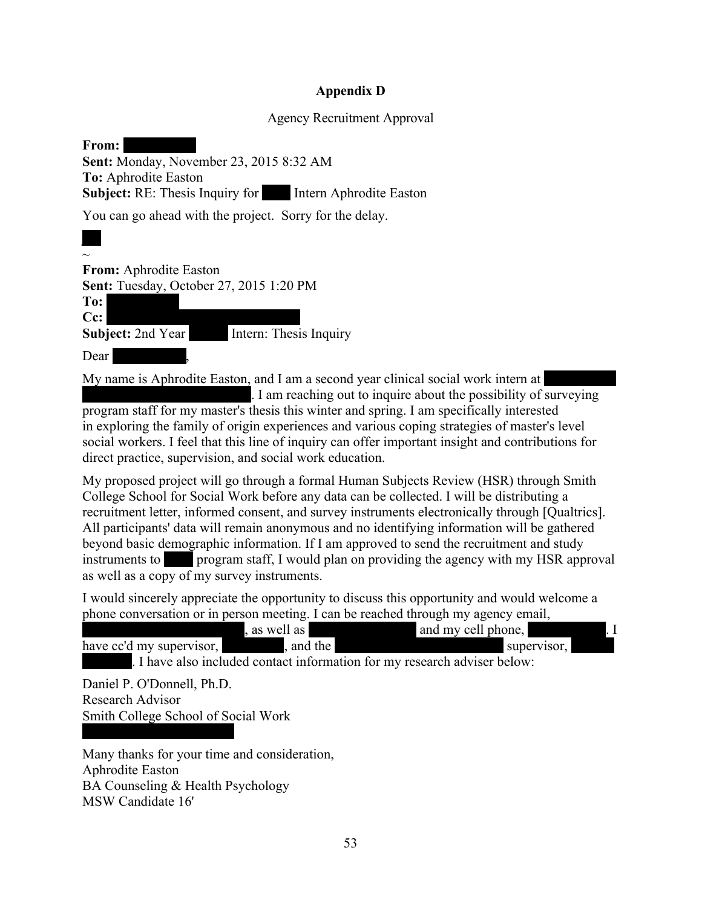# Appendix D

Agency Recruitment Approval

**From:** 
**Sent:** Monday, November 23, 2015 8:32 AM
**To:** Aphrodite Easton
**Subject:** RE: Thesis Inquiry for  Intern Aphrodite Easton

You can go ahead with the project. Sorry for the delay.

~
**From:** Aphrodite Easton
**Sent:** Tuesday, October 27, 2015 1:20 PM
**To:** 
**Cc:** 
**Subject:** 2nd Year  Intern: Thesis Inquiry

Dear ,

My name is Aphrodite Easton, and I am a second year clinical social work intern at . I am reaching out to inquire about the possibility of surveying program staff for my master's thesis this winter and spring. I am specifically interested in exploring the family of origin experiences and various coping strategies of master's level social workers. I feel that this line of inquiry can offer important insight and contributions for direct practice, supervision, and social work education.

My proposed project will go through a formal Human Subjects Review (HSR) through Smith College School for Social Work before any data can be collected. I will be distributing a recruitment letter, informed consent, and survey instruments electronically through [Qualtrics]. All participants' data will remain anonymous and no identifying information will be gathered beyond basic demographic information. If I am approved to send the recruitment and study instruments to  program staff, I would plan on providing the agency with my HSR approval as well as a copy of my survey instruments.

I would sincerely appreciate the opportunity to discuss this opportunity and would welcome a phone conversation or in person meeting. I can be reached through my agency email, , as well as  and my cell phone, . I have cc'd my supervisor, , and the  supervisor, . I have also included contact information for my research adviser below:

Daniel P. O'Donnell, Ph.D.
Research Advisor
Smith College School of Social Work

Many thanks for your time and consideration,
Aphrodite Easton
BA Counseling & Health Psychology
MSW Candidate 16'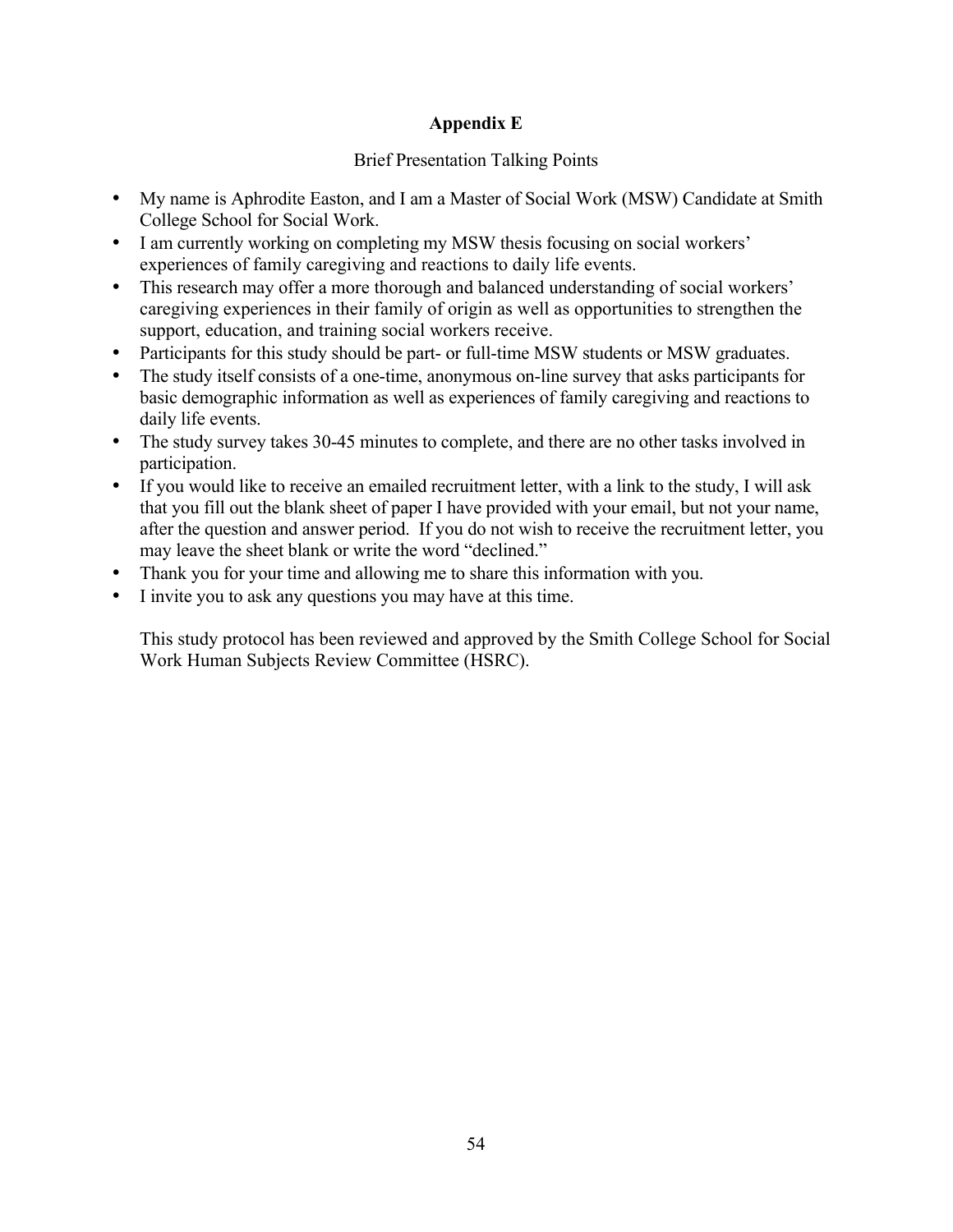# Appendix E

Brief Presentation Talking Points

- My name is Aphrodite Easton, and I am a Master of Social Work (MSW) Candidate at Smith College School for Social Work.
- I am currently working on completing my MSW thesis focusing on social workers' experiences of family caregiving and reactions to daily life events.
- This research may offer a more thorough and balanced understanding of social workers' caregiving experiences in their family of origin as well as opportunities to strengthen the support, education, and training social workers receive.
- Participants for this study should be part- or full-time MSW students or MSW graduates.
- The study itself consists of a one-time, anonymous on-line survey that asks participants for basic demographic information as well as experiences of family caregiving and reactions to daily life events.
- The study survey takes 30-45 minutes to complete, and there are no other tasks involved in participation.
- If you would like to receive an emailed recruitment letter, with a link to the study, I will ask that you fill out the blank sheet of paper I have provided with your email, but not your name, after the question and answer period. If you do not wish to receive the recruitment letter, you may leave the sheet blank or write the word "declined."
- Thank you for your time and allowing me to share this information with you.
- I invite you to ask any questions you may have at this time.

This study protocol has been reviewed and approved by the Smith College School for Social Work Human Subjects Review Committee (HSRC).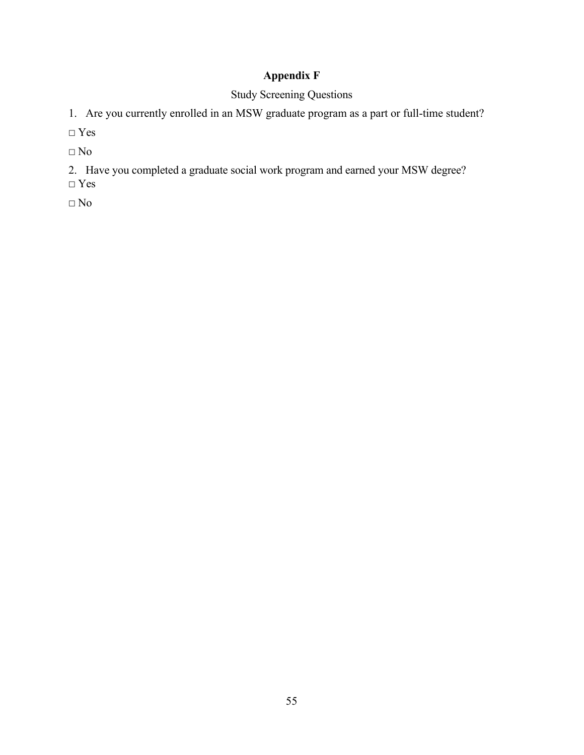# Appendix F

Study Screening Questions

1. Are you currently enrolled in an MSW graduate program as a part or full-time student?

□ Yes

□ No

2. Have you completed a graduate social work program and earned your MSW degree?

□ Yes

□ No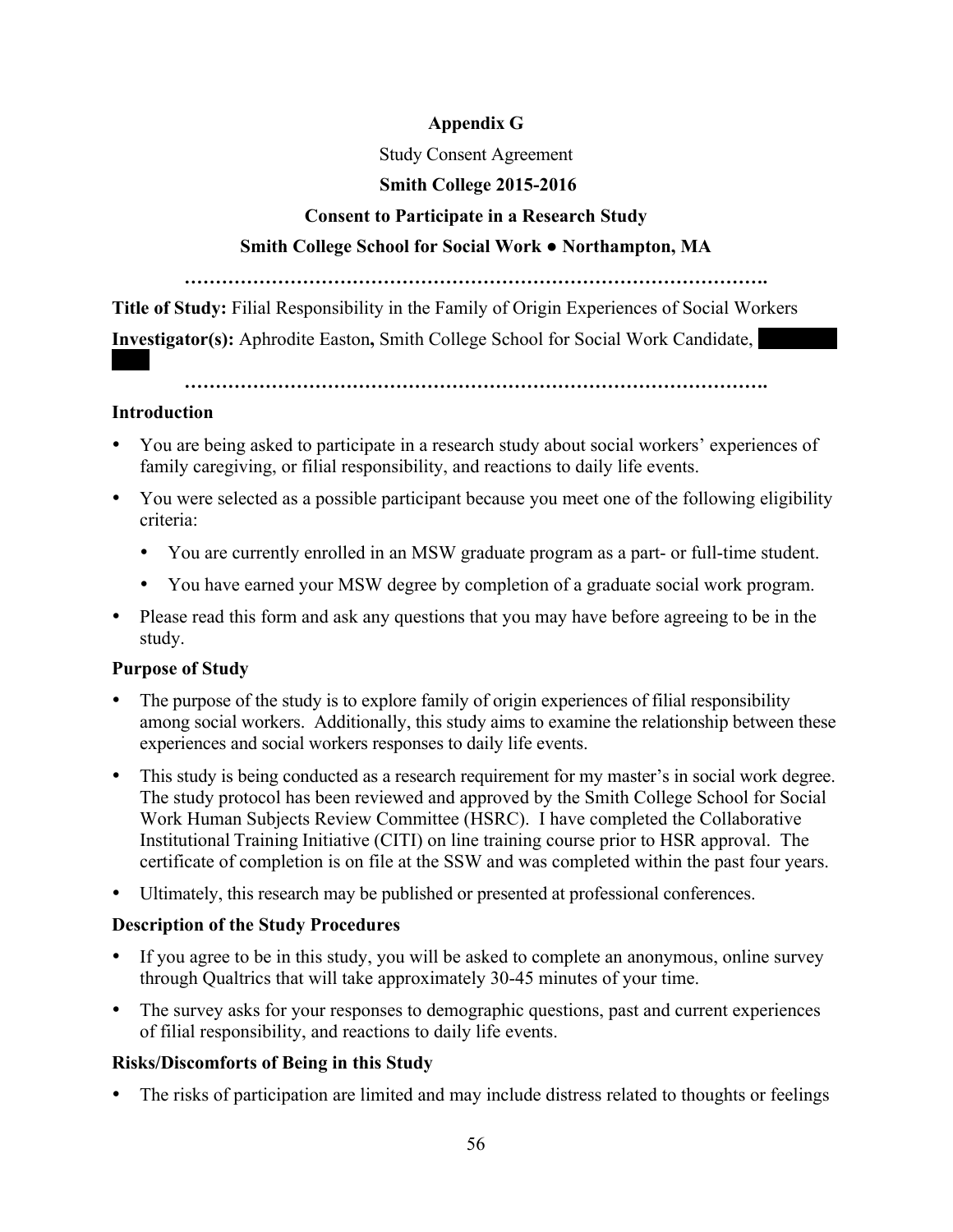**Appendix G**

Study Consent Agreement

**Smith College 2015-2016**

**Consent to Participate in a Research Study**

**Smith College School for Social Work ● Northampton, MA**

**……………………………………………………………………………….**

**Title of Study:** Filial Responsibility in the Family of Origin Experiences of Social Workers

**Investigator(s):** Aphrodite Easton**,** Smith College School for Social Work Candidate,

**……………………………………………………………………………….**

**Introduction**

- You are being asked to participate in a research study about social workers' experiences of family caregiving, or filial responsibility, and reactions to daily life events.
- You were selected as a possible participant because you meet one of the following eligibility criteria:
  - You are currently enrolled in an MSW graduate program as a part- or full-time student.
  - You have earned your MSW degree by completion of a graduate social work program.
- Please read this form and ask any questions that you may have before agreeing to be in the study.

**Purpose of Study**

- The purpose of the study is to explore family of origin experiences of filial responsibility among social workers. Additionally, this study aims to examine the relationship between these experiences and social workers responses to daily life events.
- This study is being conducted as a research requirement for my master's in social work degree. The study protocol has been reviewed and approved by the Smith College School for Social Work Human Subjects Review Committee (HSRC). I have completed the Collaborative Institutional Training Initiative (CITI) on line training course prior to HSR approval. The certificate of completion is on file at the SSW and was completed within the past four years.
- Ultimately, this research may be published or presented at professional conferences.

**Description of the Study Procedures**

- If you agree to be in this study, you will be asked to complete an anonymous, online survey through Qualtrics that will take approximately 30-45 minutes of your time.
- The survey asks for your responses to demographic questions, past and current experiences of filial responsibility, and reactions to daily life events.

**Risks/Discomforts of Being in this Study**

- The risks of participation are limited and may include distress related to thoughts or feelings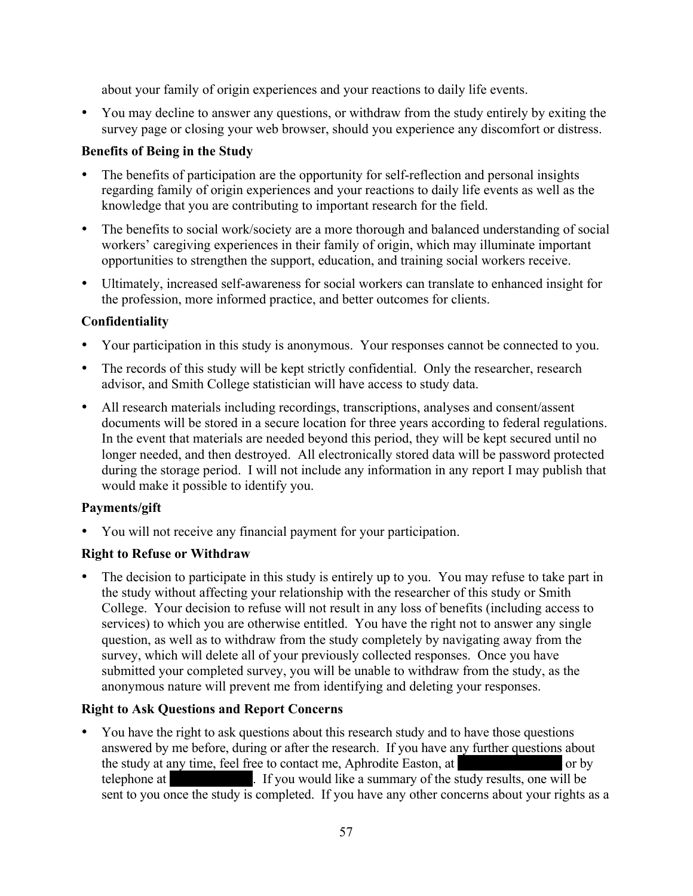about your family of origin experiences and your reactions to daily life events.

- You may decline to answer any questions, or withdraw from the study entirely by exiting the survey page or closing your web browser, should you experience any discomfort or distress.

**Benefits of Being in the Study**

- The benefits of participation are the opportunity for self-reflection and personal insights regarding family of origin experiences and your reactions to daily life events as well as the knowledge that you are contributing to important research for the field.
- The benefits to social work/society are a more thorough and balanced understanding of social workers' caregiving experiences in their family of origin, which may illuminate important opportunities to strengthen the support, education, and training social workers receive.
- Ultimately, increased self-awareness for social workers can translate to enhanced insight for the profession, more informed practice, and better outcomes for clients.

**Confidentiality**

- Your participation in this study is anonymous. Your responses cannot be connected to you.
- The records of this study will be kept strictly confidential. Only the researcher, research advisor, and Smith College statistician will have access to study data.
- All research materials including recordings, transcriptions, analyses and consent/assent documents will be stored in a secure location for three years according to federal regulations. In the event that materials are needed beyond this period, they will be kept secured until no longer needed, and then destroyed. All electronically stored data will be password protected during the storage period. I will not include any information in any report I may publish that would make it possible to identify you.

**Payments/gift**

- You will not receive any financial payment for your participation.

**Right to Refuse or Withdraw**

- The decision to participate in this study is entirely up to you. You may refuse to take part in the study without affecting your relationship with the researcher of this study or Smith College. Your decision to refuse will not result in any loss of benefits (including access to services) to which you are otherwise entitled. You have the right not to answer any single question, as well as to withdraw from the study completely by navigating away from the survey, which will delete all of your previously collected responses. Once you have submitted your completed survey, you will be unable to withdraw from the study, as the anonymous nature will prevent me from identifying and deleting your responses.

**Right to Ask Questions and Report Concerns**

- You have the right to ask questions about this research study and to have those questions answered by me before, during or after the research. If you have any further questions about the study at any time, feel free to contact me, Aphrodite Easton, at [redacted] or by telephone at [redacted]. If you would like a summary of the study results, one will be sent to you once the study is completed. If you have any other concerns about your rights as a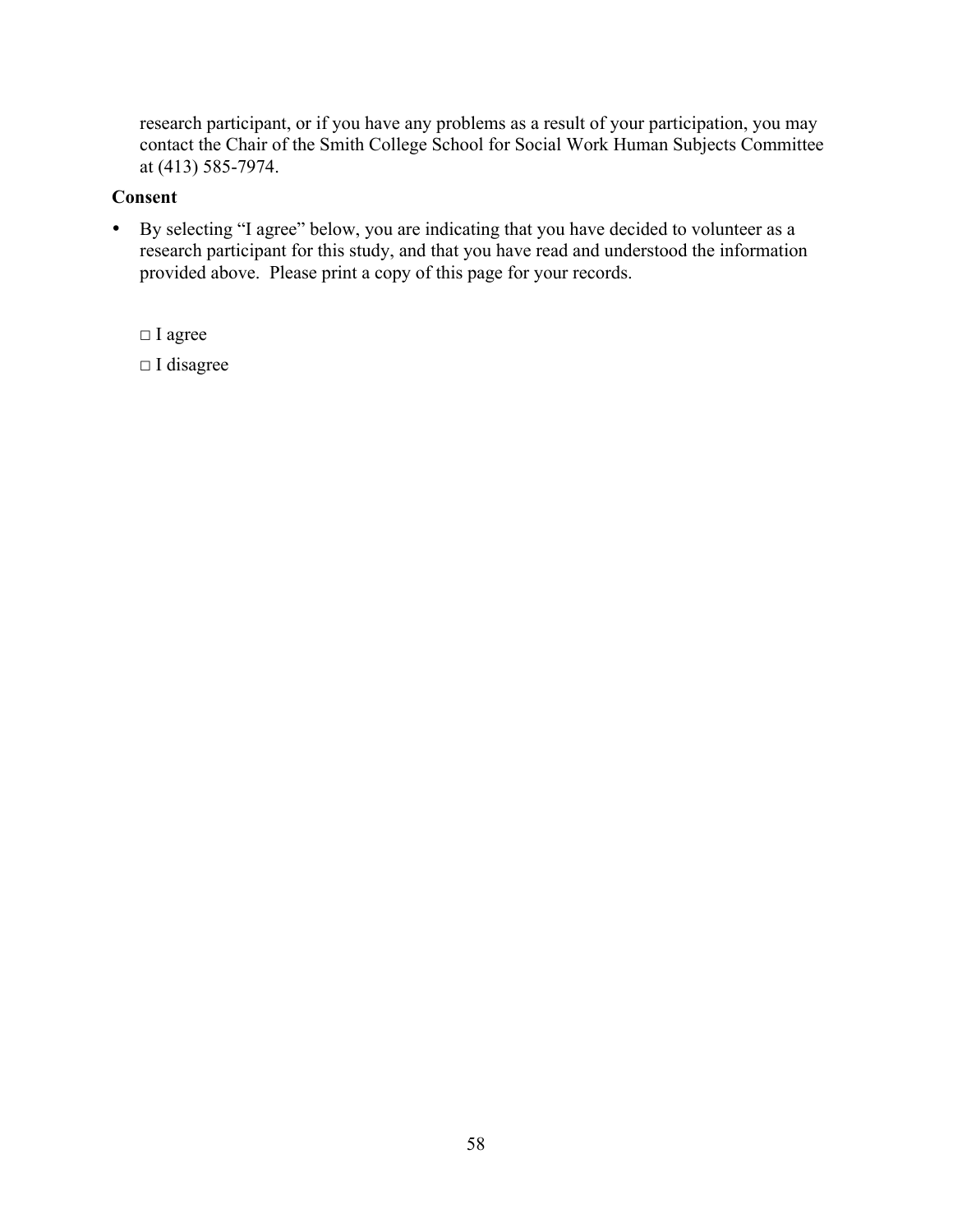research participant, or if you have any problems as a result of your participation, you may contact the Chair of the Smith College School for Social Work Human Subjects Committee at (413) 585-7974.

**Consent**

- By selecting "I agree" below, you are indicating that you have decided to volunteer as a research participant for this study, and that you have read and understood the information provided above. Please print a copy of this page for your records.

□ I agree

□ I disagree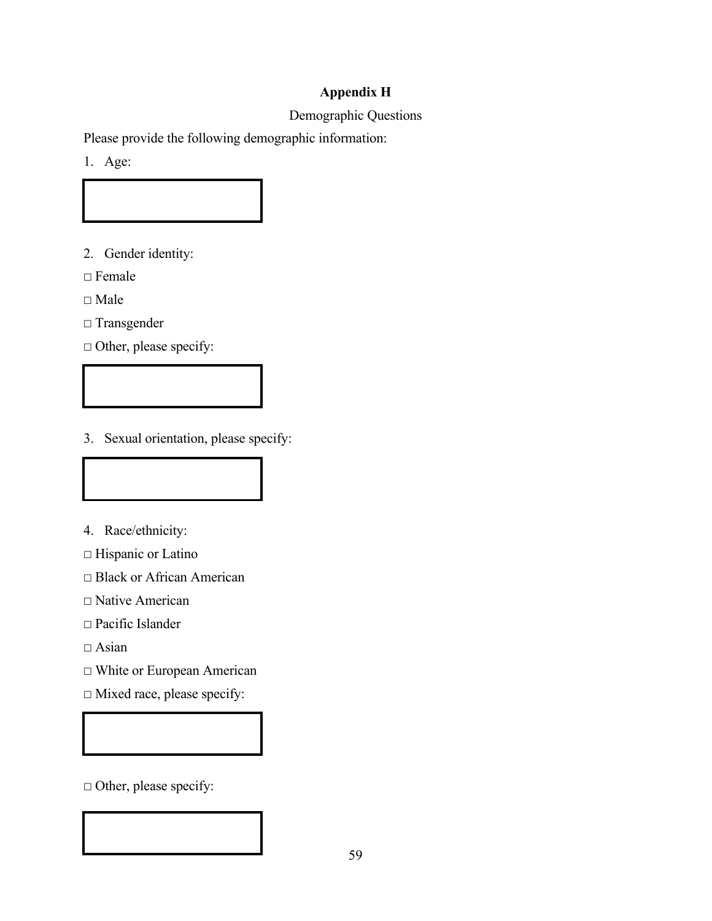## Appendix H

Demographic Questions

Please provide the following demographic information:

1. Age:

2. Gender identity:

□ Female

□ Male

□ Transgender

□ Other, please specify:

3. Sexual orientation, please specify:

4. Race/ethnicity:

□ Hispanic or Latino

□ Black or African American

□ Native American

□ Pacific Islander

□ Asian

□ White or European American

□ Mixed race, please specify:

□ Other, please specify: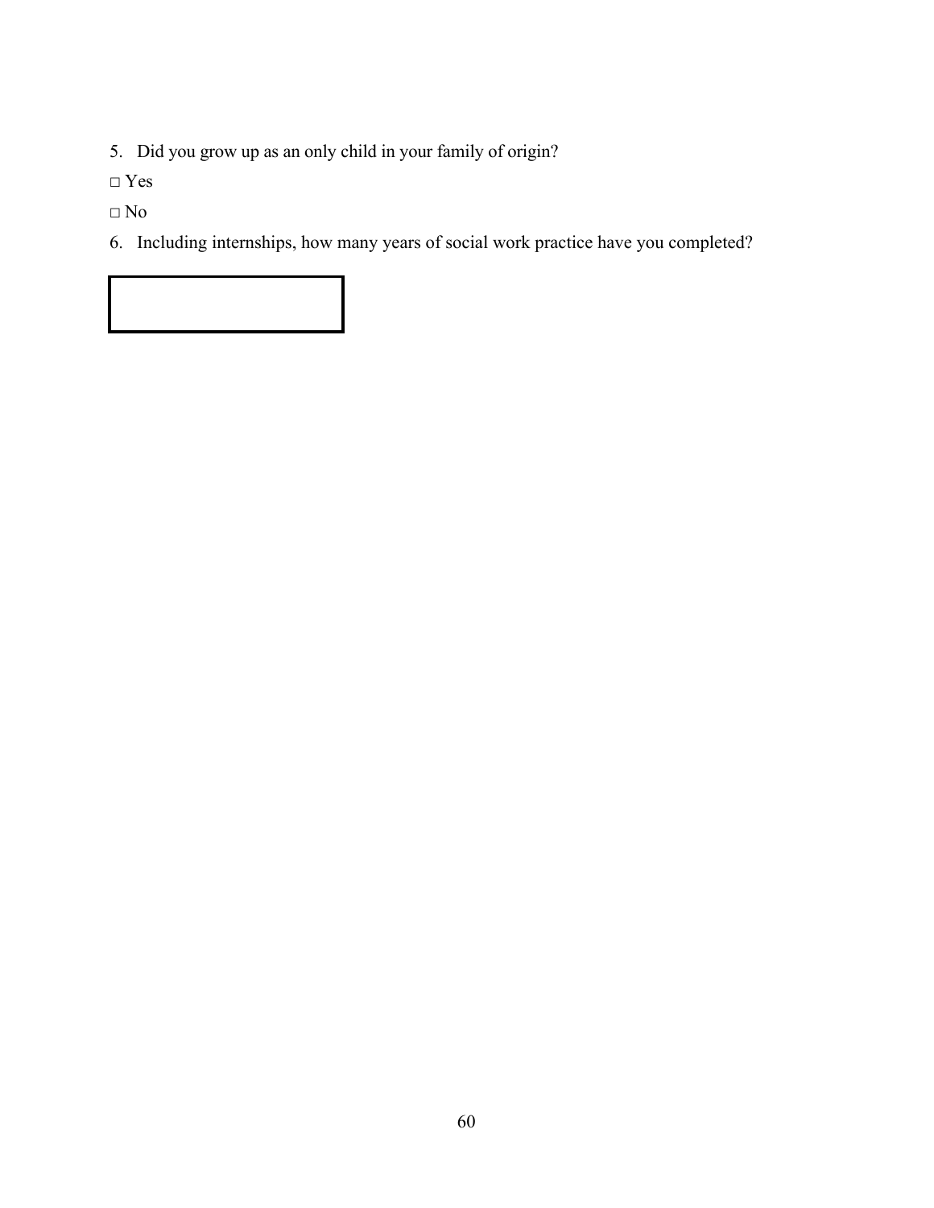5. Did you grow up as an only child in your family of origin?

□ Yes

□ No

6. Including internships, how many years of social work practice have you completed?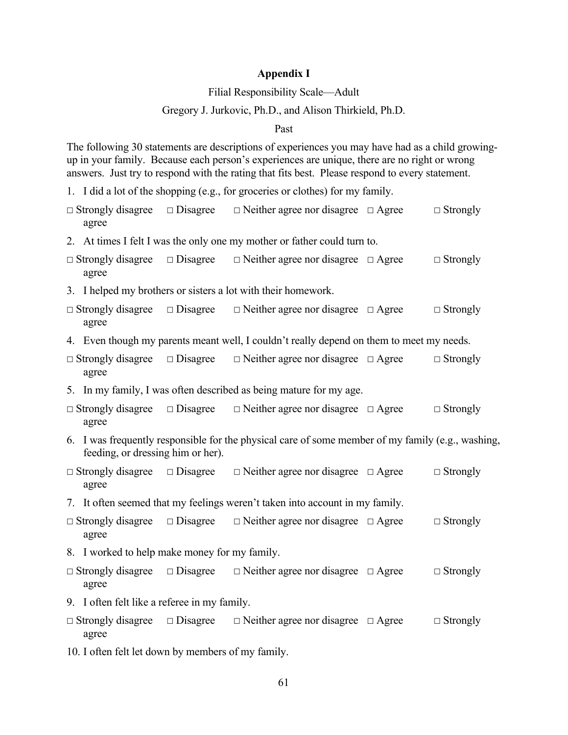**Appendix I**

Filial Responsibility Scale—Adult

Gregory J. Jurkovic, Ph.D., and Alison Thirkield, Ph.D.

Past

The following 30 statements are descriptions of experiences you may have had as a child growing-up in your family. Because each person's experiences are unique, there are no right or wrong answers. Just try to respond with the rating that fits best. Please respond to every statement.

1. I did a lot of the shopping (e.g., for groceries or clothes) for my family.

□ Strongly disagree □ Disagree □ Neither agree nor disagree □ Agree □ Strongly agree

2. At times I felt I was the only one my mother or father could turn to.

□ Strongly disagree □ Disagree □ Neither agree nor disagree □ Agree □ Strongly agree

3. I helped my brothers or sisters a lot with their homework.

□ Strongly disagree □ Disagree □ Neither agree nor disagree □ Agree □ Strongly agree

4. Even though my parents meant well, I couldn't really depend on them to meet my needs.

□ Strongly disagree □ Disagree □ Neither agree nor disagree □ Agree □ Strongly agree

5. In my family, I was often described as being mature for my age.

□ Strongly disagree □ Disagree □ Neither agree nor disagree □ Agree □ Strongly agree

6. I was frequently responsible for the physical care of some member of my family (e.g., washing, feeding, or dressing him or her).

□ Strongly disagree □ Disagree □ Neither agree nor disagree □ Agree □ Strongly agree

7. It often seemed that my feelings weren't taken into account in my family.

□ Strongly disagree □ Disagree □ Neither agree nor disagree □ Agree □ Strongly agree

8. I worked to help make money for my family.

□ Strongly disagree □ Disagree □ Neither agree nor disagree □ Agree □ Strongly agree

9. I often felt like a referee in my family.

□ Strongly disagree □ Disagree □ Neither agree nor disagree □ Agree □ Strongly agree

10. I often felt let down by members of my family.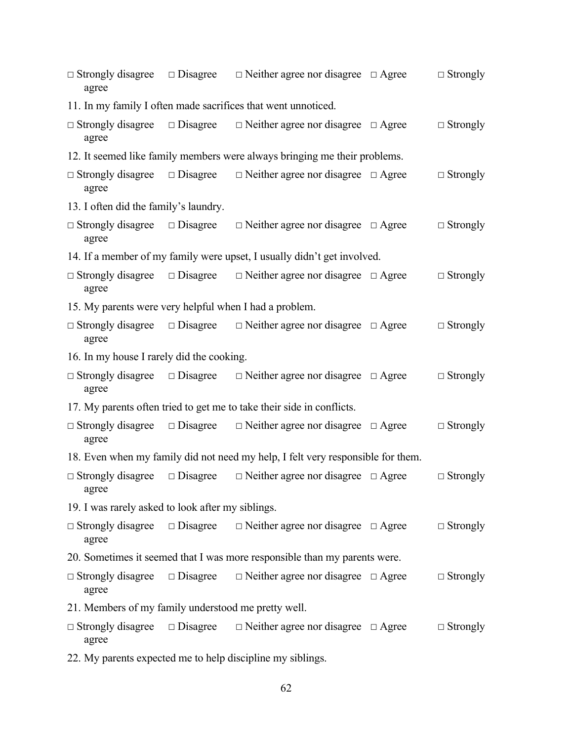□ Strongly disagree □ Disagree □ Neither agree nor disagree □ Agree □ Strongly agree

11. In my family I often made sacrifices that went unnoticed.

□ Strongly disagree □ Disagree □ Neither agree nor disagree □ Agree □ Strongly agree

12. It seemed like family members were always bringing me their problems.

□ Strongly disagree □ Disagree □ Neither agree nor disagree □ Agree □ Strongly agree

13. I often did the family's laundry.

□ Strongly disagree □ Disagree □ Neither agree nor disagree □ Agree □ Strongly agree

14. If a member of my family were upset, I usually didn't get involved.

□ Strongly disagree □ Disagree □ Neither agree nor disagree □ Agree □ Strongly agree

15. My parents were very helpful when I had a problem.

□ Strongly disagree □ Disagree □ Neither agree nor disagree □ Agree □ Strongly agree

16. In my house I rarely did the cooking.

□ Strongly disagree □ Disagree □ Neither agree nor disagree □ Agree □ Strongly agree

17. My parents often tried to get me to take their side in conflicts.

□ Strongly disagree □ Disagree □ Neither agree nor disagree □ Agree □ Strongly agree

18. Even when my family did not need my help, I felt very responsible for them.

□ Strongly disagree □ Disagree □ Neither agree nor disagree □ Agree □ Strongly agree

19. I was rarely asked to look after my siblings.

□ Strongly disagree □ Disagree □ Neither agree nor disagree □ Agree □ Strongly agree

20. Sometimes it seemed that I was more responsible than my parents were.

□ Strongly disagree □ Disagree □ Neither agree nor disagree □ Agree □ Strongly agree

21. Members of my family understood me pretty well.

□ Strongly disagree □ Disagree □ Neither agree nor disagree □ Agree □ Strongly agree

22. My parents expected me to help discipline my siblings.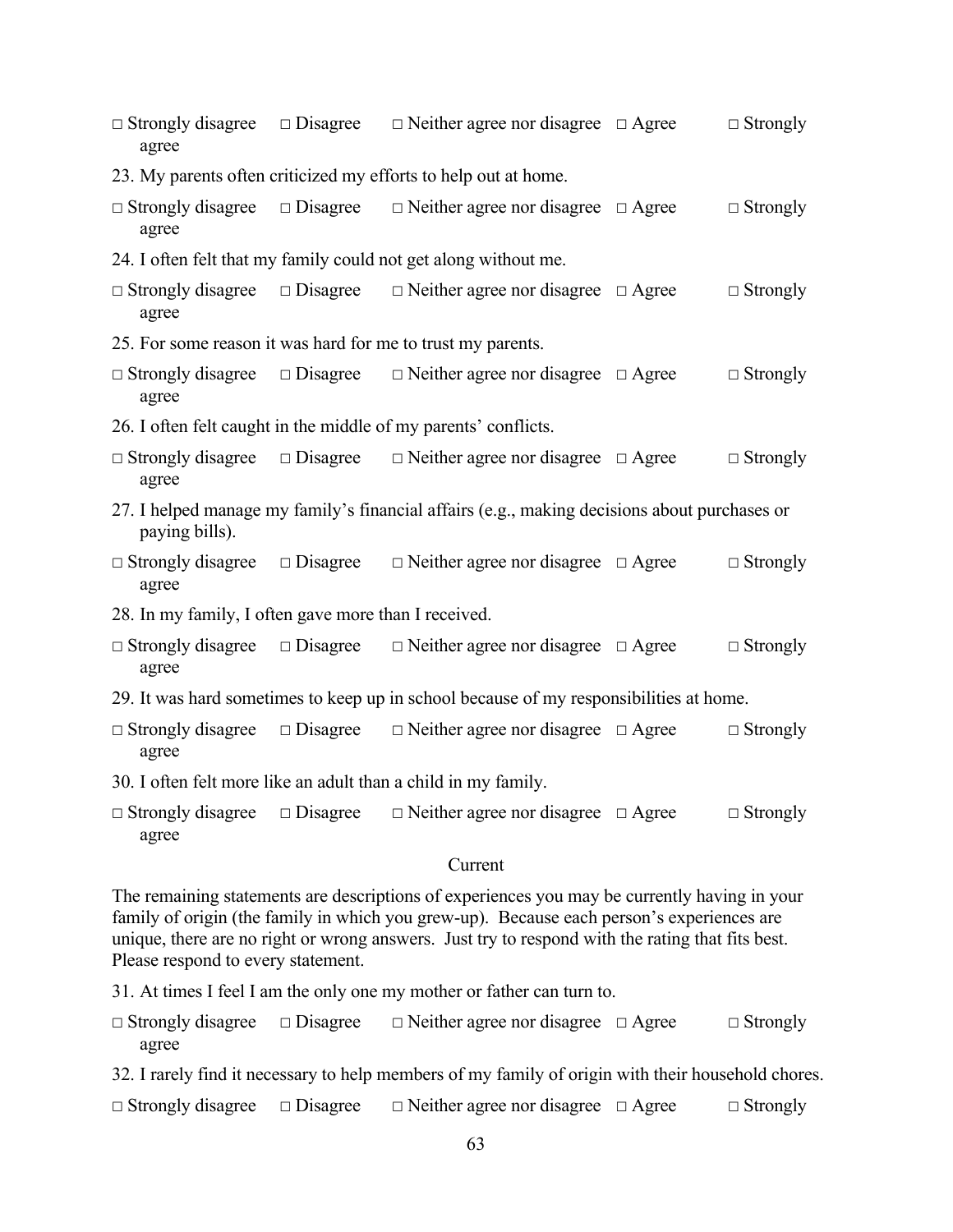□ Strongly disagree □ Disagree □ Neither agree nor disagree □ Agree □ Strongly agree

23. My parents often criticized my efforts to help out at home.

□ Strongly disagree □ Disagree □ Neither agree nor disagree □ Agree □ Strongly agree

24. I often felt that my family could not get along without me.

□ Strongly disagree □ Disagree □ Neither agree nor disagree □ Agree □ Strongly agree

25. For some reason it was hard for me to trust my parents.

□ Strongly disagree □ Disagree □ Neither agree nor disagree □ Agree □ Strongly agree

26. I often felt caught in the middle of my parents' conflicts.

□ Strongly disagree □ Disagree □ Neither agree nor disagree □ Agree □ Strongly agree

27. I helped manage my family's financial affairs (e.g., making decisions about purchases or paying bills).

□ Strongly disagree □ Disagree □ Neither agree nor disagree □ Agree □ Strongly agree

28. In my family, I often gave more than I received.

□ Strongly disagree □ Disagree □ Neither agree nor disagree □ Agree □ Strongly agree

29. It was hard sometimes to keep up in school because of my responsibilities at home.

□ Strongly disagree □ Disagree □ Neither agree nor disagree □ Agree □ Strongly agree

30. I often felt more like an adult than a child in my family.

□ Strongly disagree □ Disagree □ Neither agree nor disagree □ Agree □ Strongly agree

## Current

The remaining statements are descriptions of experiences you may be currently having in your family of origin (the family in which you grew-up). Because each person's experiences are unique, there are no right or wrong answers. Just try to respond with the rating that fits best. Please respond to every statement.

31. At times I feel I am the only one my mother or father can turn to.

□ Strongly disagree □ Disagree □ Neither agree nor disagree □ Agree □ Strongly agree

32. I rarely find it necessary to help members of my family of origin with their household chores.

□ Strongly disagree □ Disagree □ Neither agree nor disagree □ Agree □ Strongly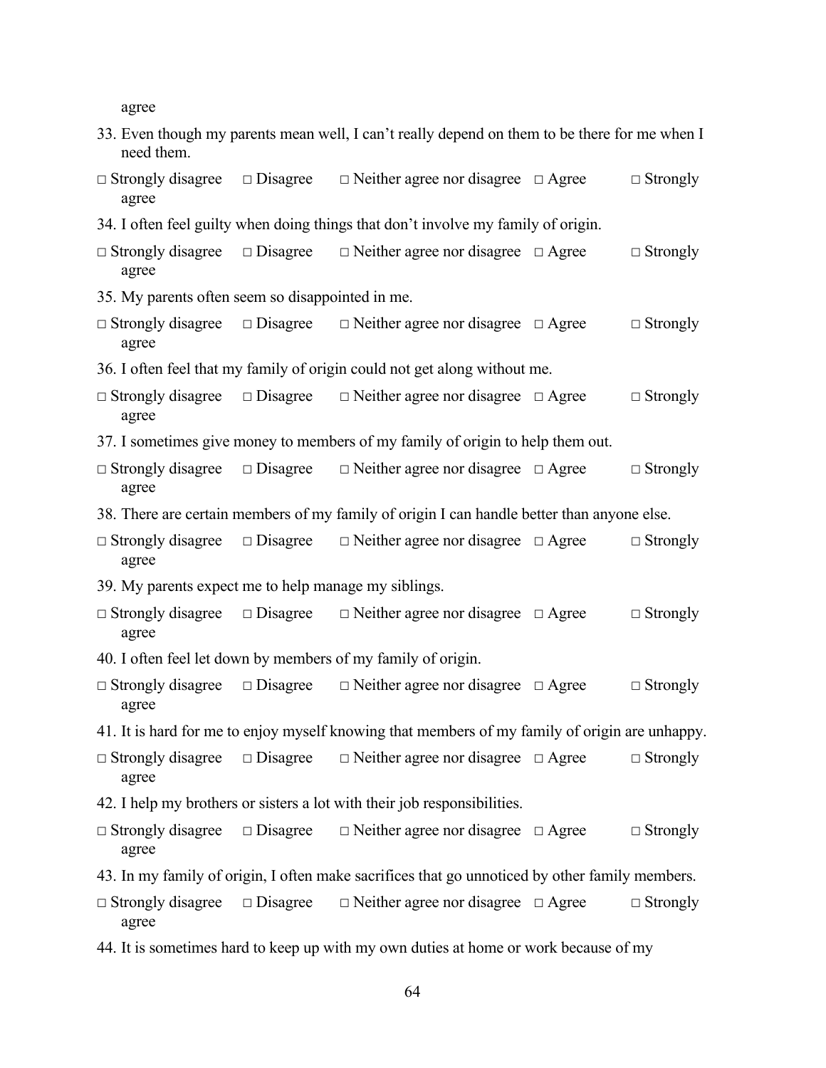agree

33. Even though my parents mean well, I can't really depend on them to be there for me when I need them.

□ Strongly disagree □ Disagree □ Neither agree nor disagree □ Agree □ Strongly agree

34. I often feel guilty when doing things that don't involve my family of origin.

□ Strongly disagree □ Disagree □ Neither agree nor disagree □ Agree □ Strongly agree

35. My parents often seem so disappointed in me.

□ Strongly disagree □ Disagree □ Neither agree nor disagree □ Agree □ Strongly agree

36. I often feel that my family of origin could not get along without me.

□ Strongly disagree □ Disagree □ Neither agree nor disagree □ Agree □ Strongly agree

37. I sometimes give money to members of my family of origin to help them out.

□ Strongly disagree □ Disagree □ Neither agree nor disagree □ Agree □ Strongly agree

38. There are certain members of my family of origin I can handle better than anyone else.

□ Strongly disagree □ Disagree □ Neither agree nor disagree □ Agree □ Strongly agree

39. My parents expect me to help manage my siblings.

□ Strongly disagree □ Disagree □ Neither agree nor disagree □ Agree □ Strongly agree

40. I often feel let down by members of my family of origin.

□ Strongly disagree □ Disagree □ Neither agree nor disagree □ Agree □ Strongly agree

41. It is hard for me to enjoy myself knowing that members of my family of origin are unhappy.

□ Strongly disagree □ Disagree □ Neither agree nor disagree □ Agree □ Strongly agree

42. I help my brothers or sisters a lot with their job responsibilities.

□ Strongly disagree □ Disagree □ Neither agree nor disagree □ Agree □ Strongly agree

43. In my family of origin, I often make sacrifices that go unnoticed by other family members.

□ Strongly disagree □ Disagree □ Neither agree nor disagree □ Agree □ Strongly agree

44. It is sometimes hard to keep up with my own duties at home or work because of my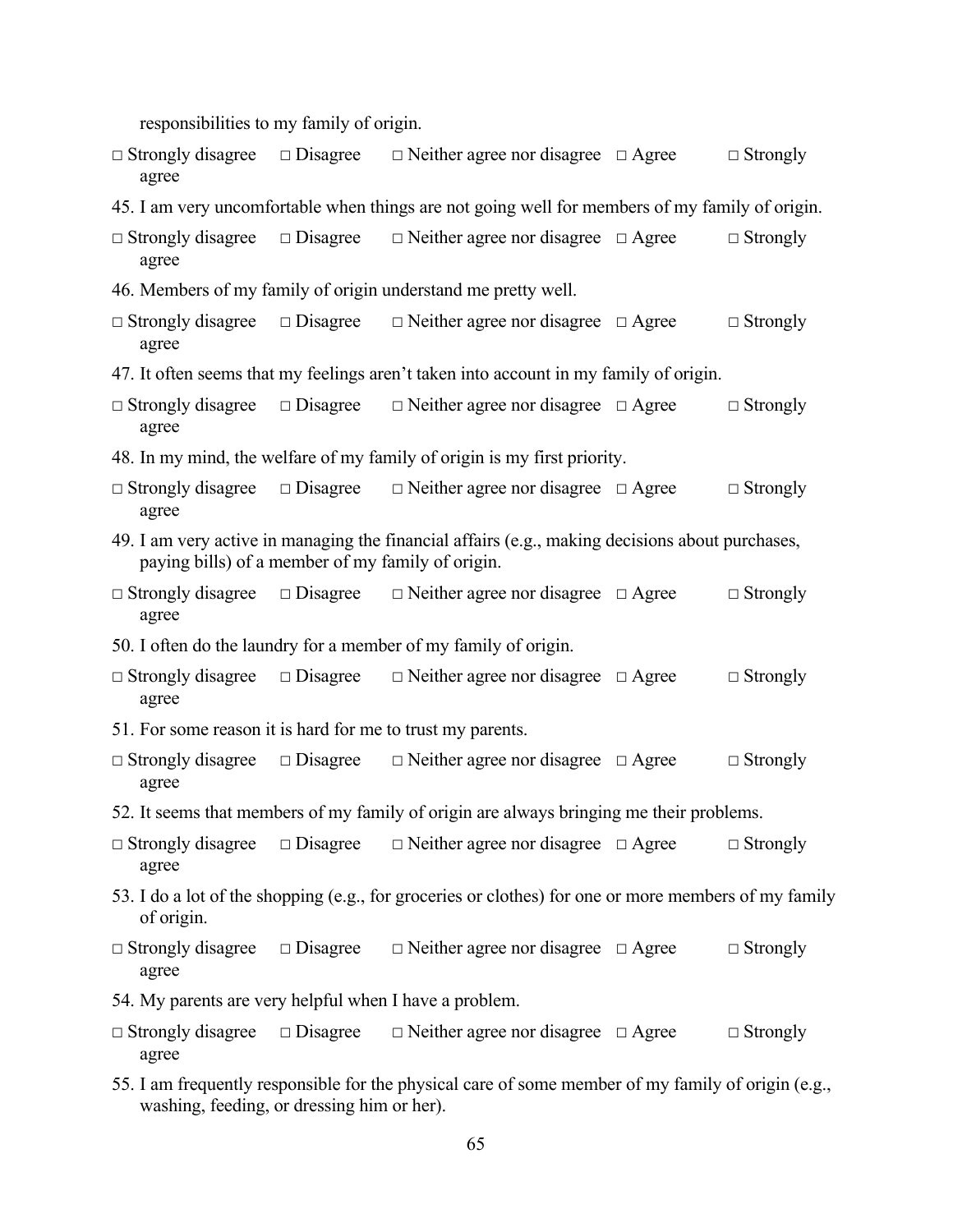responsibilities to my family of origin.

□ Strongly disagree □ Disagree □ Neither agree nor disagree □ Agree □ Strongly agree

45. I am very uncomfortable when things are not going well for members of my family of origin.

□ Strongly disagree □ Disagree □ Neither agree nor disagree □ Agree □ Strongly agree

46. Members of my family of origin understand me pretty well.

□ Strongly disagree □ Disagree □ Neither agree nor disagree □ Agree □ Strongly agree

47. It often seems that my feelings aren't taken into account in my family of origin.

□ Strongly disagree □ Disagree □ Neither agree nor disagree □ Agree □ Strongly agree

48. In my mind, the welfare of my family of origin is my first priority.

□ Strongly disagree □ Disagree □ Neither agree nor disagree □ Agree □ Strongly agree

49. I am very active in managing the financial affairs (e.g., making decisions about purchases, paying bills) of a member of my family of origin.

□ Strongly disagree □ Disagree □ Neither agree nor disagree □ Agree □ Strongly agree

50. I often do the laundry for a member of my family of origin.

□ Strongly disagree □ Disagree □ Neither agree nor disagree □ Agree □ Strongly agree

51. For some reason it is hard for me to trust my parents.

□ Strongly disagree □ Disagree □ Neither agree nor disagree □ Agree □ Strongly agree

52. It seems that members of my family of origin are always bringing me their problems.

□ Strongly disagree □ Disagree □ Neither agree nor disagree □ Agree □ Strongly agree

53. I do a lot of the shopping (e.g., for groceries or clothes) for one or more members of my family of origin.

□ Strongly disagree □ Disagree □ Neither agree nor disagree □ Agree □ Strongly agree

54. My parents are very helpful when I have a problem.

□ Strongly disagree □ Disagree □ Neither agree nor disagree □ Agree □ Strongly agree

55. I am frequently responsible for the physical care of some member of my family of origin (e.g., washing, feeding, or dressing him or her).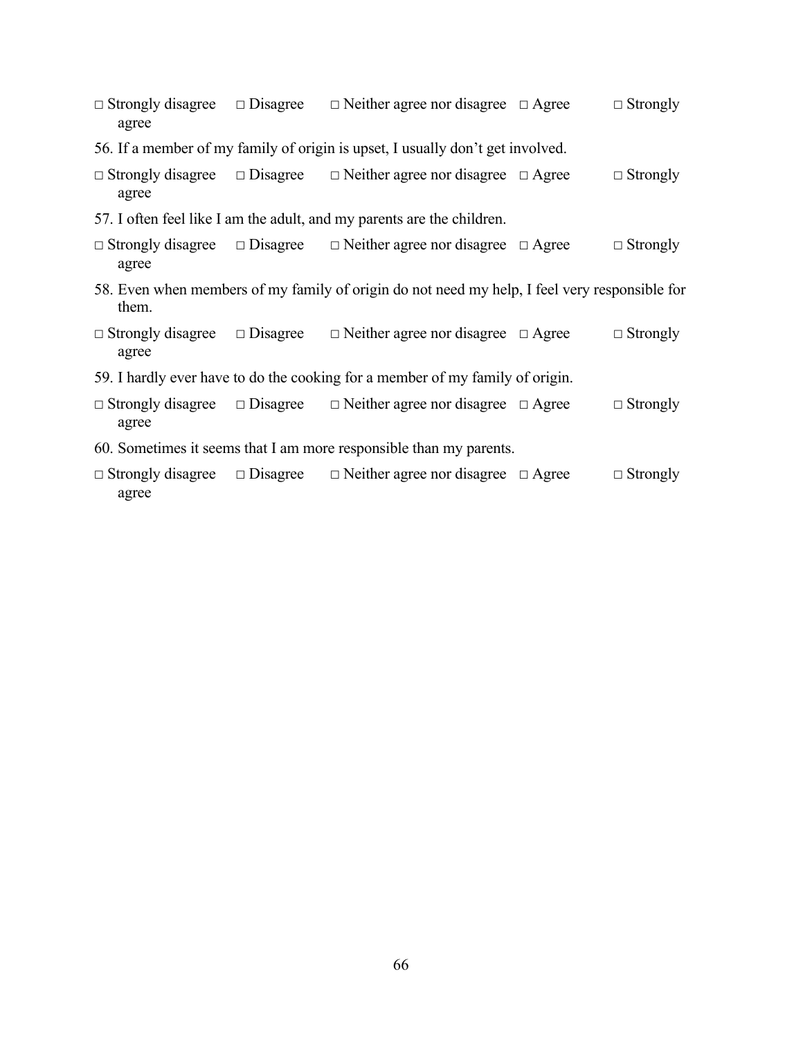□ Strongly disagree □ Disagree □ Neither agree nor disagree □ Agree □ Strongly agree

56. If a member of my family of origin is upset, I usually don't get involved.

□ Strongly disagree □ Disagree □ Neither agree nor disagree □ Agree □ Strongly agree

57. I often feel like I am the adult, and my parents are the children.

□ Strongly disagree □ Disagree □ Neither agree nor disagree □ Agree □ Strongly agree

58. Even when members of my family of origin do not need my help, I feel very responsible for them.

□ Strongly disagree □ Disagree □ Neither agree nor disagree □ Agree □ Strongly agree

59. I hardly ever have to do the cooking for a member of my family of origin.

□ Strongly disagree □ Disagree □ Neither agree nor disagree □ Agree □ Strongly agree

60. Sometimes it seems that I am more responsible than my parents.

□ Strongly disagree □ Disagree □ Neither agree nor disagree □ Agree □ Strongly agree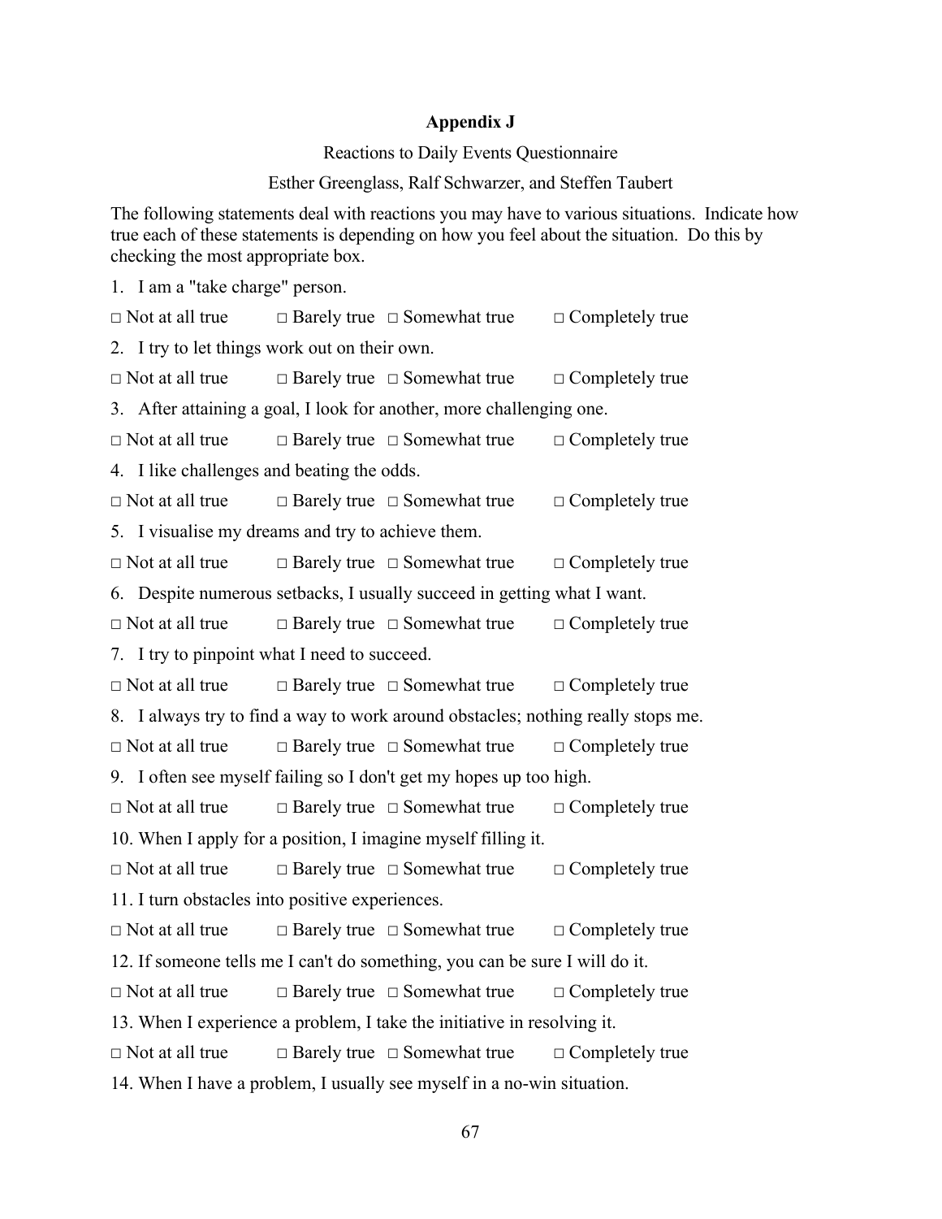**Appendix J**

Reactions to Daily Events Questionnaire

Esther Greenglass, Ralf Schwarzer, and Steffen Taubert

The following statements deal with reactions you may have to various situations. Indicate how true each of these statements is depending on how you feel about the situation. Do this by checking the most appropriate box.

1. I am a "take charge" person.

□ Not at all true □ Barely true □ Somewhat true □ Completely true

2. I try to let things work out on their own.

□ Not at all true □ Barely true □ Somewhat true □ Completely true

3. After attaining a goal, I look for another, more challenging one.

□ Not at all true □ Barely true □ Somewhat true □ Completely true

4. I like challenges and beating the odds.

□ Not at all true □ Barely true □ Somewhat true □ Completely true

5. I visualise my dreams and try to achieve them.

□ Not at all true □ Barely true □ Somewhat true □ Completely true

6. Despite numerous setbacks, I usually succeed in getting what I want.

□ Not at all true □ Barely true □ Somewhat true □ Completely true

7. I try to pinpoint what I need to succeed.

□ Not at all true □ Barely true □ Somewhat true □ Completely true

8. I always try to find a way to work around obstacles; nothing really stops me.

□ Not at all true □ Barely true □ Somewhat true □ Completely true

9. I often see myself failing so I don't get my hopes up too high.

□ Not at all true □ Barely true □ Somewhat true □ Completely true

10. When I apply for a position, I imagine myself filling it.

□ Not at all true □ Barely true □ Somewhat true □ Completely true

11. I turn obstacles into positive experiences.

□ Not at all true □ Barely true □ Somewhat true □ Completely true

12. If someone tells me I can't do something, you can be sure I will do it.

□ Not at all true □ Barely true □ Somewhat true □ Completely true

13. When I experience a problem, I take the initiative in resolving it.

□ Not at all true □ Barely true □ Somewhat true □ Completely true

14. When I have a problem, I usually see myself in a no-win situation.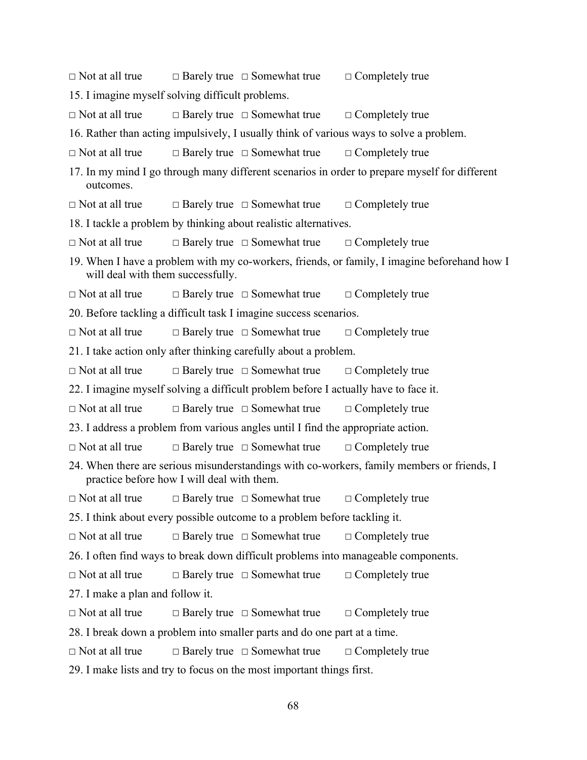□ Not at all true □ Barely true □ Somewhat true □ Completely true

15. I imagine myself solving difficult problems.

□ Not at all true □ Barely true □ Somewhat true □ Completely true

16. Rather than acting impulsively, I usually think of various ways to solve a problem.

□ Not at all true □ Barely true □ Somewhat true □ Completely true

17. In my mind I go through many different scenarios in order to prepare myself for different outcomes.

□ Not at all true □ Barely true □ Somewhat true □ Completely true

18. I tackle a problem by thinking about realistic alternatives.

□ Not at all true □ Barely true □ Somewhat true □ Completely true

19. When I have a problem with my co-workers, friends, or family, I imagine beforehand how I will deal with them successfully.

□ Not at all true □ Barely true □ Somewhat true □ Completely true

20. Before tackling a difficult task I imagine success scenarios.

□ Not at all true □ Barely true □ Somewhat true □ Completely true

21. I take action only after thinking carefully about a problem.

□ Not at all true □ Barely true □ Somewhat true □ Completely true

22. I imagine myself solving a difficult problem before I actually have to face it.

□ Not at all true □ Barely true □ Somewhat true □ Completely true

23. I address a problem from various angles until I find the appropriate action.

□ Not at all true □ Barely true □ Somewhat true □ Completely true

24. When there are serious misunderstandings with co-workers, family members or friends, I practice before how I will deal with them.

□ Not at all true □ Barely true □ Somewhat true □ Completely true

25. I think about every possible outcome to a problem before tackling it.

□ Not at all true □ Barely true □ Somewhat true □ Completely true

26. I often find ways to break down difficult problems into manageable components.

□ Not at all true □ Barely true □ Somewhat true □ Completely true

27. I make a plan and follow it.

□ Not at all true □ Barely true □ Somewhat true □ Completely true

28. I break down a problem into smaller parts and do one part at a time.

□ Not at all true □ Barely true □ Somewhat true □ Completely true

29. I make lists and try to focus on the most important things first.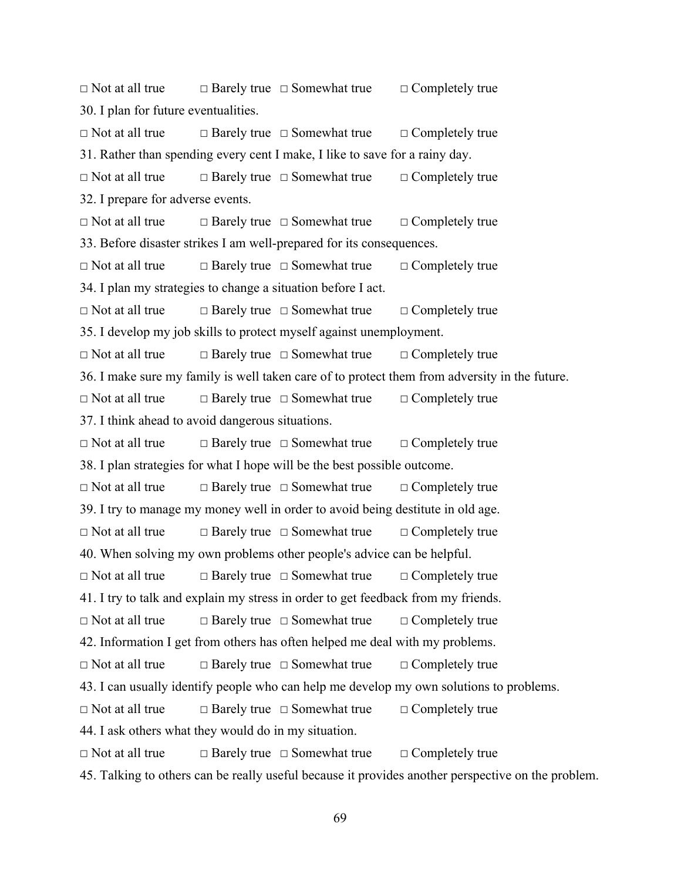□ Not at all true □ Barely true □ Somewhat true □ Completely true

30. I plan for future eventualities.

□ Not at all true □ Barely true □ Somewhat true □ Completely true

31. Rather than spending every cent I make, I like to save for a rainy day.

□ Not at all true □ Barely true □ Somewhat true □ Completely true

32. I prepare for adverse events.

□ Not at all true □ Barely true □ Somewhat true □ Completely true

33. Before disaster strikes I am well-prepared for its consequences.

□ Not at all true □ Barely true □ Somewhat true □ Completely true

34. I plan my strategies to change a situation before I act.

□ Not at all true □ Barely true □ Somewhat true □ Completely true

35. I develop my job skills to protect myself against unemployment.

□ Not at all true □ Barely true □ Somewhat true □ Completely true

36. I make sure my family is well taken care of to protect them from adversity in the future.

□ Not at all true □ Barely true □ Somewhat true □ Completely true

37. I think ahead to avoid dangerous situations.

□ Not at all true □ Barely true □ Somewhat true □ Completely true

38. I plan strategies for what I hope will be the best possible outcome.

□ Not at all true □ Barely true □ Somewhat true □ Completely true

39. I try to manage my money well in order to avoid being destitute in old age.

□ Not at all true □ Barely true □ Somewhat true □ Completely true

40. When solving my own problems other people's advice can be helpful.

□ Not at all true □ Barely true □ Somewhat true □ Completely true

41. I try to talk and explain my stress in order to get feedback from my friends.

□ Not at all true □ Barely true □ Somewhat true □ Completely true

42. Information I get from others has often helped me deal with my problems.

□ Not at all true □ Barely true □ Somewhat true □ Completely true

43. I can usually identify people who can help me develop my own solutions to problems.

□ Not at all true □ Barely true □ Somewhat true □ Completely true

44. I ask others what they would do in my situation.

□ Not at all true □ Barely true □ Somewhat true □ Completely true

45. Talking to others can be really useful because it provides another perspective on the problem.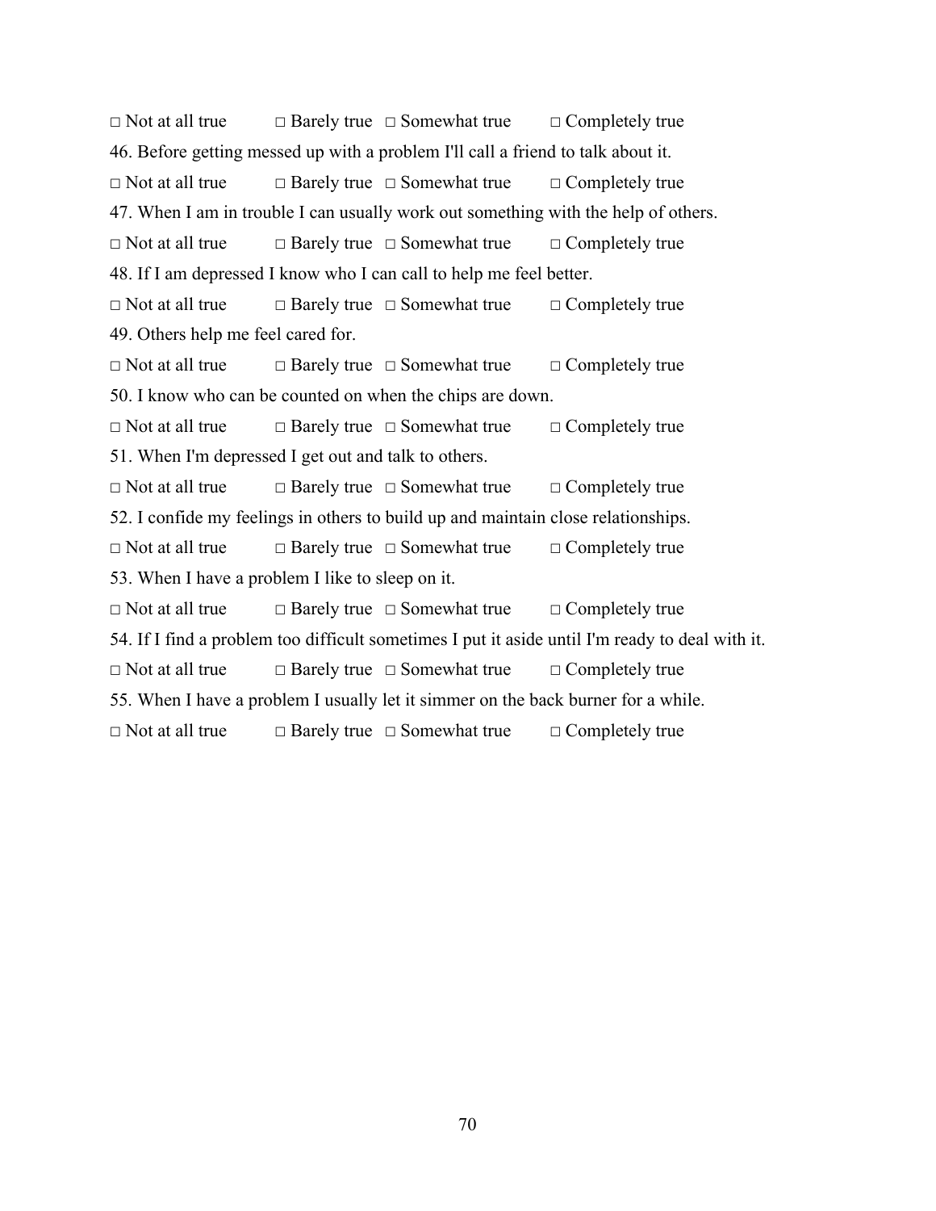□ Not at all true □ Barely true □ Somewhat true □ Completely true

46. Before getting messed up with a problem I'll call a friend to talk about it.

□ Not at all true □ Barely true □ Somewhat true □ Completely true

47. When I am in trouble I can usually work out something with the help of others.

□ Not at all true □ Barely true □ Somewhat true □ Completely true

48. If I am depressed I know who I can call to help me feel better.

□ Not at all true □ Barely true □ Somewhat true □ Completely true

49. Others help me feel cared for.

□ Not at all true □ Barely true □ Somewhat true □ Completely true

50. I know who can be counted on when the chips are down.

□ Not at all true □ Barely true □ Somewhat true □ Completely true

51. When I'm depressed I get out and talk to others.

□ Not at all true □ Barely true □ Somewhat true □ Completely true

52. I confide my feelings in others to build up and maintain close relationships.

□ Not at all true □ Barely true □ Somewhat true □ Completely true

53. When I have a problem I like to sleep on it.

□ Not at all true □ Barely true □ Somewhat true □ Completely true

54. If I find a problem too difficult sometimes I put it aside until I'm ready to deal with it.

□ Not at all true □ Barely true □ Somewhat true □ Completely true

55. When I have a problem I usually let it simmer on the back burner for a while.

□ Not at all true □ Barely true □ Somewhat true □ Completely true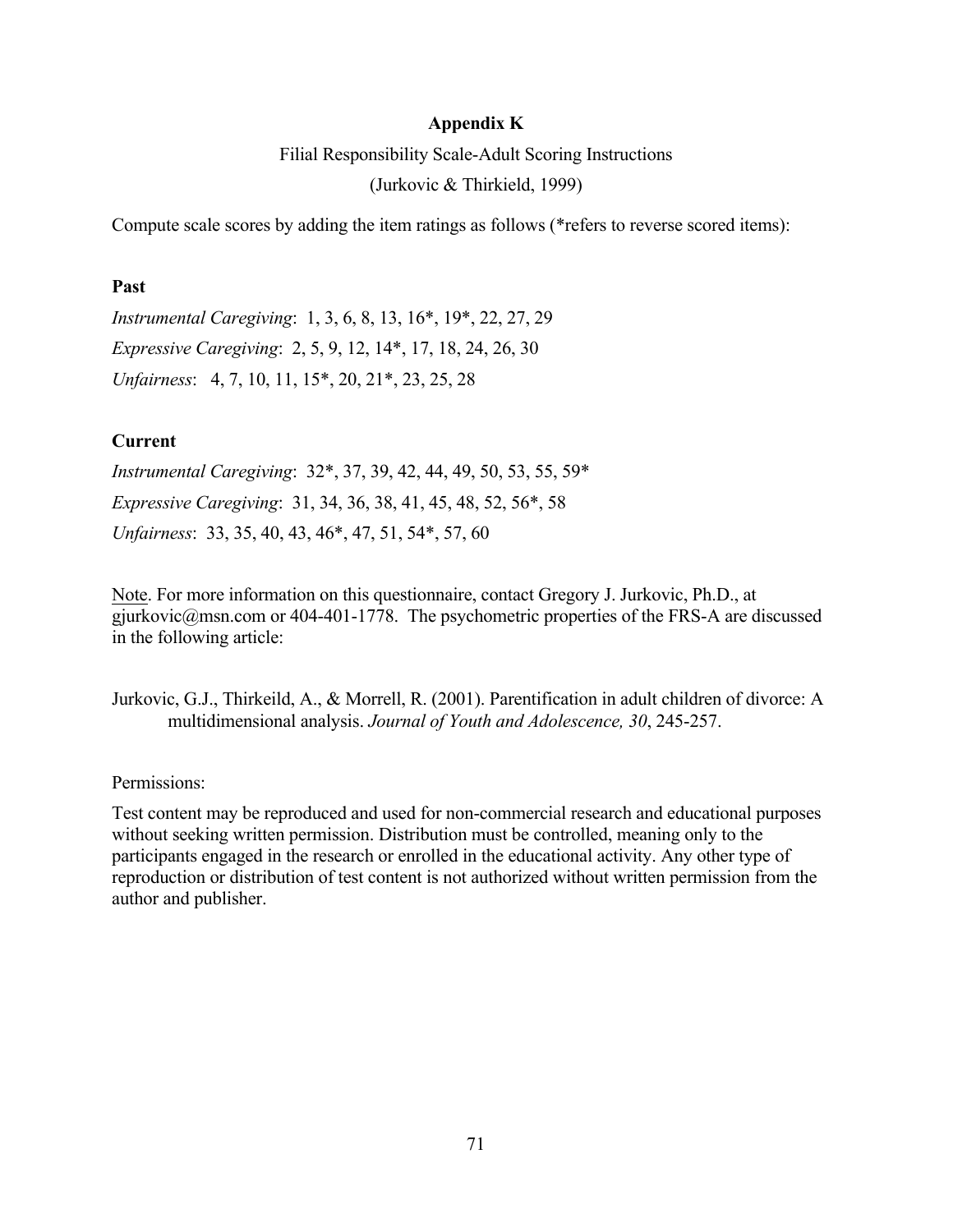# Appendix K

Filial Responsibility Scale-Adult Scoring Instructions

(Jurkovic & Thirkield, 1999)

Compute scale scores by adding the item ratings as follows (*refers to reverse scored items):

**Past**

*Instrumental Caregiving*: 1, 3, 6, 8, 13, 16*, 19*, 22, 27, 29

*Expressive Caregiving*: 2, 5, 9, 12, 14*, 17, 18, 24, 26, 30

*Unfairness*: 4, 7, 10, 11, 15*, 20, 21*, 23, 25, 28

**Current**

*Instrumental Caregiving*: 32*, 37, 39, 42, 44, 49, 50, 53, 55, 59*

*Expressive Caregiving*: 31, 34, 36, 38, 41, 45, 48, 52, 56*, 58

*Unfairness*: 33, 35, 40, 43, 46*, 47, 51, 54*, 57, 60

Note. For more information on this questionnaire, contact Gregory J. Jurkovic, Ph.D., at gjurkovic@msn.com or 404-401-1778. The psychometric properties of the FRS-A are discussed in the following article:

Jurkovic, G.J., Thirkeild, A., & Morrell, R. (2001). Parentification in adult children of divorce: A multidimensional analysis. *Journal of Youth and Adolescence, 30*, 245-257.

Permissions:

Test content may be reproduced and used for non-commercial research and educational purposes without seeking written permission. Distribution must be controlled, meaning only to the participants engaged in the research or enrolled in the educational activity. Any other type of reproduction or distribution of test content is not authorized without written permission from the author and publisher.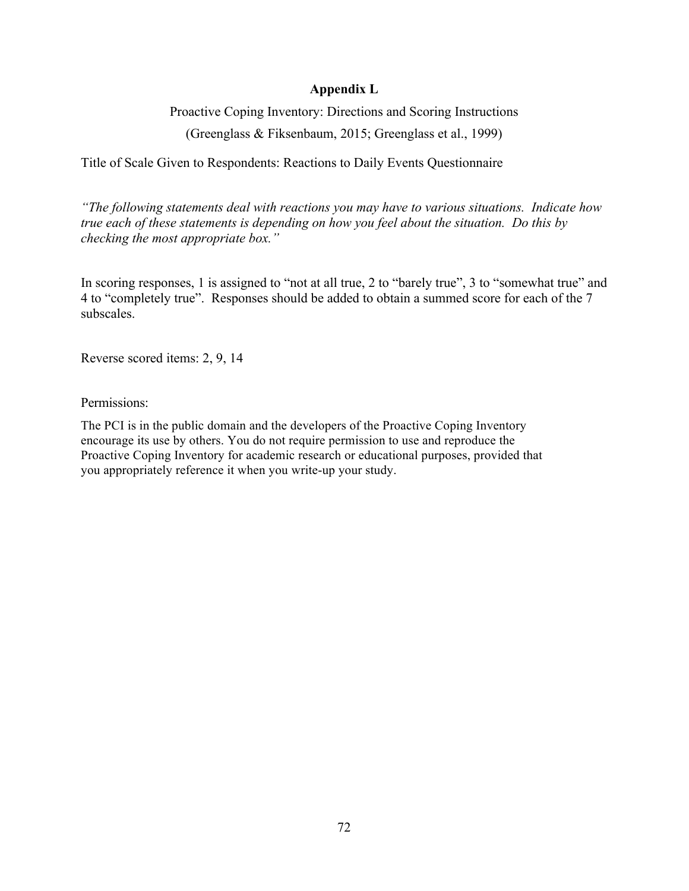## Appendix L

Proactive Coping Inventory: Directions and Scoring Instructions

(Greenglass & Fiksenbaum, 2015; Greenglass et al., 1999)

Title of Scale Given to Respondents: Reactions to Daily Events Questionnaire

*"The following statements deal with reactions you may have to various situations. Indicate how true each of these statements is depending on how you feel about the situation. Do this by checking the most appropriate box."*

In scoring responses, 1 is assigned to "not at all true, 2 to "barely true", 3 to "somewhat true" and 4 to "completely true". Responses should be added to obtain a summed score for each of the 7 subscales.

Reverse scored items: 2, 9, 14

Permissions:

The PCI is in the public domain and the developers of the Proactive Coping Inventory encourage its use by others. You do not require permission to use and reproduce the Proactive Coping Inventory for academic research or educational purposes, provided that you appropriately reference it when you write-up your study.